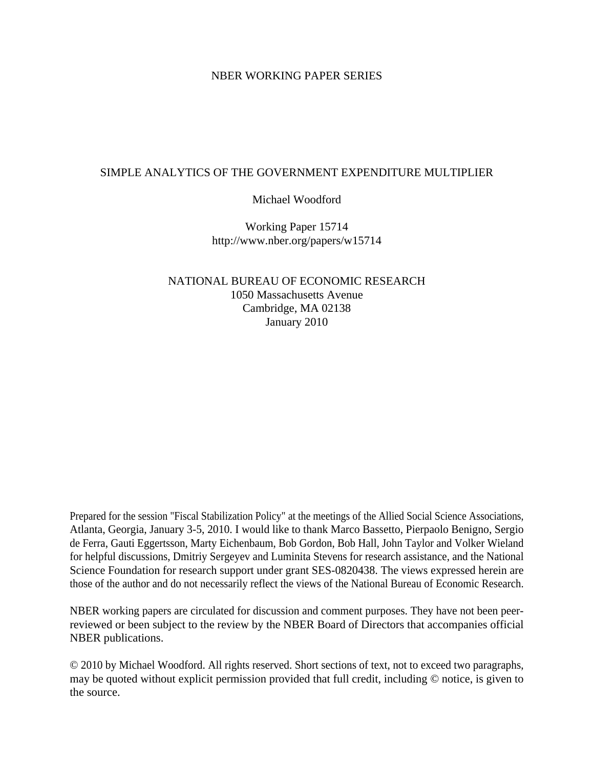NBER WORKING PAPER SERIES

# SIMPLE ANALYTICS OF THE GOVERNMENT EXPENDITURE MULTIPLIER

Michael Woodford

Working Paper 15714
http://www.nber.org/papers/w15714

NATIONAL BUREAU OF ECONOMIC RESEARCH
1050 Massachusetts Avenue
Cambridge, MA 02138
January 2010

Prepared for the session "Fiscal Stabilization Policy" at the meetings of the Allied Social Science Associations, Atlanta, Georgia, January 3-5, 2010. I would like to thank Marco Bassetto, Pierpaolo Benigno, Sergio de Ferra, Gauti Eggertsson, Marty Eichenbaum, Bob Gordon, Bob Hall, John Taylor and Volker Wieland for helpful discussions, Dmitriy Sergeyev and Luminita Stevens for research assistance, and the National Science Foundation for research support under grant SES-0820438. The views expressed herein are those of the author and do not necessarily reflect the views of the National Bureau of Economic Research.

NBER working papers are circulated for discussion and comment purposes. They have not been peer-reviewed or been subject to the review by the NBER Board of Directors that accompanies official NBER publications.

© 2010 by Michael Woodford. All rights reserved. Short sections of text, not to exceed two paragraphs, may be quoted without explicit permission provided that full credit, including © notice, is given to the source.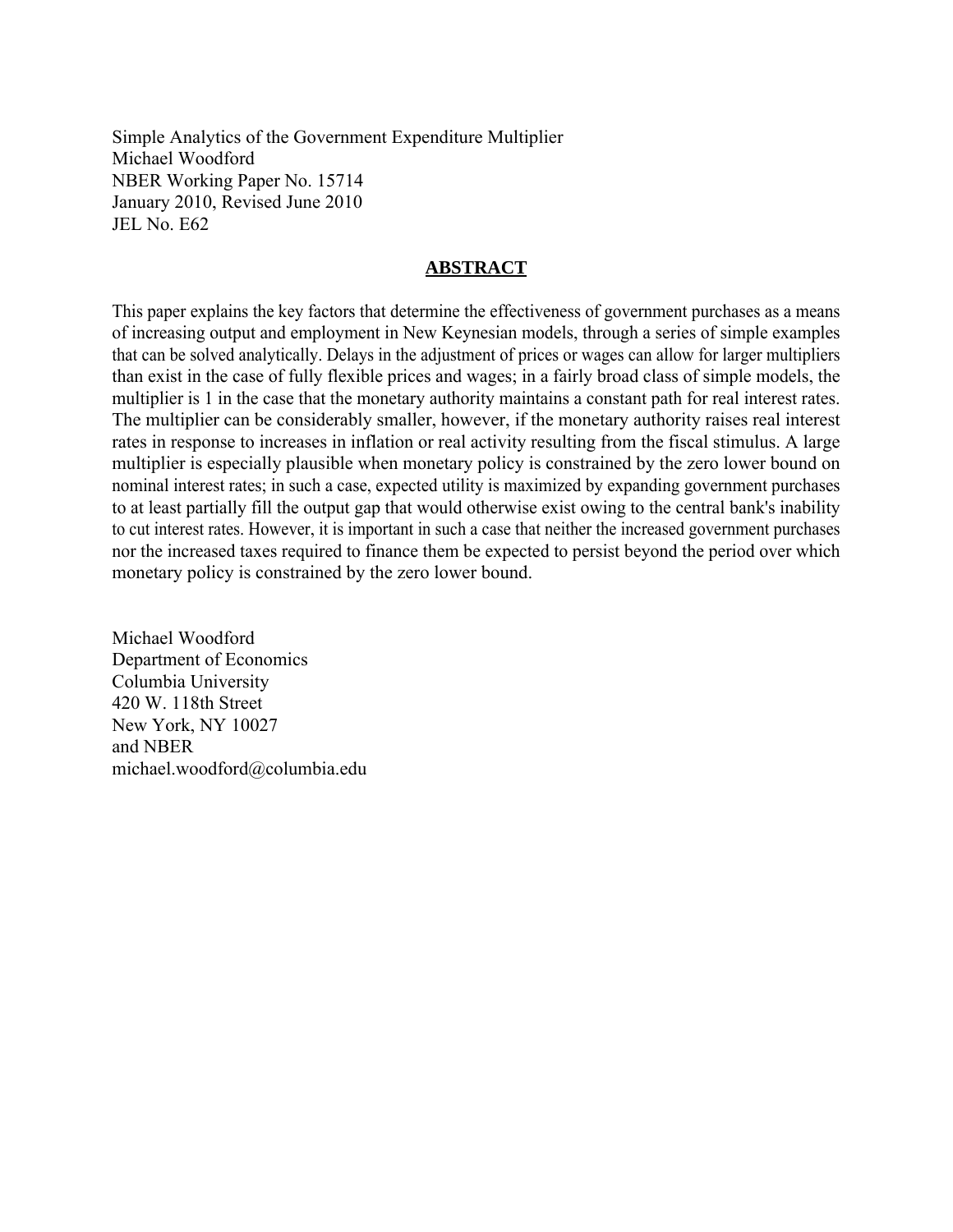Simple Analytics of the Government Expenditure Multiplier
Michael Woodford
NBER Working Paper No. 15714
January 2010, Revised June 2010
JEL No. E62

## ABSTRACT

This paper explains the key factors that determine the effectiveness of government purchases as a means of increasing output and employment in New Keynesian models, through a series of simple examples that can be solved analytically. Delays in the adjustment of prices or wages can allow for larger multipliers than exist in the case of fully flexible prices and wages; in a fairly broad class of simple models, the multiplier is 1 in the case that the monetary authority maintains a constant path for real interest rates. The multiplier can be considerably smaller, however, if the monetary authority raises real interest rates in response to increases in inflation or real activity resulting from the fiscal stimulus. A large multiplier is especially plausible when monetary policy is constrained by the zero lower bound on nominal interest rates; in such a case, expected utility is maximized by expanding government purchases to at least partially fill the output gap that would otherwise exist owing to the central bank's inability to cut interest rates. However, it is important in such a case that neither the increased government purchases nor the increased taxes required to finance them be expected to persist beyond the period over which monetary policy is constrained by the zero lower bound.

Michael Woodford
Department of Economics
Columbia University
420 W. 118th Street
New York, NY 10027
and NBER
michael.woodford@columbia.edu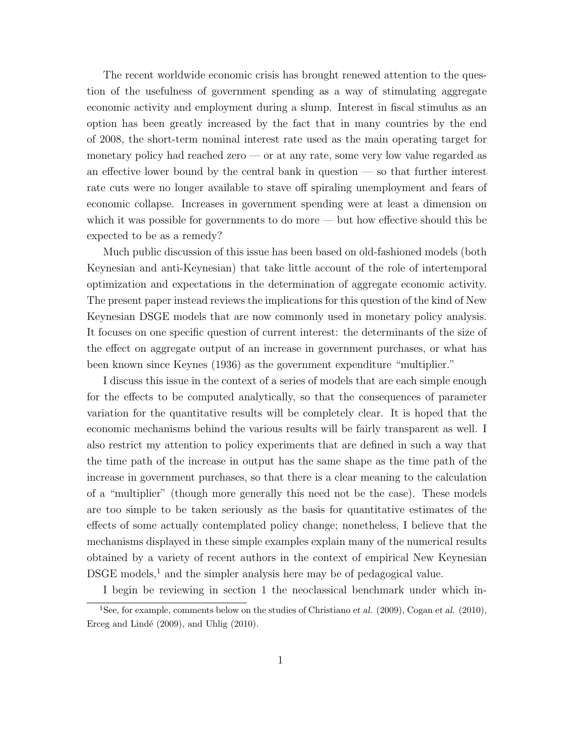The recent worldwide economic crisis has brought renewed attention to the question of the usefulness of government spending as a way of stimulating aggregate economic activity and employment during a slump. Interest in fiscal stimulus as an option has been greatly increased by the fact that in many countries by the end of 2008, the short-term nominal interest rate used as the main operating target for monetary policy had reached zero — or at any rate, some very low value regarded as an effective lower bound by the central bank in question — so that further interest rate cuts were no longer available to stave off spiraling unemployment and fears of economic collapse. Increases in government spending were at least a dimension on which it was possible for governments to do more — but how effective should this be expected to be as a remedy?

Much public discussion of this issue has been based on old-fashioned models (both Keynesian and anti-Keynesian) that take little account of the role of intertemporal optimization and expectations in the determination of aggregate economic activity. The present paper instead reviews the implications for this question of the kind of New Keynesian DSGE models that are now commonly used in monetary policy analysis. It focuses on one specific question of current interest: the determinants of the size of the effect on aggregate output of an increase in government purchases, or what has been known since Keynes (1936) as the government expenditure "multiplier."

I discuss this issue in the context of a series of models that are each simple enough for the effects to be computed analytically, so that the consequences of parameter variation for the quantitative results will be completely clear. It is hoped that the economic mechanisms behind the various results will be fairly transparent as well. I also restrict my attention to policy experiments that are defined in such a way that the time path of the increase in output has the same shape as the time path of the increase in government purchases, so that there is a clear meaning to the calculation of a "multiplier" (though more generally this need not be the case). These models are too simple to be taken seriously as the basis for quantitative estimates of the effects of some actually contemplated policy change; nonetheless, I believe that the mechanisms displayed in these simple examples explain many of the numerical results obtained by a variety of recent authors in the context of empirical New Keynesian DSGE models,[1] and the simpler analysis here may be of pedagogical value.

I begin be reviewing in section 1 the neoclassical benchmark under which in-

[1] See, for example, comments below on the studies of Christiano *et al.* (2009), Cogan *et al.* (2010), Erceg and Lindé (2009), and Uhlig (2010).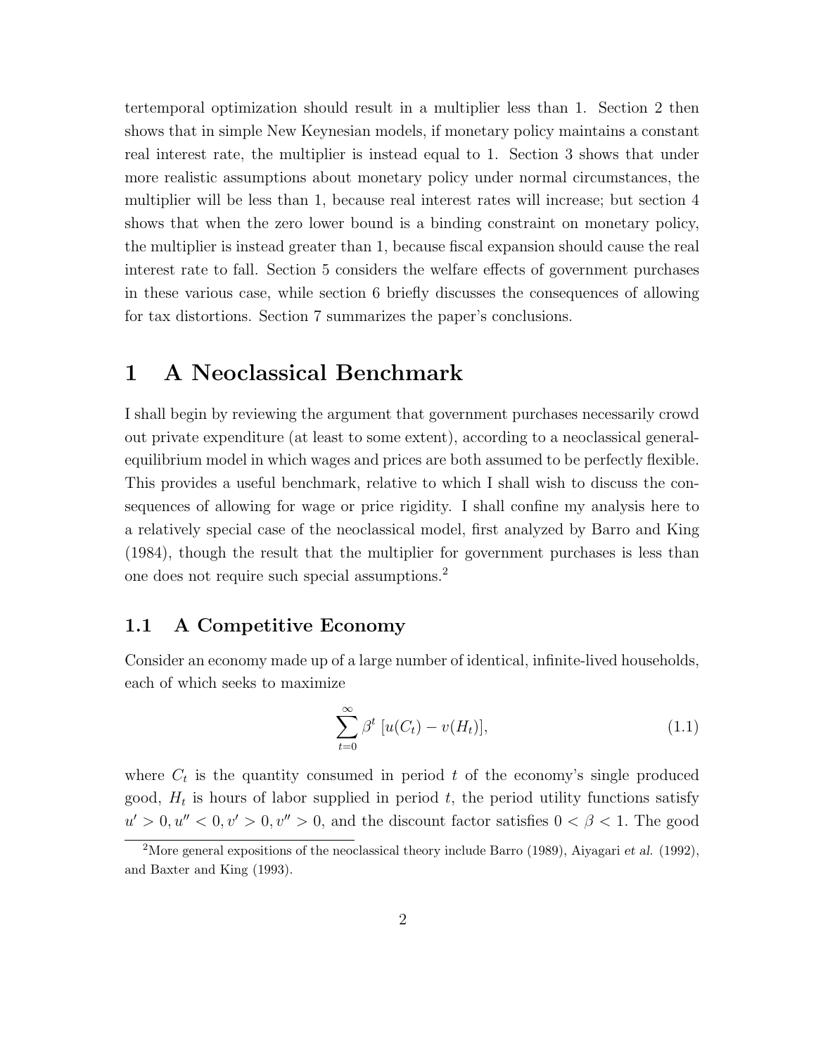tertemporal optimization should result in a multiplier less than 1. Section 2 then shows that in simple New Keynesian models, if monetary policy maintains a constant real interest rate, the multiplier is instead equal to 1. Section 3 shows that under more realistic assumptions about monetary policy under normal circumstances, the multiplier will be less than 1, because real interest rates will increase; but section 4 shows that when the zero lower bound is a binding constraint on monetary policy, the multiplier is instead greater than 1, because fiscal expansion should cause the real interest rate to fall. Section 5 considers the welfare effects of government purchases in these various case, while section 6 briefly discusses the consequences of allowing for tax distortions. Section 7 summarizes the paper's conclusions.

# 1 A Neoclassical Benchmark

I shall begin by reviewing the argument that government purchases necessarily crowd out private expenditure (at least to some extent), according to a neoclassical general-equilibrium model in which wages and prices are both assumed to be perfectly flexible. This provides a useful benchmark, relative to which I shall wish to discuss the consequences of allowing for wage or price rigidity. I shall confine my analysis here to a relatively special case of the neoclassical model, first analyzed by Barro and King (1984), though the result that the multiplier for government purchases is less than one does not require such special assumptions.[2]

## 1.1 A Competitive Economy

Consider an economy made up of a large number of identical, infinite-lived households, each of which seeks to maximize

$$\sum_{t=0}^{\infty} \beta^t \, [u(C_t) - v(H_t)], \tag{1.1}$$

where $C_t$ is the quantity consumed in period $t$ of the economy's single produced good, $H_t$ is hours of labor supplied in period $t$, the period utility functions satisfy $u' > 0, u'' < 0, v' > 0, v'' > 0$, and the discount factor satisfies $0 < \beta < 1$. The good

[2] More general expositions of the neoclassical theory include Barro (1989), Aiyagari *et al.* (1992), and Baxter and King (1993).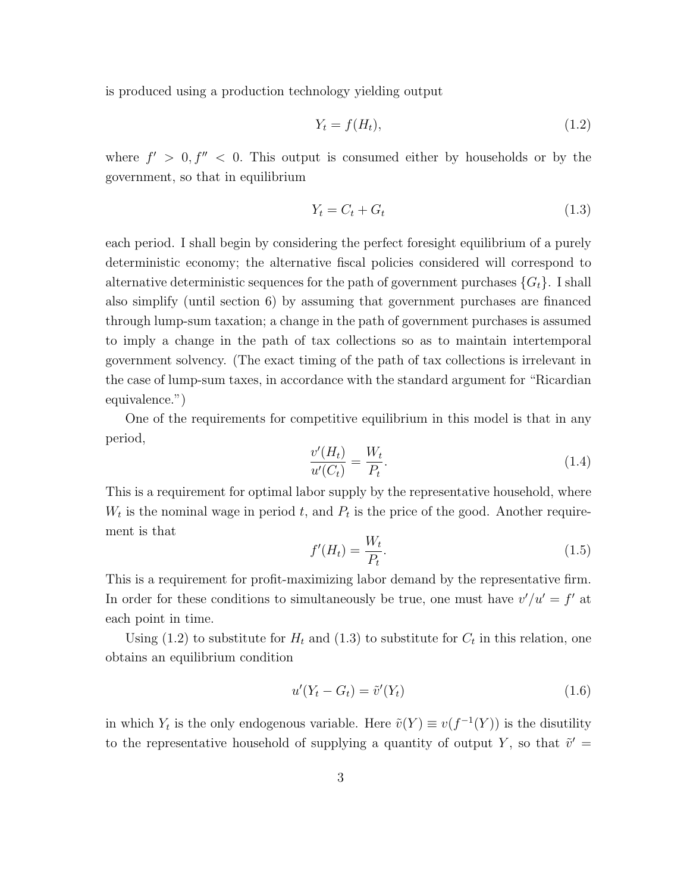is produced using a production technology yielding output

$$Y_t = f(H_t), \tag{1.2}$$

where $f' > 0, f'' < 0$. This output is consumed either by households or by the government, so that in equilibrium

$$Y_t = C_t + G_t \tag{1.3}$$

each period. I shall begin by considering the perfect foresight equilibrium of a purely deterministic economy; the alternative fiscal policies considered will correspond to alternative deterministic sequences for the path of government purchases $\{G_t\}$. I shall also simplify (until section 6) by assuming that government purchases are financed through lump-sum taxation; a change in the path of government purchases is assumed to imply a change in the path of tax collections so as to maintain intertemporal government solvency. (The exact timing of the path of tax collections is irrelevant in the case of lump-sum taxes, in accordance with the standard argument for "Ricardian equivalence.")

One of the requirements for competitive equilibrium in this model is that in any period,

$$\frac{v'(H_t)}{u'(C_t)} = \frac{W_t}{P_t}. \tag{1.4}$$

This is a requirement for optimal labor supply by the representative household, where $W_t$ is the nominal wage in period $t$, and $P_t$ is the price of the good. Another requirement is that

$$f'(H_t) = \frac{W_t}{P_t}. \tag{1.5}$$

This is a requirement for profit-maximizing labor demand by the representative firm. In order for these conditions to simultaneously be true, one must have $v'/u' = f'$ at each point in time.

Using (1.2) to substitute for $H_t$ and (1.3) to substitute for $C_t$ in this relation, one obtains an equilibrium condition

$$u'(Y_t - G_t) = \tilde{v}'(Y_t) \tag{1.6}$$

in which $Y_t$ is the only endogenous variable. Here $\tilde{v}(Y) \equiv v(f^{-1}(Y))$ is the disutility to the representative household of supplying a quantity of output $Y$, so that $\tilde{v}' =$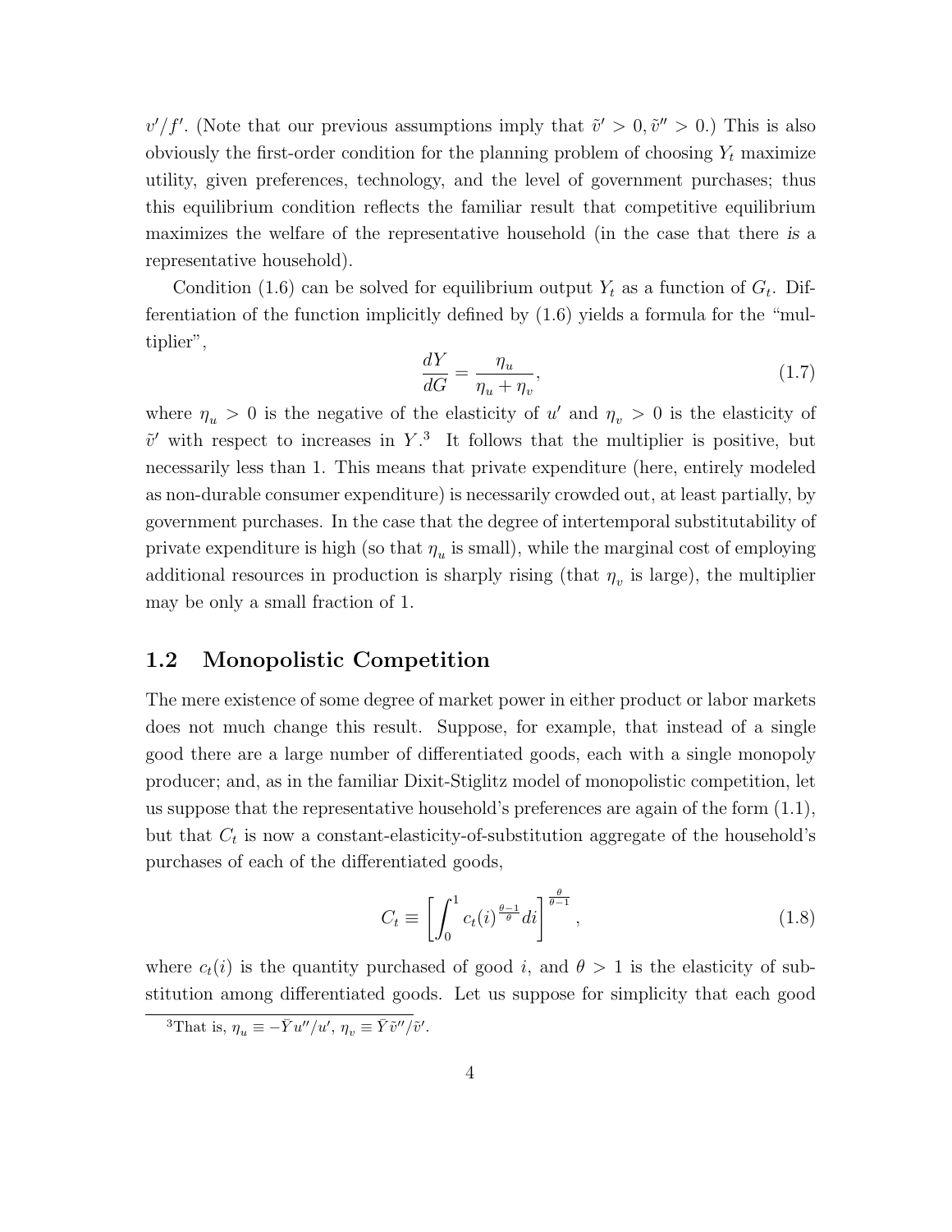$v'/f'$. (Note that our previous assumptions imply that $\tilde{v}' > 0, \tilde{v}'' > 0$.) This is also obviously the first-order condition for the planning problem of choosing $Y_t$ maximize utility, given preferences, technology, and the level of government purchases; thus this equilibrium condition reflects the familiar result that competitive equilibrium maximizes the welfare of the representative household (in the case that there *is* a representative household).

Condition (1.6) can be solved for equilibrium output $Y_t$ as a function of $G_t$. Differentiation of the function implicitly defined by (1.6) yields a formula for the "multiplier",

$$\frac{dY}{dG} = \frac{\eta_u}{\eta_u + \eta_v}, \tag{1.7}$$

where $\eta_u > 0$ is the negative of the elasticity of $u'$ and $\eta_v > 0$ is the elasticity of $\tilde{v}'$ with respect to increases in $Y$.[3] It follows that the multiplier is positive, but necessarily less than 1. This means that private expenditure (here, entirely modeled as non-durable consumer expenditure) is necessarily crowded out, at least partially, by government purchases. In the case that the degree of intertemporal substitutability of private expenditure is high (so that $\eta_u$ is small), while the marginal cost of employing additional resources in production is sharply rising (that $\eta_v$ is large), the multiplier may be only a small fraction of 1.

## 1.2 Monopolistic Competition

The mere existence of some degree of market power in either product or labor markets does not much change this result. Suppose, for example, that instead of a single good there are a large number of differentiated goods, each with a single monopoly producer; and, as in the familiar Dixit-Stiglitz model of monopolistic competition, let us suppose that the representative household's preferences are again of the form (1.1), but that $C_t$ is now a constant-elasticity-of-substitution aggregate of the household's purchases of each of the differentiated goods,

$$C_t \equiv \left[ \int_0^1 c_t(i)^{\frac{\theta-1}{\theta}} di \right]^{\frac{\theta}{\theta-1}}, \tag{1.8}$$

where $c_t(i)$ is the quantity purchased of good $i$, and $\theta > 1$ is the elasticity of substitution among differentiated goods. Let us suppose for simplicity that each good

[3] That is, $\eta_u \equiv -\bar{Y}u''/u'$, $\eta_v \equiv \bar{Y}\tilde{v}''/\tilde{v}'$.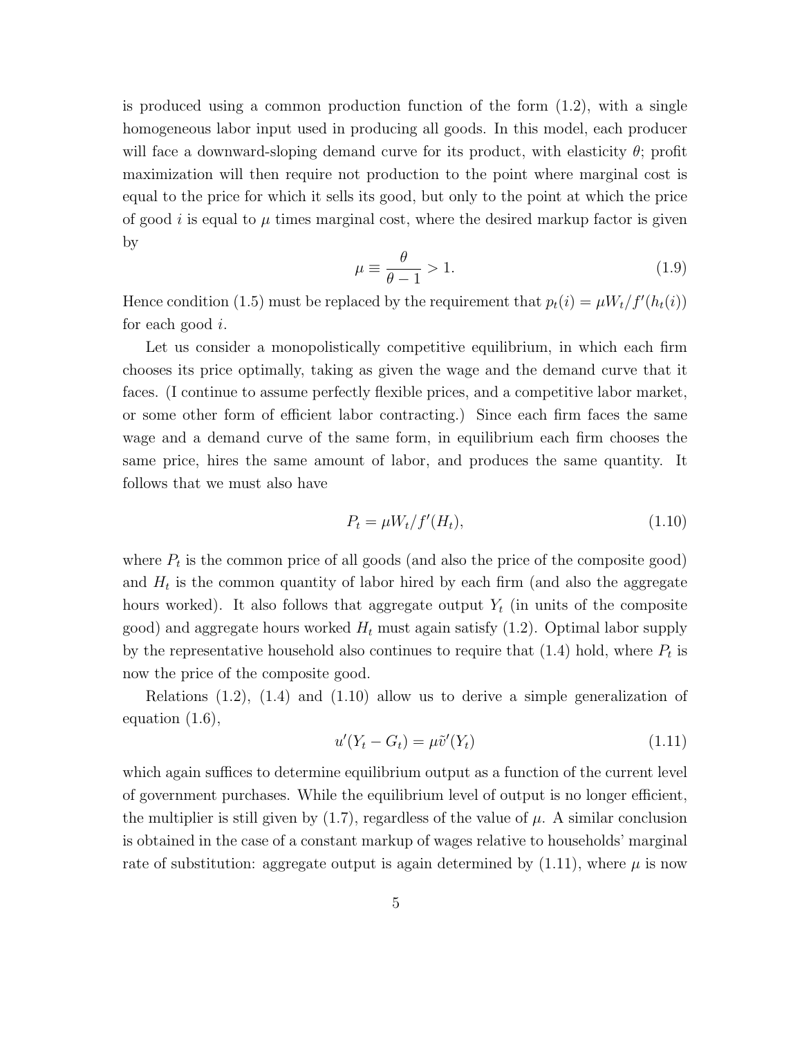is produced using a common production function of the form (1.2), with a single homogeneous labor input used in producing all goods. In this model, each producer will face a downward-sloping demand curve for its product, with elasticity $\theta$; profit maximization will then require not production to the point where marginal cost is equal to the price for which it sells its good, but only to the point at which the price of good $i$ is equal to $\mu$ times marginal cost, where the desired markup factor is given by

$$\mu \equiv \frac{\theta}{\theta - 1} > 1. \tag{1.9}$$

Hence condition (1.5) must be replaced by the requirement that $p_t(i) = \mu W_t / f'(h_t(i))$ for each good $i$.

Let us consider a monopolistically competitive equilibrium, in which each firm chooses its price optimally, taking as given the wage and the demand curve that it faces. (I continue to assume perfectly flexible prices, and a competitive labor market, or some other form of efficient labor contracting.) Since each firm faces the same wage and a demand curve of the same form, in equilibrium each firm chooses the same price, hires the same amount of labor, and produces the same quantity. It follows that we must also have

$$P_t = \mu W_t / f'(H_t), \tag{1.10}$$

where $P_t$ is the common price of all goods (and also the price of the composite good) and $H_t$ is the common quantity of labor hired by each firm (and also the aggregate hours worked). It also follows that aggregate output $Y_t$ (in units of the composite good) and aggregate hours worked $H_t$ must again satisfy (1.2). Optimal labor supply by the representative household also continues to require that (1.4) hold, where $P_t$ is now the price of the composite good.

Relations (1.2), (1.4) and (1.10) allow us to derive a simple generalization of equation (1.6),

$$u'(Y_t - G_t) = \mu \tilde{v}'(Y_t) \tag{1.11}$$

which again suffices to determine equilibrium output as a function of the current level of government purchases. While the equilibrium level of output is no longer efficient, the multiplier is still given by (1.7), regardless of the value of $\mu$. A similar conclusion is obtained in the case of a constant markup of wages relative to households' marginal rate of substitution: aggregate output is again determined by (1.11), where $\mu$ is now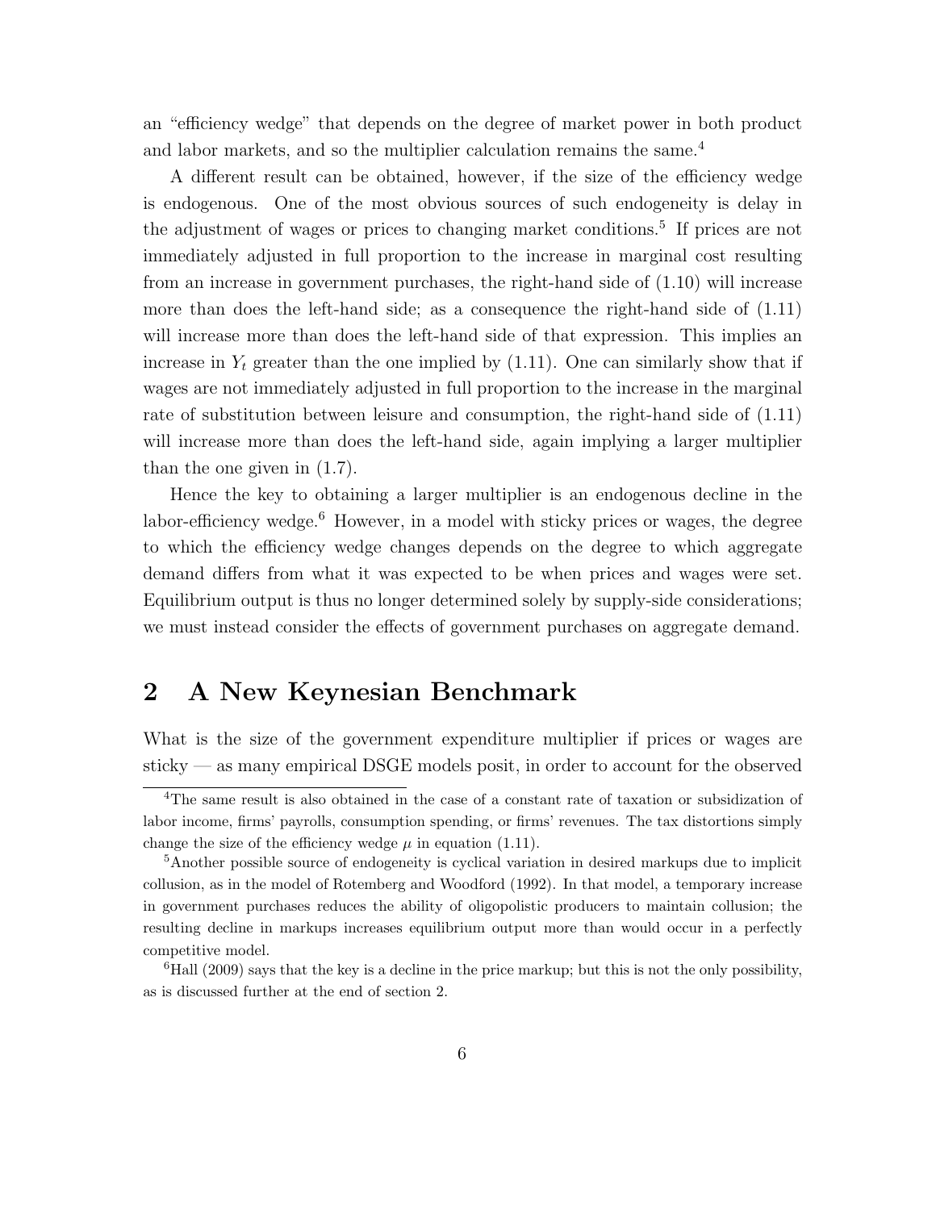an "efficiency wedge" that depends on the degree of market power in both product and labor markets, and so the multiplier calculation remains the same.[4]

A different result can be obtained, however, if the size of the efficiency wedge is endogenous. One of the most obvious sources of such endogeneity is delay in the adjustment of wages or prices to changing market conditions.[5] If prices are not immediately adjusted in full proportion to the increase in marginal cost resulting from an increase in government purchases, the right-hand side of (1.10) will increase more than does the left-hand side; as a consequence the right-hand side of (1.11) will increase more than does the left-hand side of that expression. This implies an increase in $Y_t$ greater than the one implied by (1.11). One can similarly show that if wages are not immediately adjusted in full proportion to the increase in the marginal rate of substitution between leisure and consumption, the right-hand side of (1.11) will increase more than does the left-hand side, again implying a larger multiplier than the one given in (1.7).

Hence the key to obtaining a larger multiplier is an endogenous decline in the labor-efficiency wedge.[6] However, in a model with sticky prices or wages, the degree to which the efficiency wedge changes depends on the degree to which aggregate demand differs from what it was expected to be when prices and wages were set. Equilibrium output is thus no longer determined solely by supply-side considerations; we must instead consider the effects of government purchases on aggregate demand.

## 2 A New Keynesian Benchmark

What is the size of the government expenditure multiplier if prices or wages are sticky — as many empirical DSGE models posit, in order to account for the observed

[4] The same result is also obtained in the case of a constant rate of taxation or subsidization of labor income, firms' payrolls, consumption spending, or firms' revenues. The tax distortions simply change the size of the efficiency wedge $\mu$ in equation (1.11).

[5] Another possible source of endogeneity is cyclical variation in desired markups due to implicit collusion, as in the model of Rotemberg and Woodford (1992). In that model, a temporary increase in government purchases reduces the ability of oligopolistic producers to maintain collusion; the resulting decline in markups increases equilibrium output more than would occur in a perfectly competitive model.

[6] Hall (2009) says that the key is a decline in the price markup; but this is not the only possibility, as is discussed further at the end of section 2.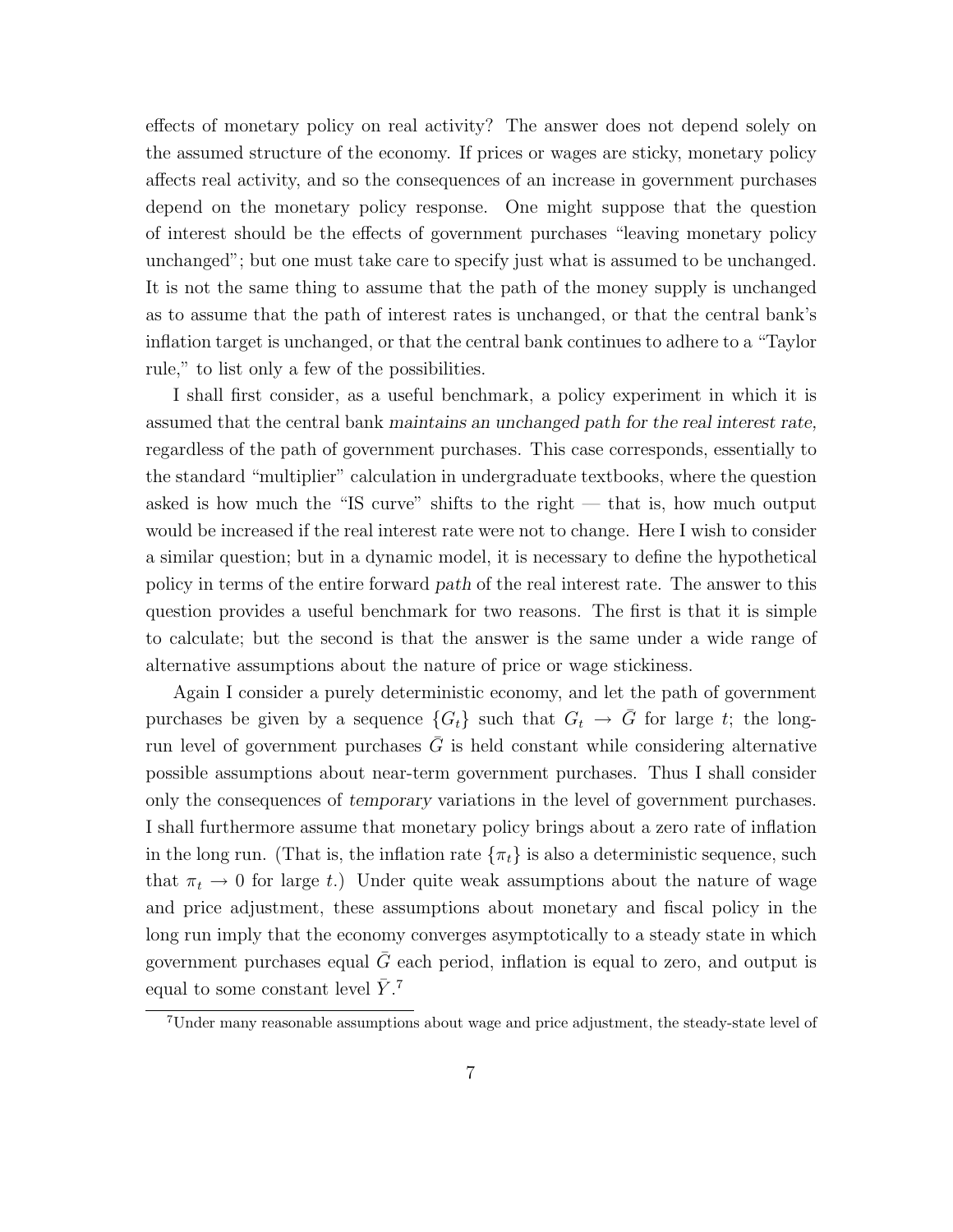effects of monetary policy on real activity? The answer does not depend solely on the assumed structure of the economy. If prices or wages are sticky, monetary policy affects real activity, and so the consequences of an increase in government purchases depend on the monetary policy response. One might suppose that the question of interest should be the effects of government purchases "leaving monetary policy unchanged"; but one must take care to specify just what is assumed to be unchanged. It is not the same thing to assume that the path of the money supply is unchanged as to assume that the path of interest rates is unchanged, or that the central bank's inflation target is unchanged, or that the central bank continues to adhere to a "Taylor rule," to list only a few of the possibilities.

I shall first consider, as a useful benchmark, a policy experiment in which it is assumed that the central bank *maintains an unchanged path for the real interest rate*, regardless of the path of government purchases. This case corresponds, essentially to the standard "multiplier" calculation in undergraduate textbooks, where the question asked is how much the "IS curve" shifts to the right — that is, how much output would be increased if the real interest rate were not to change. Here I wish to consider a similar question; but in a dynamic model, it is necessary to define the hypothetical policy in terms of the entire forward *path* of the real interest rate. The answer to this question provides a useful benchmark for two reasons. The first is that it is simple to calculate; but the second is that the answer is the same under a wide range of alternative assumptions about the nature of price or wage stickiness.

Again I consider a purely deterministic economy, and let the path of government purchases be given by a sequence $\{G_t\}$ such that $G_t \to \bar{G}$ for large $t$; the long-run level of government purchases $\bar{G}$ is held constant while considering alternative possible assumptions about near-term government purchases. Thus I shall consider only the consequences of *temporary* variations in the level of government purchases. I shall furthermore assume that monetary policy brings about a zero rate of inflation in the long run. (That is, the inflation rate $\{\pi_t\}$ is also a deterministic sequence, such that $\pi_t \to 0$ for large $t$.) Under quite weak assumptions about the nature of wage and price adjustment, these assumptions about monetary and fiscal policy in the long run imply that the economy converges asymptotically to a steady state in which government purchases equal $\bar{G}$ each period, inflation is equal to zero, and output is equal to some constant level $\bar{Y}$.[7]

[7]Under many reasonable assumptions about wage and price adjustment, the steady-state level of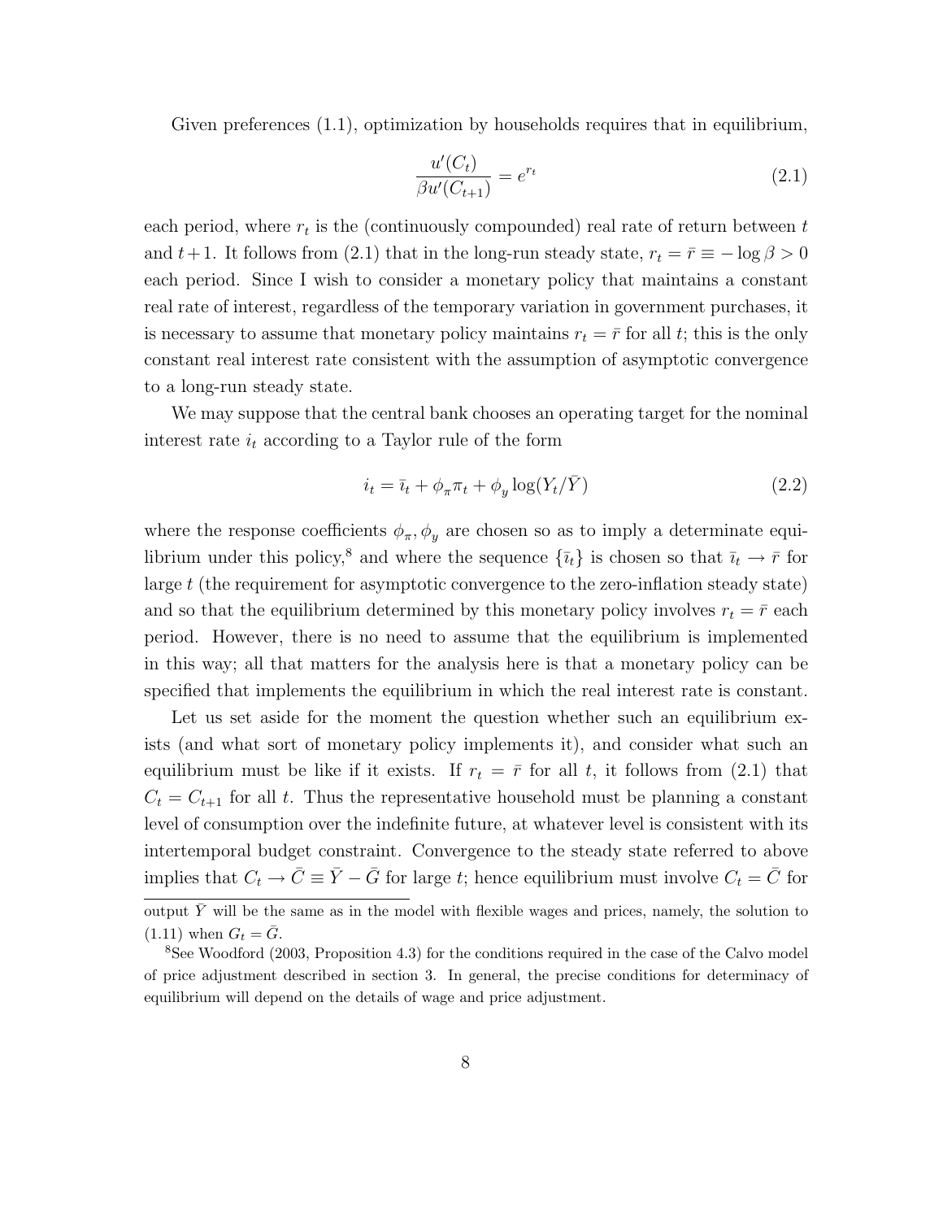Given preferences (1.1), optimization by households requires that in equilibrium,

$$\frac{u'(C_t)}{\beta u'(C_{t+1})} = e^{r_t} \tag{2.1}$$

each period, where $r_t$ is the (continuously compounded) real rate of return between $t$ and $t+1$. It follows from (2.1) that in the long-run steady state, $r_t = \bar{r} \equiv -\log \beta > 0$ each period. Since I wish to consider a monetary policy that maintains a constant real rate of interest, regardless of the temporary variation in government purchases, it is necessary to assume that monetary policy maintains $r_t = \bar{r}$ for all $t$; this is the only constant real interest rate consistent with the assumption of asymptotic convergence to a long-run steady state.

We may suppose that the central bank chooses an operating target for the nominal interest rate $i_t$ according to a Taylor rule of the form

$$i_t = \bar{\imath}_t + \phi_\pi \pi_t + \phi_y \log(Y_t/\bar{Y}) \tag{2.2}$$

where the response coefficients $\phi_\pi, \phi_y$ are chosen so as to imply a determinate equilibrium under this policy,[8] and where the sequence $\{\bar{\imath}_t\}$ is chosen so that $\bar{\imath}_t \to \bar{r}$ for large $t$ (the requirement for asymptotic convergence to the zero-inflation steady state) and so that the equilibrium determined by this monetary policy involves $r_t = \bar{r}$ each period. However, there is no need to assume that the equilibrium is implemented in this way; all that matters for the analysis here is that a monetary policy can be specified that implements the equilibrium in which the real interest rate is constant.

Let us set aside for the moment the question whether such an equilibrium exists (and what sort of monetary policy implements it), and consider what such an equilibrium must be like if it exists. If $r_t = \bar{r}$ for all $t$, it follows from (2.1) that $C_t = C_{t+1}$ for all $t$. Thus the representative household must be planning a constant level of consumption over the indefinite future, at whatever level is consistent with its intertemporal budget constraint. Convergence to the steady state referred to above implies that $C_t \to \bar{C} \equiv \bar{Y} - \bar{G}$ for large $t$; hence equilibrium must involve $C_t = \bar{C}$ for

---

output $\bar{Y}$ will be the same as in the model with flexible wages and prices, namely, the solution to (1.11) when $G_t = \bar{G}$.

[8] See Woodford (2003, Proposition 4.3) for the conditions required in the case of the Calvo model of price adjustment described in section 3. In general, the precise conditions for determinacy of equilibrium will depend on the details of wage and price adjustment.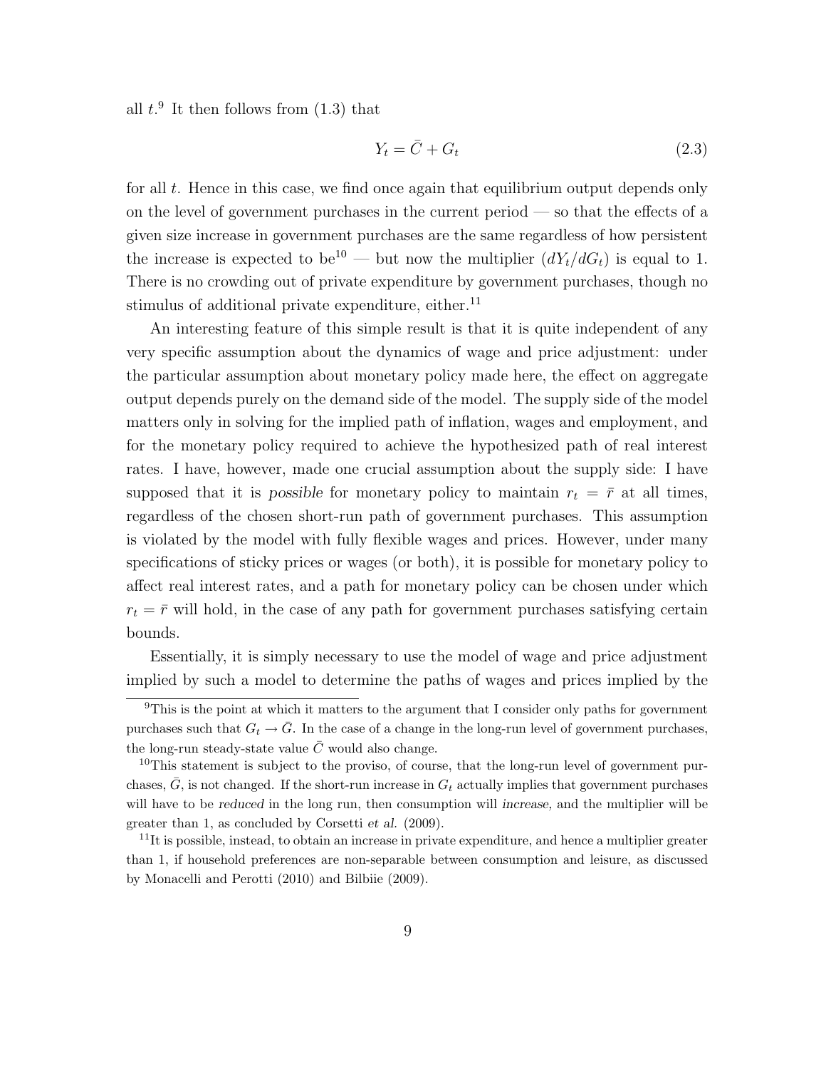all $t$.[9] It then follows from (1.3) that

$$Y_t = \bar{C} + G_t \tag{2.3}$$

for all $t$. Hence in this case, we find once again that equilibrium output depends only on the level of government purchases in the current period — so that the effects of a given size increase in government purchases are the same regardless of how persistent the increase is expected to be[10] — but now the multiplier $(dY_t/dG_t)$ is equal to 1. There is no crowding out of private expenditure by government purchases, though no stimulus of additional private expenditure, either.[11]

An interesting feature of this simple result is that it is quite independent of any very specific assumption about the dynamics of wage and price adjustment: under the particular assumption about monetary policy made here, the effect on aggregate output depends purely on the demand side of the model. The supply side of the model matters only in solving for the implied path of inflation, wages and employment, and for the monetary policy required to achieve the hypothesized path of real interest rates. I have, however, made one crucial assumption about the supply side: I have supposed that it is *possible* for monetary policy to maintain $r_t = \bar{r}$ at all times, regardless of the chosen short-run path of government purchases. This assumption is violated by the model with fully flexible wages and prices. However, under many specifications of sticky prices or wages (or both), it is possible for monetary policy to affect real interest rates, and a path for monetary policy can be chosen under which $r_t = \bar{r}$ will hold, in the case of any path for government purchases satisfying certain bounds.

Essentially, it is simply necessary to use the model of wage and price adjustment implied by such a model to determine the paths of wages and prices implied by the

---

[9] This is the point at which it matters to the argument that I consider only paths for government purchases such that $G_t \to \bar{G}$. In the case of a change in the long-run level of government purchases, the long-run steady-state value $\bar{C}$ would also change.

[10] This statement is subject to the proviso, of course, that the long-run level of government purchases, $\bar{G}$, is not changed. If the short-run increase in $G_t$ actually implies that government purchases will have to be *reduced* in the long run, then consumption will *increase*, and the multiplier will be greater than 1, as concluded by Corsetti *et al.* (2009).

[11] It is possible, instead, to obtain an increase in private expenditure, and hence a multiplier greater than 1, if household preferences are non-separable between consumption and leisure, as discussed by Monacelli and Perotti (2010) and Bilbiie (2009).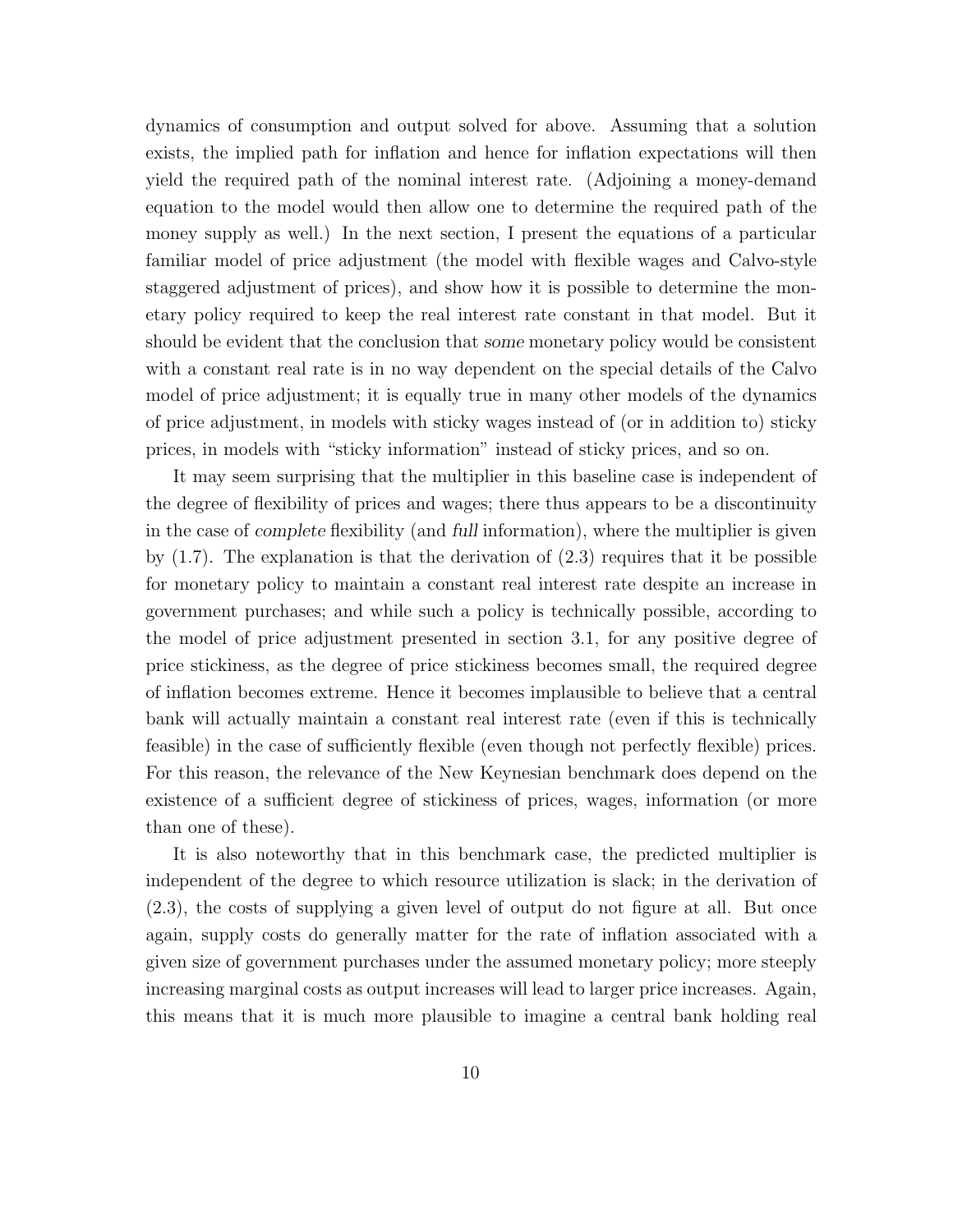dynamics of consumption and output solved for above. Assuming that a solution exists, the implied path for inflation and hence for inflation expectations will then yield the required path of the nominal interest rate. (Adjoining a money-demand equation to the model would then allow one to determine the required path of the money supply as well.) In the next section, I present the equations of a particular familiar model of price adjustment (the model with flexible wages and Calvo-style staggered adjustment of prices), and show how it is possible to determine the monetary policy required to keep the real interest rate constant in that model. But it should be evident that the conclusion that *some* monetary policy would be consistent with a constant real rate is in no way dependent on the special details of the Calvo model of price adjustment; it is equally true in many other models of the dynamics of price adjustment, in models with sticky wages instead of (or in addition to) sticky prices, in models with "sticky information" instead of sticky prices, and so on.

It may seem surprising that the multiplier in this baseline case is independent of the degree of flexibility of prices and wages; there thus appears to be a discontinuity in the case of *complete* flexibility (and *full* information), where the multiplier is given by (1.7). The explanation is that the derivation of (2.3) requires that it be possible for monetary policy to maintain a constant real interest rate despite an increase in government purchases; and while such a policy is technically possible, according to the model of price adjustment presented in section 3.1, for any positive degree of price stickiness, as the degree of price stickiness becomes small, the required degree of inflation becomes extreme. Hence it becomes implausible to believe that a central bank will actually maintain a constant real interest rate (even if this is technically feasible) in the case of sufficiently flexible (even though not perfectly flexible) prices. For this reason, the relevance of the New Keynesian benchmark does depend on the existence of a sufficient degree of stickiness of prices, wages, information (or more than one of these).

It is also noteworthy that in this benchmark case, the predicted multiplier is independent of the degree to which resource utilization is slack; in the derivation of (2.3), the costs of supplying a given level of output do not figure at all. But once again, supply costs do generally matter for the rate of inflation associated with a given size of government purchases under the assumed monetary policy; more steeply increasing marginal costs as output increases will lead to larger price increases. Again, this means that it is much more plausible to imagine a central bank holding real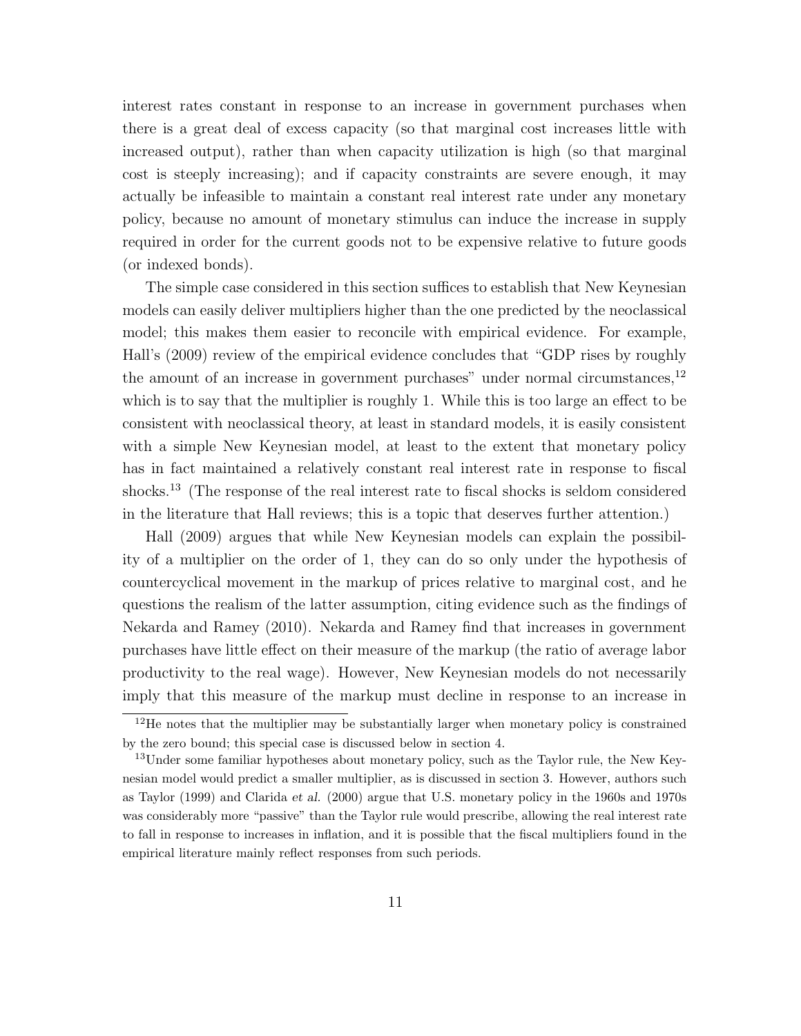interest rates constant in response to an increase in government purchases when there is a great deal of excess capacity (so that marginal cost increases little with increased output), rather than when capacity utilization is high (so that marginal cost is steeply increasing); and if capacity constraints are severe enough, it may actually be infeasible to maintain a constant real interest rate under any monetary policy, because no amount of monetary stimulus can induce the increase in supply required in order for the current goods not to be expensive relative to future goods (or indexed bonds).

The simple case considered in this section suffices to establish that New Keynesian models can easily deliver multipliers higher than the one predicted by the neoclassical model; this makes them easier to reconcile with empirical evidence. For example, Hall's (2009) review of the empirical evidence concludes that "GDP rises by roughly the amount of an increase in government purchases" under normal circumstances,[12] which is to say that the multiplier is roughly 1. While this is too large an effect to be consistent with neoclassical theory, at least in standard models, it is easily consistent with a simple New Keynesian model, at least to the extent that monetary policy has in fact maintained a relatively constant real interest rate in response to fiscal shocks.[13] (The response of the real interest rate to fiscal shocks is seldom considered in the literature that Hall reviews; this is a topic that deserves further attention.)

Hall (2009) argues that while New Keynesian models can explain the possibility of a multiplier on the order of 1, they can do so only under the hypothesis of countercyclical movement in the markup of prices relative to marginal cost, and he questions the realism of the latter assumption, citing evidence such as the findings of Nekarda and Ramey (2010). Nekarda and Ramey find that increases in government purchases have little effect on their measure of the markup (the ratio of average labor productivity to the real wage). However, New Keynesian models do not necessarily imply that this measure of the markup must decline in response to an increase in

[12] He notes that the multiplier may be substantially larger when monetary policy is constrained by the zero bound; this special case is discussed below in section 4.

[13] Under some familiar hypotheses about monetary policy, such as the Taylor rule, the New Keynesian model would predict a smaller multiplier, as is discussed in section 3. However, authors such as Taylor (1999) and Clarida *et al.* (2000) argue that U.S. monetary policy in the 1960s and 1970s was considerably more "passive" than the Taylor rule would prescribe, allowing the real interest rate to fall in response to increases in inflation, and it is possible that the fiscal multipliers found in the empirical literature mainly reflect responses from such periods.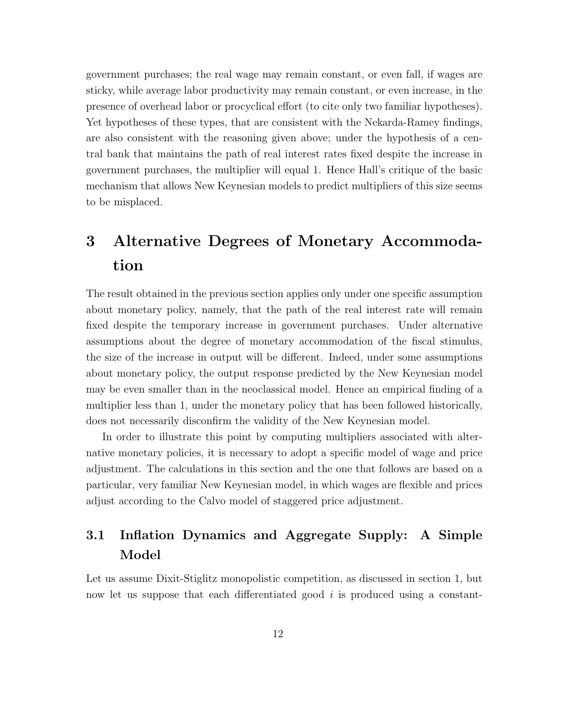government purchases; the real wage may remain constant, or even fall, if wages are sticky, while average labor productivity may remain constant, or even increase, in the presence of overhead labor or procyclical effort (to cite only two familiar hypotheses). Yet hypotheses of these types, that are consistent with the Nekarda-Ramey findings, are also consistent with the reasoning given above; under the hypothesis of a central bank that maintains the path of real interest rates fixed despite the increase in government purchases, the multiplier will equal 1. Hence Hall's critique of the basic mechanism that allows New Keynesian models to predict multipliers of this size seems to be misplaced.

# 3 Alternative Degrees of Monetary Accommodation

The result obtained in the previous section applies only under one specific assumption about monetary policy, namely, that the path of the real interest rate will remain fixed despite the temporary increase in government purchases. Under alternative assumptions about the degree of monetary accommodation of the fiscal stimulus, the size of the increase in output will be different. Indeed, under some assumptions about monetary policy, the output response predicted by the New Keynesian model may be even smaller than in the neoclassical model. Hence an empirical finding of a multiplier less than 1, under the monetary policy that has been followed historically, does not necessarily disconfirm the validity of the New Keynesian model.

In order to illustrate this point by computing multipliers associated with alternative monetary policies, it is necessary to adopt a specific model of wage and price adjustment. The calculations in this section and the one that follows are based on a particular, very familiar New Keynesian model, in which wages are flexible and prices adjust according to the Calvo model of staggered price adjustment.

## 3.1 Inflation Dynamics and Aggregate Supply: A Simple Model

Let us assume Dixit-Stiglitz monopolistic competition, as discussed in section 1, but now let us suppose that each differentiated good $i$ is produced using a constant-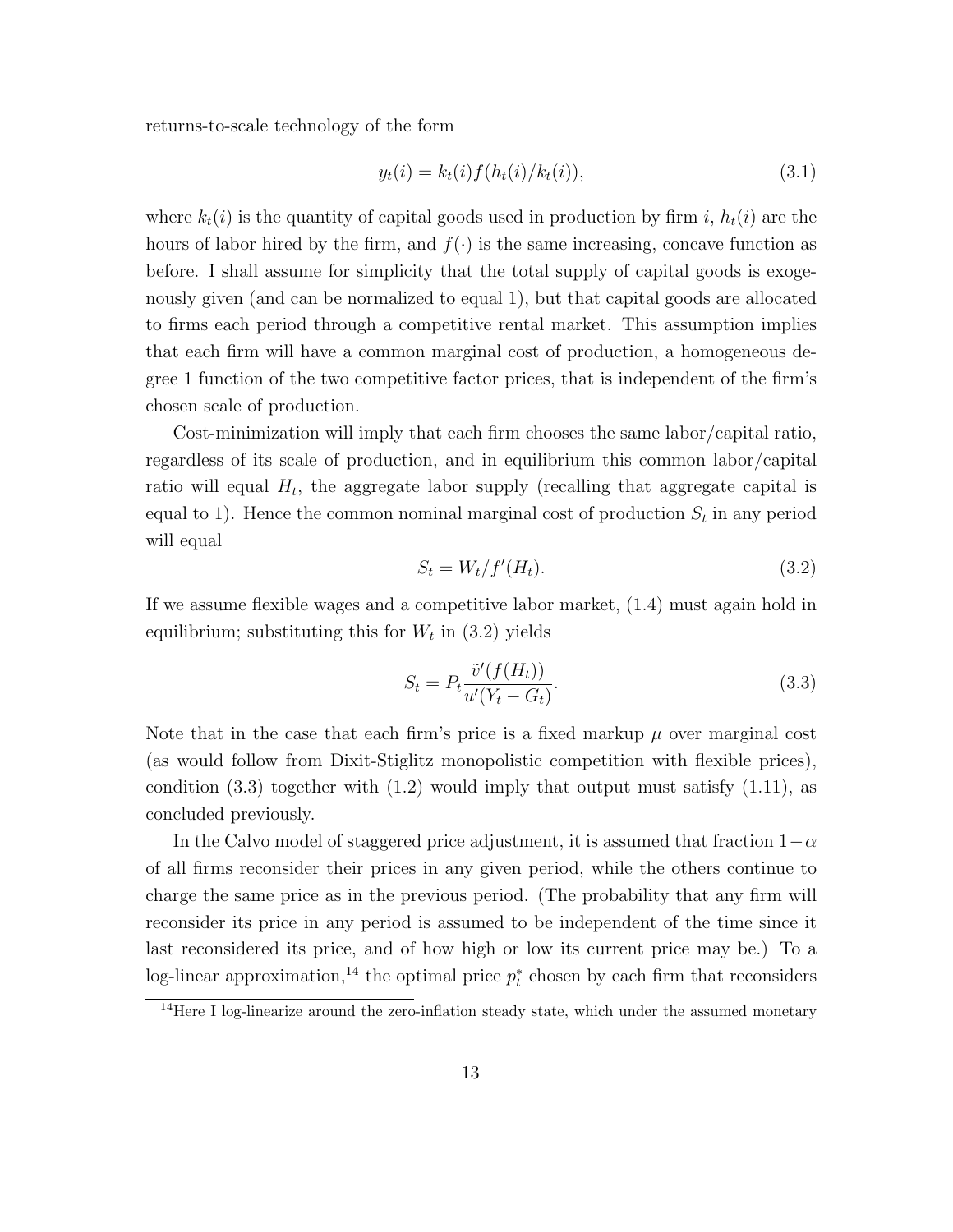returns-to-scale technology of the form

$$y_t(i) = k_t(i) f(h_t(i)/k_t(i)), \tag{3.1}$$

where $k_t(i)$ is the quantity of capital goods used in production by firm $i$, $h_t(i)$ are the hours of labor hired by the firm, and $f(\cdot)$ is the same increasing, concave function as before. I shall assume for simplicity that the total supply of capital goods is exogenously given (and can be normalized to equal 1), but that capital goods are allocated to firms each period through a competitive rental market. This assumption implies that each firm will have a common marginal cost of production, a homogeneous degree 1 function of the two competitive factor prices, that is independent of the firm's chosen scale of production.

Cost-minimization will imply that each firm chooses the same labor/capital ratio, regardless of its scale of production, and in equilibrium this common labor/capital ratio will equal $H_t$, the aggregate labor supply (recalling that aggregate capital is equal to 1). Hence the common nominal marginal cost of production $S_t$ in any period will equal

$$S_t = W_t / f'(H_t). \tag{3.2}$$

If we assume flexible wages and a competitive labor market, (1.4) must again hold in equilibrium; substituting this for $W_t$ in (3.2) yields

$$S_t = P_t \frac{\tilde{v}'(f(H_t))}{u'(Y_t - G_t)}. \tag{3.3}$$

Note that in the case that each firm's price is a fixed markup $\mu$ over marginal cost (as would follow from Dixit-Stiglitz monopolistic competition with flexible prices), condition (3.3) together with (1.2) would imply that output must satisfy (1.11), as concluded previously.

In the Calvo model of staggered price adjustment, it is assumed that fraction $1-\alpha$ of all firms reconsider their prices in any given period, while the others continue to charge the same price as in the previous period. (The probability that any firm will reconsider its price in any period is assumed to be independent of the time since it last reconsidered its price, and of how high or low its current price may be.) To a log-linear approximation,[14] the optimal price $p_t^*$ chosen by each firm that reconsiders

[14] Here I log-linearize around the zero-inflation steady state, which under the assumed monetary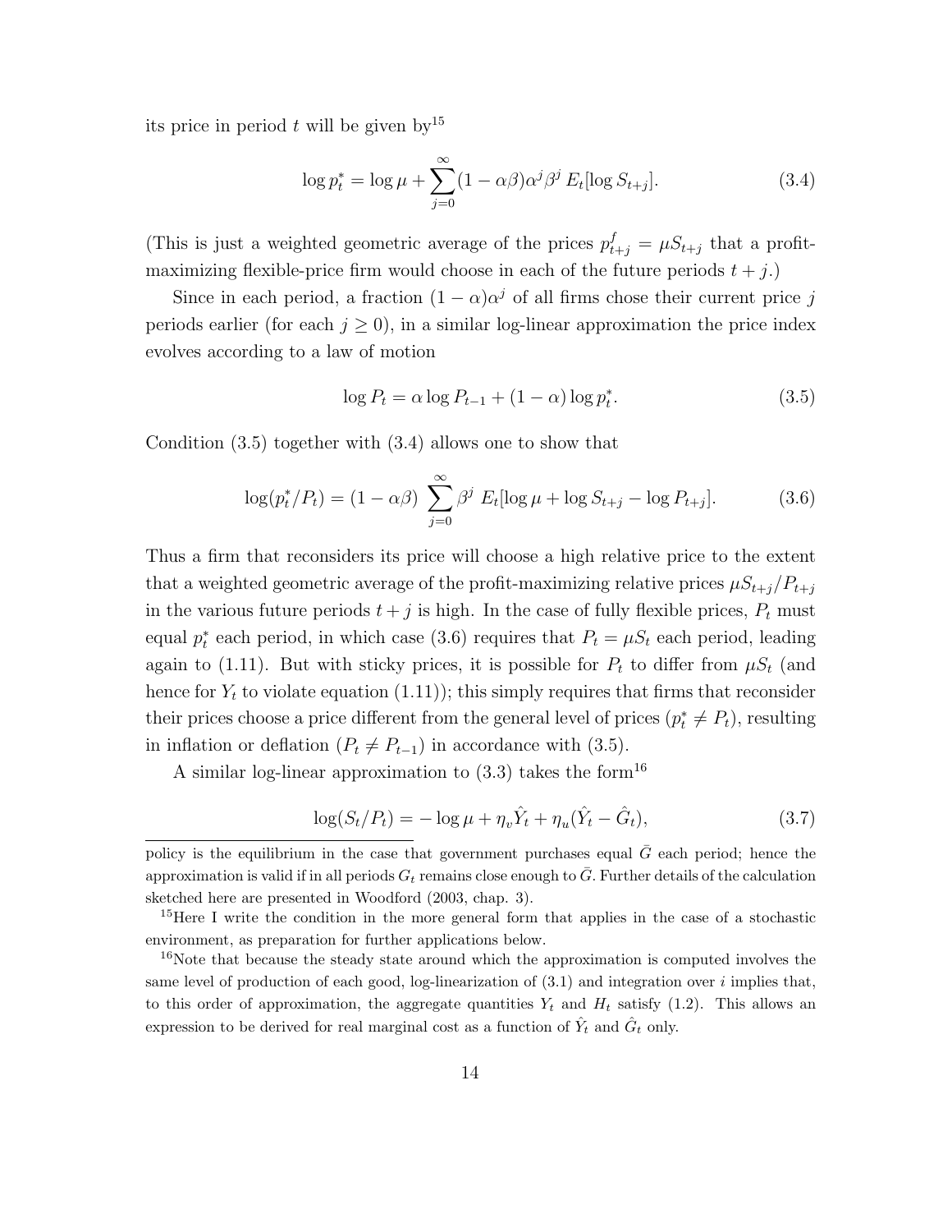its price in period $t$ will be given by[15]

$$\log p_t^* = \log \mu + \sum_{j=0}^{\infty} (1 - \alpha\beta)\alpha^j \beta^j \, E_t[\log S_{t+j}]. \tag{3.4}$$

(This is just a weighted geometric average of the prices $p_{t+j}^f = \mu S_{t+j}$ that a profit-maximizing flexible-price firm would choose in each of the future periods $t + j$.)

Since in each period, a fraction $(1 - \alpha)\alpha^j$ of all firms chose their current price $j$ periods earlier (for each $j \geq 0$), in a similar log-linear approximation the price index evolves according to a law of motion

$$\log P_t = \alpha \log P_{t-1} + (1 - \alpha) \log p_t^*. \tag{3.5}$$

Condition (3.5) together with (3.4) allows one to show that

$$\log(p_t^*/P_t) = (1 - \alpha\beta) \sum_{j=0}^{\infty} \beta^j \, E_t[\log \mu + \log S_{t+j} - \log P_{t+j}]. \tag{3.6}$$

Thus a firm that reconsiders its price will choose a high relative price to the extent that a weighted geometric average of the profit-maximizing relative prices $\mu S_{t+j}/P_{t+j}$ in the various future periods $t + j$ is high. In the case of fully flexible prices, $P_t$ must equal $p_t^*$ each period, in which case (3.6) requires that $P_t = \mu S_t$ each period, leading again to (1.11). But with sticky prices, it is possible for $P_t$ to differ from $\mu S_t$ (and hence for $Y_t$ to violate equation (1.11)); this simply requires that firms that reconsider their prices choose a price different from the general level of prices ($p_t^* \neq P_t$), resulting in inflation or deflation ($P_t \neq P_{t-1}$) in accordance with (3.5).

A similar log-linear approximation to (3.3) takes the form[16]

$$\log(S_t/P_t) = -\log \mu + \eta_v \hat{Y}_t + \eta_u(\hat{Y}_t - \hat{G}_t), \tag{3.7}$$

---

policy is the equilibrium in the case that government purchases equal $\bar{G}$ each period; hence the approximation is valid if in all periods $G_t$ remains close enough to $\bar{G}$. Further details of the calculation sketched here are presented in Woodford (2003, chap. 3).

[15]Here I write the condition in the more general form that applies in the case of a stochastic environment, as preparation for further applications below.

[16]Note that because the steady state around which the approximation is computed involves the same level of production of each good, log-linearization of (3.1) and integration over $i$ implies that, to this order of approximation, the aggregate quantities $Y_t$ and $H_t$ satisfy (1.2). This allows an expression to be derived for real marginal cost as a function of $\hat{Y}_t$ and $\hat{G}_t$ only.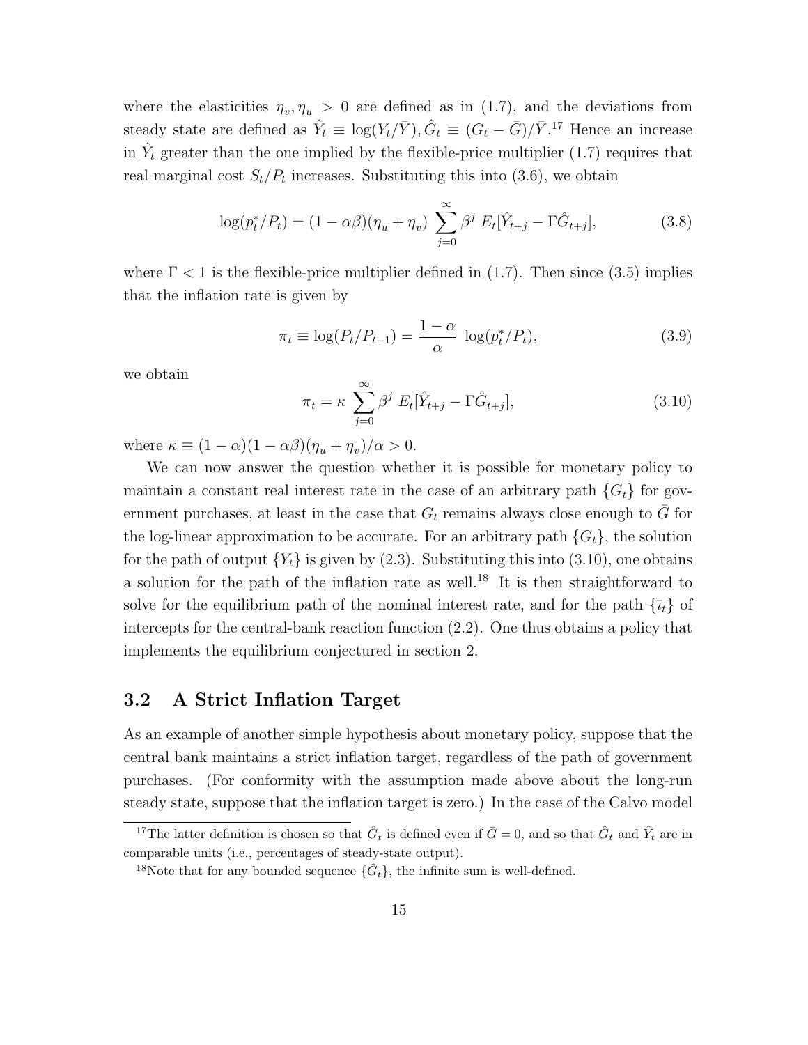where the elasticities $\eta_v, \eta_u > 0$ are defined as in (1.7), and the deviations from steady state are defined as $\hat{Y}_t \equiv \log(Y_t/\bar{Y}), \hat{G}_t \equiv (G_t - \bar{G})/\bar{Y}$.[17] Hence an increase in $\hat{Y}_t$ greater than the one implied by the flexible-price multiplier (1.7) requires that real marginal cost $S_t/P_t$ increases. Substituting this into (3.6), we obtain

$$\log(p_t^*/P_t) = (1 - \alpha\beta)(\eta_u + \eta_v) \sum_{j=0}^{\infty} \beta^j \, E_t[\hat{Y}_{t+j} - \Gamma \hat{G}_{t+j}], \tag{3.8}$$

where $\Gamma < 1$ is the flexible-price multiplier defined in (1.7). Then since (3.5) implies that the inflation rate is given by

$$\pi_t \equiv \log(P_t/P_{t-1}) = \frac{1-\alpha}{\alpha} \, \log(p_t^*/P_t), \tag{3.9}$$

we obtain

$$\pi_t = \kappa \sum_{j=0}^{\infty} \beta^j \, E_t[\hat{Y}_{t+j} - \Gamma \hat{G}_{t+j}], \tag{3.10}$$

where $\kappa \equiv (1 - \alpha)(1 - \alpha\beta)(\eta_u + \eta_v)/\alpha > 0$.

We can now answer the question whether it is possible for monetary policy to maintain a constant real interest rate in the case of an arbitrary path $\{G_t\}$ for government purchases, at least in the case that $G_t$ remains always close enough to $\bar{G}$ for the log-linear approximation to be accurate. For an arbitrary path $\{G_t\}$, the solution for the path of output $\{Y_t\}$ is given by (2.3). Substituting this into (3.10), one obtains a solution for the path of the inflation rate as well.[18] It is then straightforward to solve for the equilibrium path of the nominal interest rate, and for the path $\{\bar{\imath}_t\}$ of intercepts for the central-bank reaction function (2.2). One thus obtains a policy that implements the equilibrium conjectured in section 2.

## 3.2 A Strict Inflation Target

As an example of another simple hypothesis about monetary policy, suppose that the central bank maintains a strict inflation target, regardless of the path of government purchases. (For conformity with the assumption made above about the long-run steady state, suppose that the inflation target is zero.) In the case of the Calvo model

[17] The latter definition is chosen so that $\hat{G}_t$ is defined even if $\bar{G} = 0$, and so that $\hat{G}_t$ and $\hat{Y}_t$ are in comparable units (i.e., percentages of steady-state output).

[18] Note that for any bounded sequence $\{\hat{G}_t\}$, the infinite sum is well-defined.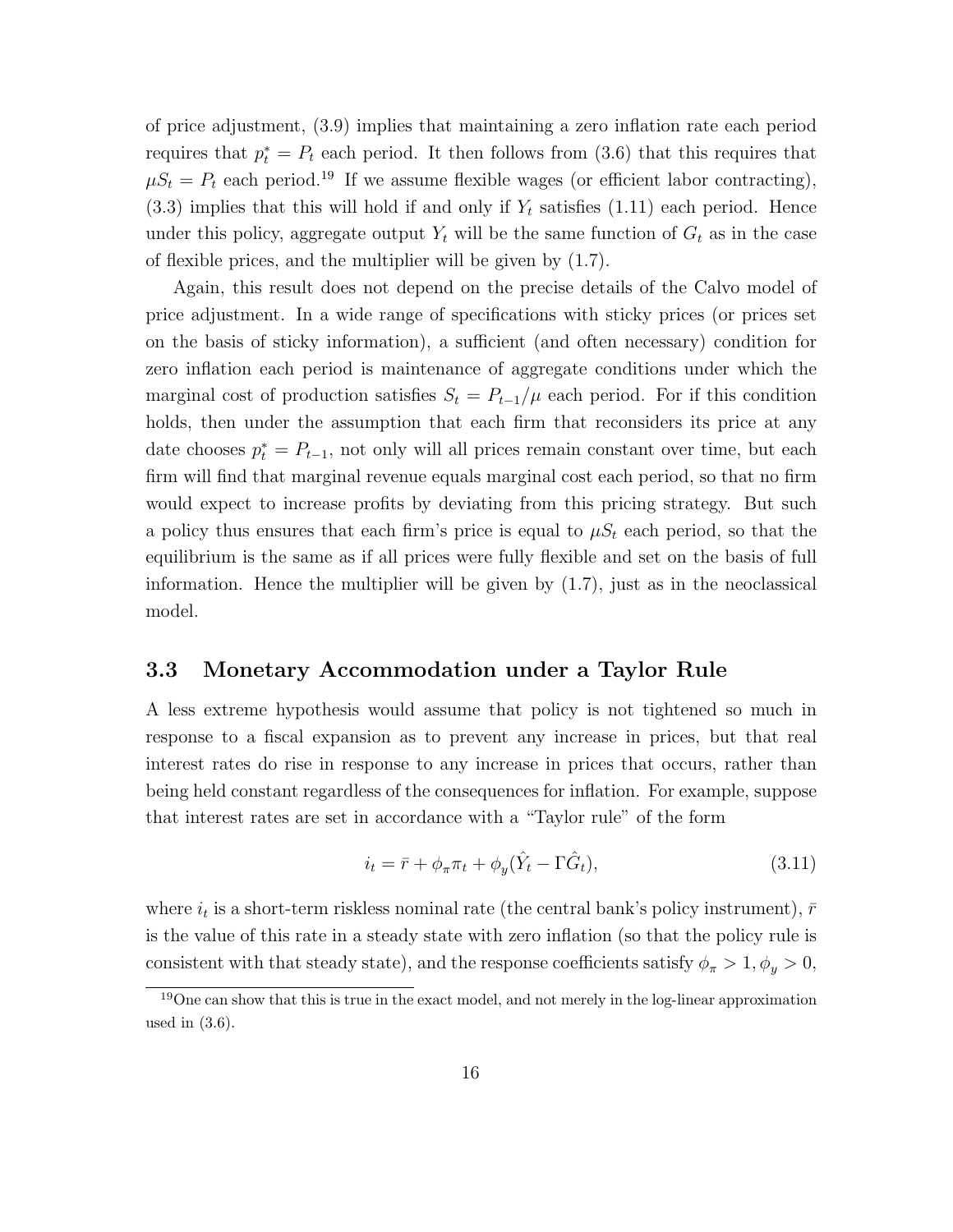of price adjustment, (3.9) implies that maintaining a zero inflation rate each period requires that $p_t^* = P_t$ each period. It then follows from (3.6) that this requires that $\mu S_t = P_t$ each period.[19] If we assume flexible wages (or efficient labor contracting), (3.3) implies that this will hold if and only if $Y_t$ satisfies (1.11) each period. Hence under this policy, aggregate output $Y_t$ will be the same function of $G_t$ as in the case of flexible prices, and the multiplier will be given by (1.7).

Again, this result does not depend on the precise details of the Calvo model of price adjustment. In a wide range of specifications with sticky prices (or prices set on the basis of sticky information), a sufficient (and often necessary) condition for zero inflation each period is maintenance of aggregate conditions under which the marginal cost of production satisfies $S_t = P_{t-1}/\mu$ each period. For if this condition holds, then under the assumption that each firm that reconsiders its price at any date chooses $p_t^* = P_{t-1}$, not only will all prices remain constant over time, but each firm will find that marginal revenue equals marginal cost each period, so that no firm would expect to increase profits by deviating from this pricing strategy. But such a policy thus ensures that each firm's price is equal to $\mu S_t$ each period, so that the equilibrium is the same as if all prices were fully flexible and set on the basis of full information. Hence the multiplier will be given by (1.7), just as in the neoclassical model.

### 3.3 Monetary Accommodation under a Taylor Rule

A less extreme hypothesis would assume that policy is not tightened so much in response to a fiscal expansion as to prevent any increase in prices, but that real interest rates do rise in response to any increase in prices that occurs, rather than being held constant regardless of the consequences for inflation. For example, suppose that interest rates are set in accordance with a "Taylor rule" of the form

$$i_t = \bar{r} + \phi_\pi \pi_t + \phi_y (\hat{Y}_t - \Gamma \hat{G}_t), \tag{3.11}$$

where $i_t$ is a short-term riskless nominal rate (the central bank's policy instrument), $\bar{r}$ is the value of this rate in a steady state with zero inflation (so that the policy rule is consistent with that steady state), and the response coefficients satisfy $\phi_\pi > 1, \phi_y > 0$,

[19] One can show that this is true in the exact model, and not merely in the log-linear approximation used in (3.6).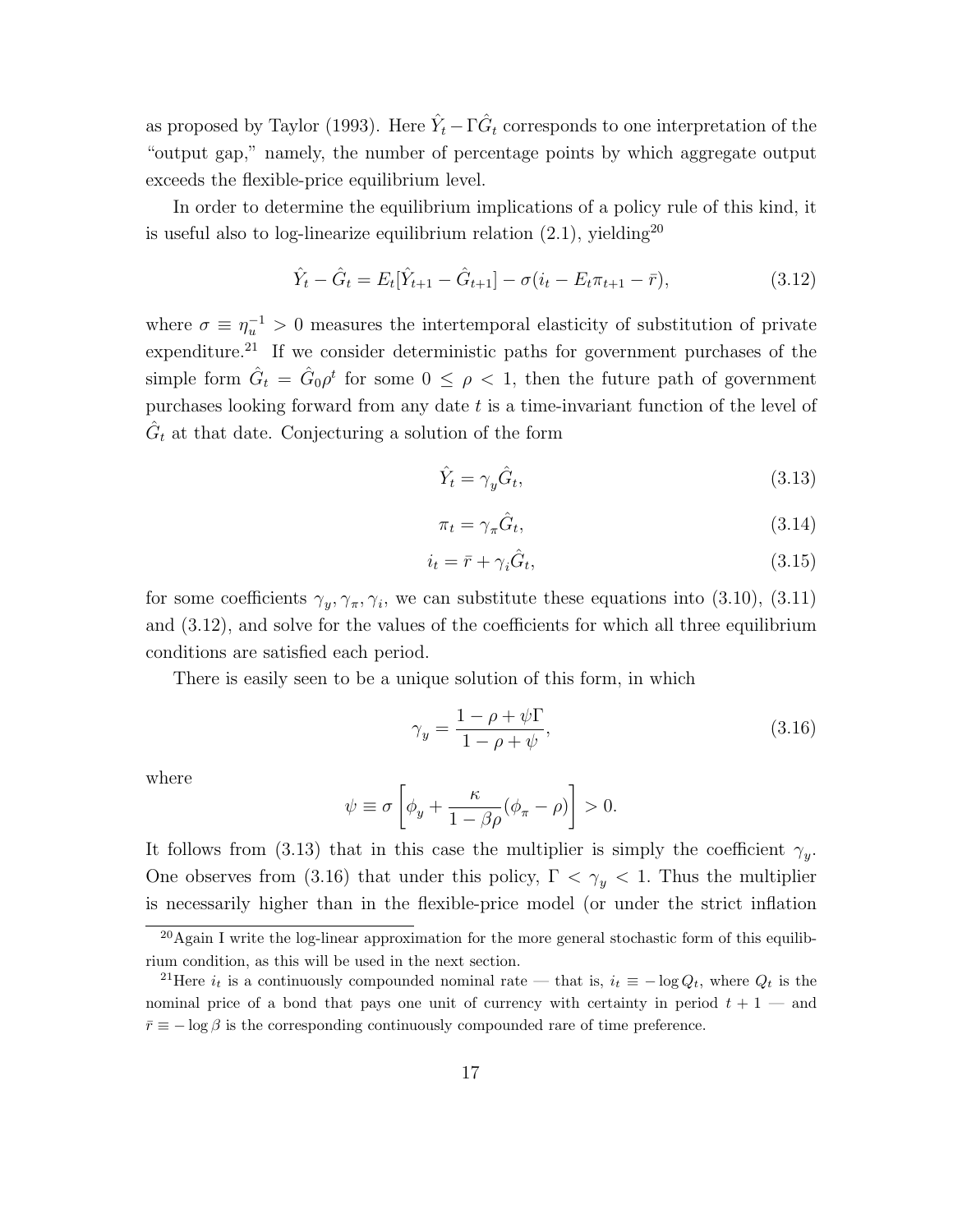as proposed by Taylor (1993). Here $\hat{Y}_t - \Gamma \hat{G}_t$ corresponds to one interpretation of the "output gap," namely, the number of percentage points by which aggregate output exceeds the flexible-price equilibrium level.

In order to determine the equilibrium implications of a policy rule of this kind, it is useful also to log-linearize equilibrium relation (2.1), yielding[20]

$$\hat{Y}_t - \hat{G}_t = E_t[\hat{Y}_{t+1} - \hat{G}_{t+1}] - \sigma(i_t - E_t\pi_{t+1} - \bar{r}), \tag{3.12}$$

where $\sigma \equiv \eta_u^{-1} > 0$ measures the intertemporal elasticity of substitution of private expenditure.[21] If we consider deterministic paths for government purchases of the simple form $\hat{G}_t = \hat{G}_0\rho^t$ for some $0 \leq \rho < 1$, then the future path of government purchases looking forward from any date $t$ is a time-invariant function of the level of $\hat{G}_t$ at that date. Conjecturing a solution of the form

$$\hat{Y}_t = \gamma_y \hat{G}_t, \tag{3.13}$$

$$\pi_t = \gamma_\pi \hat{G}_t, \tag{3.14}$$

$$i_t = \bar{r} + \gamma_i \hat{G}_t, \tag{3.15}$$

for some coefficients $\gamma_y, \gamma_\pi, \gamma_i$, we can substitute these equations into (3.10), (3.11) and (3.12), and solve for the values of the coefficients for which all three equilibrium conditions are satisfied each period.

There is easily seen to be a unique solution of this form, in which

$$\gamma_y = \frac{1 - \rho + \psi\Gamma}{1 - \rho + \psi}, \tag{3.16}$$

where

$$\psi \equiv \sigma \left[ \phi_y + \frac{\kappa}{1 - \beta\rho}(\phi_\pi - \rho) \right] > 0.$$

It follows from (3.13) that in this case the multiplier is simply the coefficient $\gamma_y$. One observes from (3.16) that under this policy, $\Gamma < \gamma_y < 1$. Thus the multiplier is necessarily higher than in the flexible-price model (or under the strict inflation

[20] Again I write the log-linear approximation for the more general stochastic form of this equilibrium condition, as this will be used in the next section.

[21] Here $i_t$ is a continuously compounded nominal rate — that is, $i_t \equiv -\log Q_t$, where $Q_t$ is the nominal price of a bond that pays one unit of currency with certainty in period $t + 1$ — and $\bar{r} \equiv -\log \beta$ is the corresponding continuously compounded rare of time preference.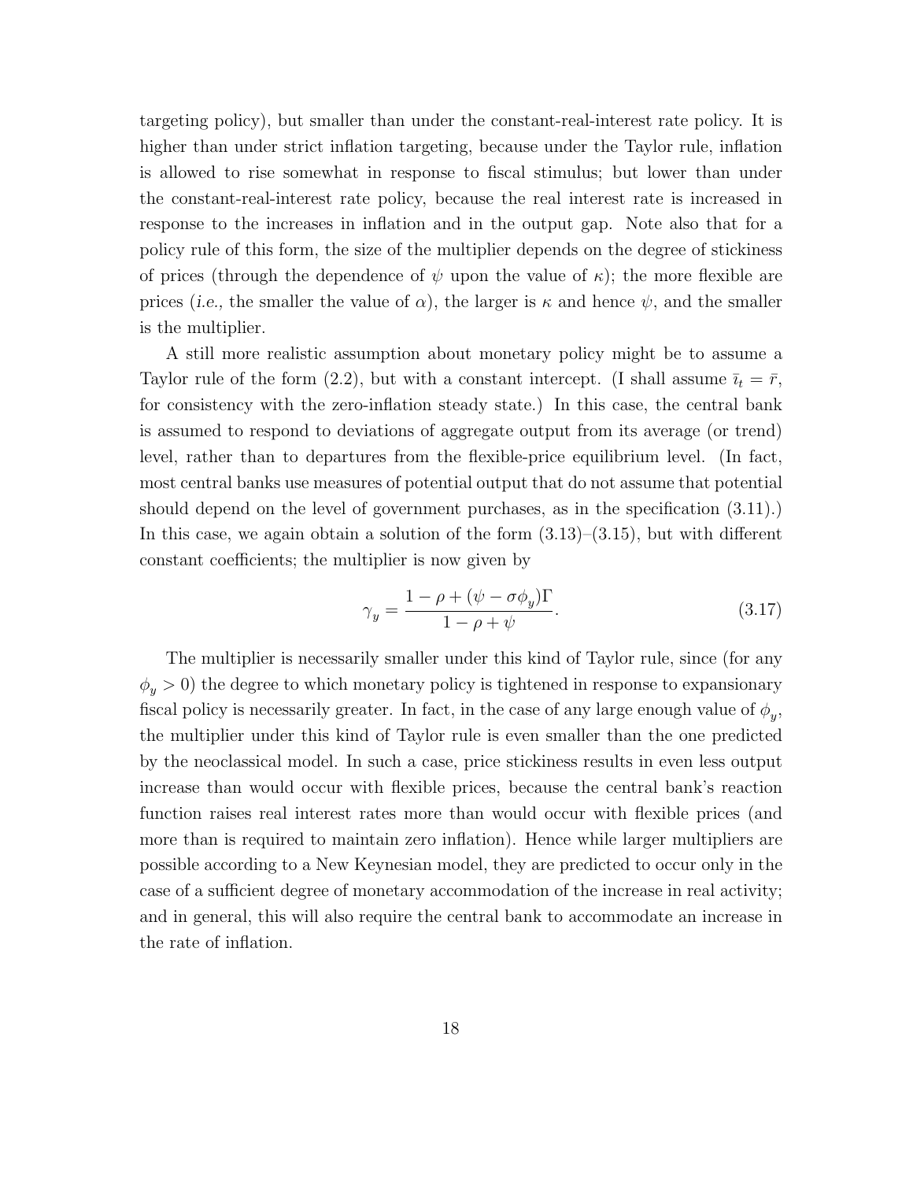targeting policy), but smaller than under the constant-real-interest rate policy. It is higher than under strict inflation targeting, because under the Taylor rule, inflation is allowed to rise somewhat in response to fiscal stimulus; but lower than under the constant-real-interest rate policy, because the real interest rate is increased in response to the increases in inflation and in the output gap. Note also that for a policy rule of this form, the size of the multiplier depends on the degree of stickiness of prices (through the dependence of $\psi$ upon the value of $\kappa$); the more flexible are prices (*i.e.,* the smaller the value of $\alpha$), the larger is $\kappa$ and hence $\psi$, and the smaller is the multiplier.

A still more realistic assumption about monetary policy might be to assume a Taylor rule of the form (2.2), but with a constant intercept. (I shall assume $\bar{\imath}_t = \bar{r}$, for consistency with the zero-inflation steady state.) In this case, the central bank is assumed to respond to deviations of aggregate output from its average (or trend) level, rather than to departures from the flexible-price equilibrium level. (In fact, most central banks use measures of potential output that do not assume that potential should depend on the level of government purchases, as in the specification (3.11).) In this case, we again obtain a solution of the form (3.13)–(3.15), but with different constant coefficients; the multiplier is now given by

$$\gamma_y = \frac{1 - \rho + (\psi - \sigma\phi_y)\Gamma}{1 - \rho + \psi}. \tag{3.17}$$

The multiplier is necessarily smaller under this kind of Taylor rule, since (for any $\phi_y > 0$) the degree to which monetary policy is tightened in response to expansionary fiscal policy is necessarily greater. In fact, in the case of any large enough value of $\phi_y$, the multiplier under this kind of Taylor rule is even smaller than the one predicted by the neoclassical model. In such a case, price stickiness results in even less output increase than would occur with flexible prices, because the central bank's reaction function raises real interest rates more than would occur with flexible prices (and more than is required to maintain zero inflation). Hence while larger multipliers are possible according to a New Keynesian model, they are predicted to occur only in the case of a sufficient degree of monetary accommodation of the increase in real activity; and in general, this will also require the central bank to accommodate an increase in the rate of inflation.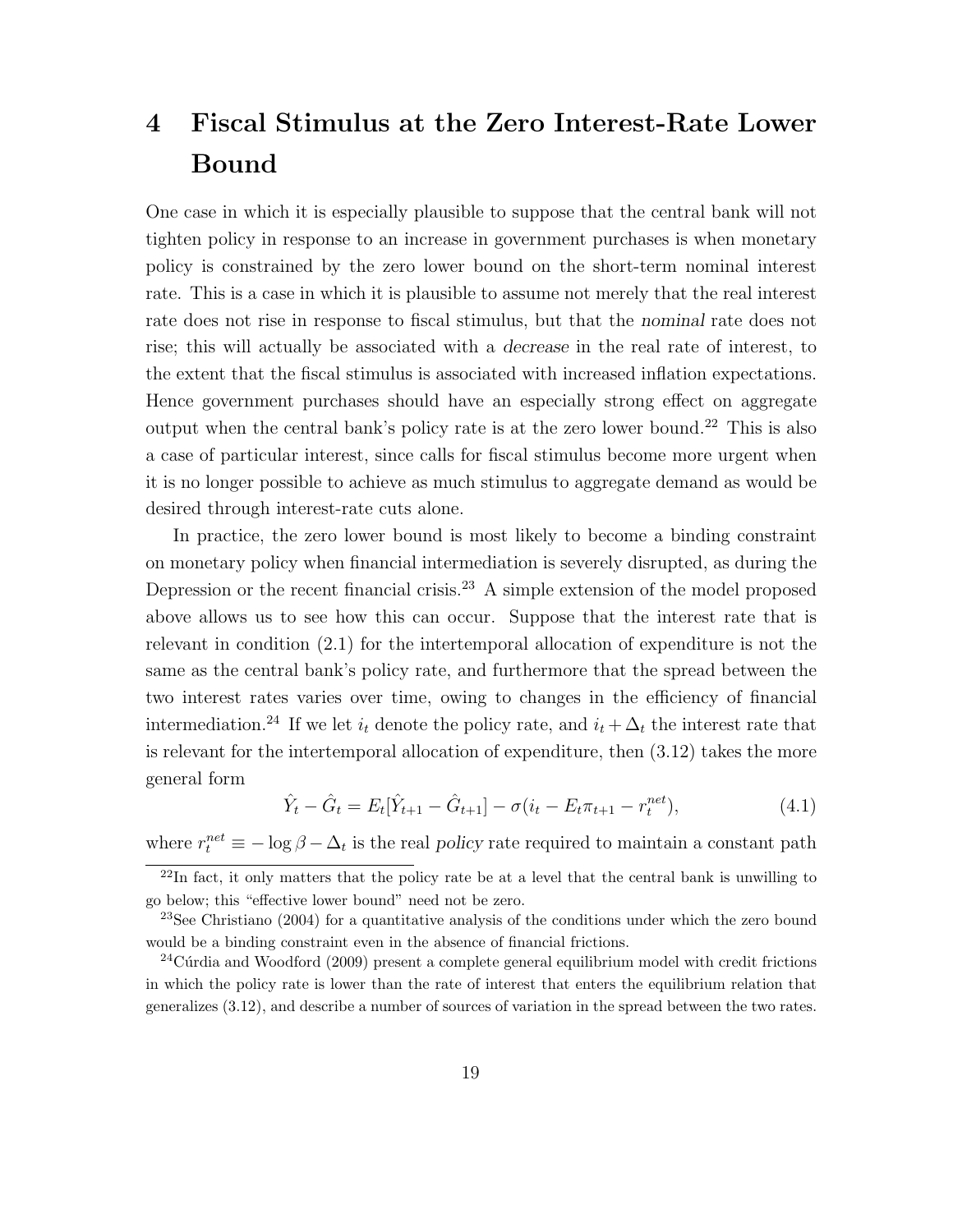# 4 Fiscal Stimulus at the Zero Interest-Rate Lower Bound

One case in which it is especially plausible to suppose that the central bank will not tighten policy in response to an increase in government purchases is when monetary policy is constrained by the zero lower bound on the short-term nominal interest rate. This is a case in which it is plausible to assume not merely that the real interest rate does not rise in response to fiscal stimulus, but that the *nominal* rate does not rise; this will actually be associated with a *decrease* in the real rate of interest, to the extent that the fiscal stimulus is associated with increased inflation expectations. Hence government purchases should have an especially strong effect on aggregate output when the central bank's policy rate is at the zero lower bound.[22] This is also a case of particular interest, since calls for fiscal stimulus become more urgent when it is no longer possible to achieve as much stimulus to aggregate demand as would be desired through interest-rate cuts alone.

In practice, the zero lower bound is most likely to become a binding constraint on monetary policy when financial intermediation is severely disrupted, as during the Depression or the recent financial crisis.[23] A simple extension of the model proposed above allows us to see how this can occur. Suppose that the interest rate that is relevant in condition (2.1) for the intertemporal allocation of expenditure is not the same as the central bank's policy rate, and furthermore that the spread between the two interest rates varies over time, owing to changes in the efficiency of financial intermediation.[24] If we let $i_t$ denote the policy rate, and $i_t + \Delta_t$ the interest rate that is relevant for the intertemporal allocation of expenditure, then (3.12) takes the more general form

$$\hat{Y}_t - \hat{G}_t = E_t[\hat{Y}_{t+1} - \hat{G}_{t+1}] - \sigma(i_t - E_t \pi_{t+1} - r_t^{net}), \tag{4.1}$$

where $r_t^{net} \equiv -\log \beta - \Delta_t$ is the real *policy* rate required to maintain a constant path

[22] In fact, it only matters that the policy rate be at a level that the central bank is unwilling to go below; this "effective lower bound" need not be zero.

[23] See Christiano (2004) for a quantitative analysis of the conditions under which the zero bound would be a binding constraint even in the absence of financial frictions.

[24] Cúrdia and Woodford (2009) present a complete general equilibrium model with credit frictions in which the policy rate is lower than the rate of interest that enters the equilibrium relation that generalizes (3.12), and describe a number of sources of variation in the spread between the two rates.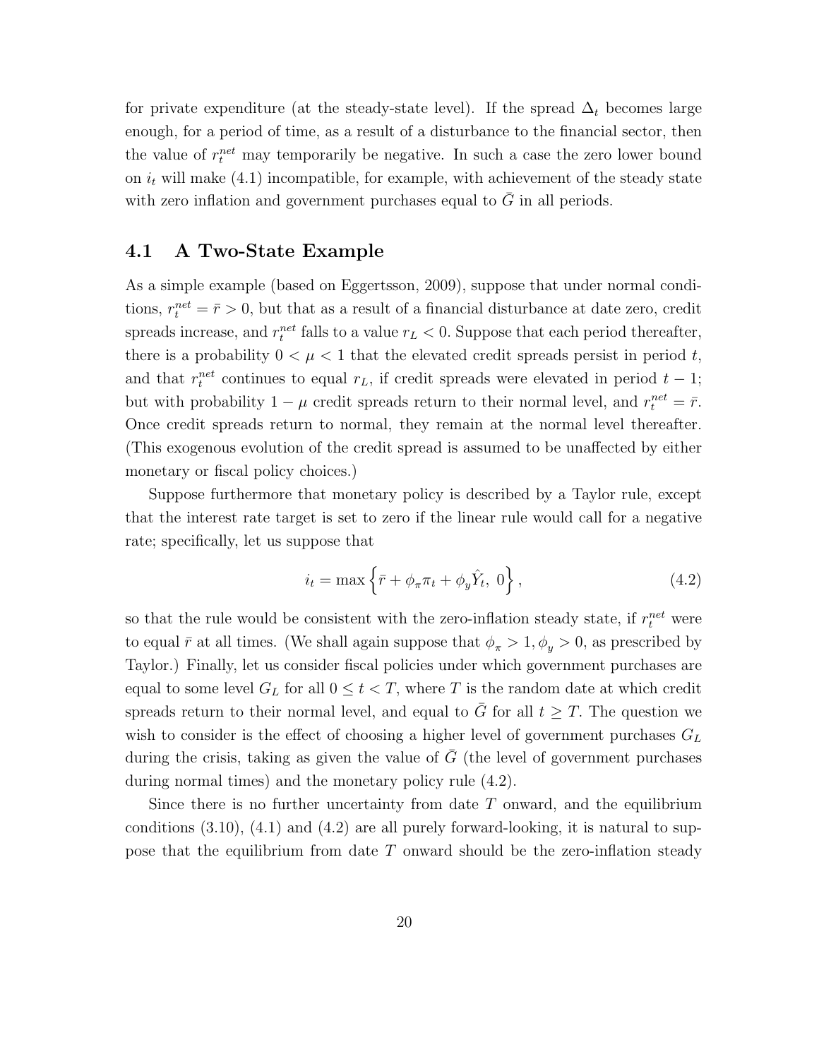for private expenditure (at the steady-state level). If the spread $\Delta_t$ becomes large enough, for a period of time, as a result of a disturbance to the financial sector, then the value of $r_t^{net}$ may temporarily be negative. In such a case the zero lower bound on $i_t$ will make (4.1) incompatible, for example, with achievement of the steady state with zero inflation and government purchases equal to $\bar{G}$ in all periods.

## 4.1 A Two-State Example

As a simple example (based on Eggertsson, 2009), suppose that under normal conditions, $r_t^{net} = \bar{r} > 0$, but that as a result of a financial disturbance at date zero, credit spreads increase, and $r_t^{net}$ falls to a value $r_L < 0$. Suppose that each period thereafter, there is a probability $0 < \mu < 1$ that the elevated credit spreads persist in period $t$, and that $r_t^{net}$ continues to equal $r_L$, if credit spreads were elevated in period $t-1$; but with probability $1-\mu$ credit spreads return to their normal level, and $r_t^{net} = \bar{r}$. Once credit spreads return to normal, they remain at the normal level thereafter. (This exogenous evolution of the credit spread is assumed to be unaffected by either monetary or fiscal policy choices.)

Suppose furthermore that monetary policy is described by a Taylor rule, except that the interest rate target is set to zero if the linear rule would call for a negative rate; specifically, let us suppose that

$$i_t = \max\left\{\bar{r} + \phi_\pi \pi_t + \phi_y \hat{Y}_t,\ 0\right\}, \tag{4.2}$$

so that the rule would be consistent with the zero-inflation steady state, if $r_t^{net}$ were to equal $\bar{r}$ at all times. (We shall again suppose that $\phi_\pi > 1, \phi_y > 0$, as prescribed by Taylor.) Finally, let us consider fiscal policies under which government purchases are equal to some level $G_L$ for all $0 \leq t < T$, where $T$ is the random date at which credit spreads return to their normal level, and equal to $\bar{G}$ for all $t \geq T$. The question we wish to consider is the effect of choosing a higher level of government purchases $G_L$ during the crisis, taking as given the value of $\bar{G}$ (the level of government purchases during normal times) and the monetary policy rule (4.2).

Since there is no further uncertainty from date $T$ onward, and the equilibrium conditions (3.10), (4.1) and (4.2) are all purely forward-looking, it is natural to suppose that the equilibrium from date $T$ onward should be the zero-inflation steady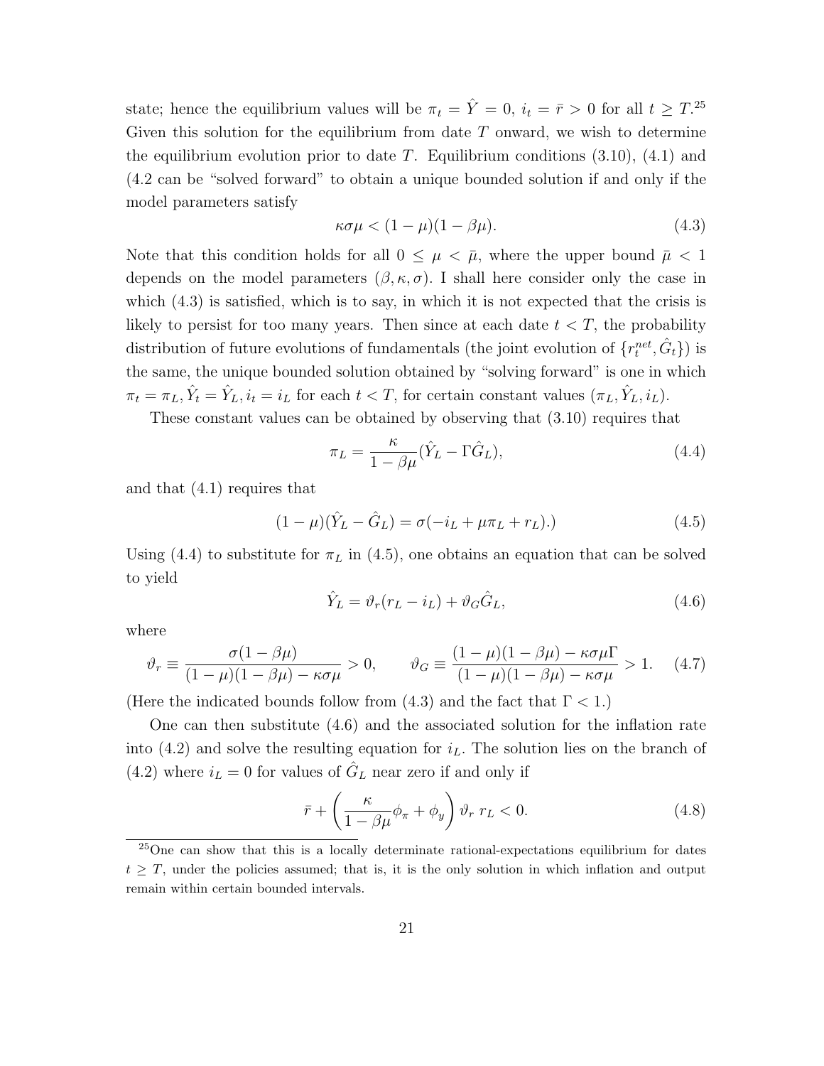state; hence the equilibrium values will be $\pi_t = \hat{Y} = 0$, $i_t = \bar{r} > 0$ for all $t \geq T$.[25] Given this solution for the equilibrium from date $T$ onward, we wish to determine the equilibrium evolution prior to date $T$. Equilibrium conditions (3.10), (4.1) and (4.2 can be "solved forward" to obtain a unique bounded solution if and only if the model parameters satisfy

$$\kappa\sigma\mu < (1-\mu)(1-\beta\mu). \tag{4.3}$$

Note that this condition holds for all $0 \leq \mu < \bar{\mu}$, where the upper bound $\bar{\mu} < 1$ depends on the model parameters $(\beta, \kappa, \sigma)$. I shall here consider only the case in which (4.3) is satisfied, which is to say, in which it is not expected that the crisis is likely to persist for too many years. Then since at each date $t < T$, the probability distribution of future evolutions of fundamentals (the joint evolution of $\{r_t^{net}, \hat{G}_t\}$) is the same, the unique bounded solution obtained by "solving forward" is one in which $\pi_t = \pi_L, \hat{Y}_t = \hat{Y}_L, i_t = i_L$ for each $t < T$, for certain constant values $(\pi_L, \hat{Y}_L, i_L)$.

These constant values can be obtained by observing that (3.10) requires that

$$\pi_L = \frac{\kappa}{1-\beta\mu}(\hat{Y}_L - \Gamma\hat{G}_L), \tag{4.4}$$

and that (4.1) requires that

$$(1-\mu)(\hat{Y}_L - \hat{G}_L) = \sigma(-i_L + \mu\pi_L + r_L).) \tag{4.5}$$

Using (4.4) to substitute for $\pi_L$ in (4.5), one obtains an equation that can be solved to yield

$$\hat{Y}_L = \vartheta_r(r_L - i_L) + \vartheta_G\hat{G}_L, \tag{4.6}$$

where

$$\vartheta_r \equiv \frac{\sigma(1-\beta\mu)}{(1-\mu)(1-\beta\mu) - \kappa\sigma\mu} > 0, \qquad \vartheta_G \equiv \frac{(1-\mu)(1-\beta\mu) - \kappa\sigma\mu\Gamma}{(1-\mu)(1-\beta\mu) - \kappa\sigma\mu} > 1. \tag{4.7}$$

(Here the indicated bounds follow from (4.3) and the fact that $\Gamma < 1$.)

One can then substitute (4.6) and the associated solution for the inflation rate into (4.2) and solve the resulting equation for $i_L$. The solution lies on the branch of (4.2) where $i_L = 0$ for values of $\hat{G}_L$ near zero if and only if

$$\bar{r} + \left(\frac{\kappa}{1-\beta\mu}\phi_\pi + \phi_y\right)\vartheta_r\, r_L < 0. \tag{4.8}$$

[25] One can show that this is a locally determinate rational-expectations equilibrium for dates $t \geq T$, under the policies assumed; that is, it is the only solution in which inflation and output remain within certain bounded intervals.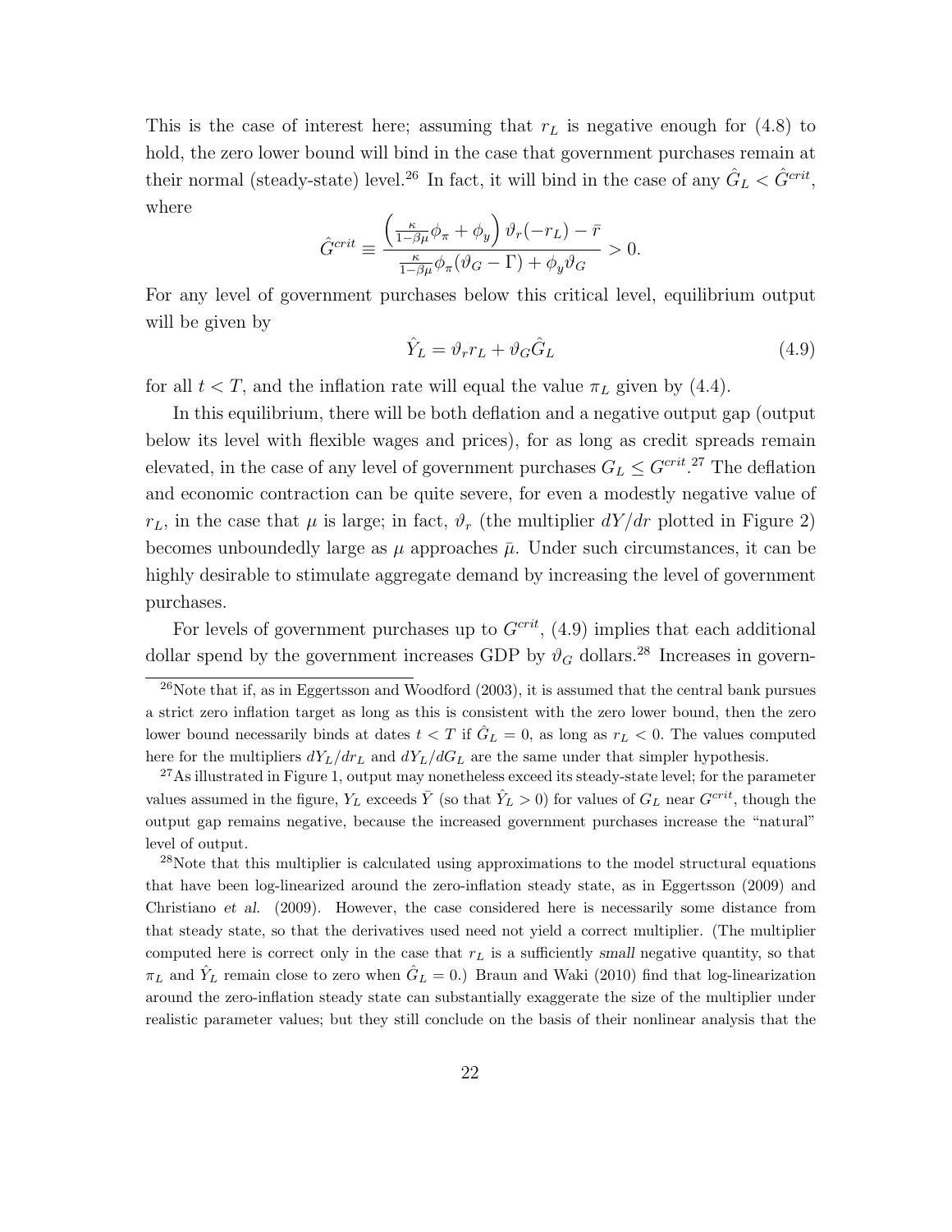This is the case of interest here; assuming that $r_L$ is negative enough for (4.8) to hold, the zero lower bound will bind in the case that government purchases remain at their normal (steady-state) level.[26] In fact, it will bind in the case of any $\hat{G}_L < \hat{G}^{crit}$, where

$$\hat{G}^{crit} \equiv \frac{\left(\frac{\kappa}{1-\beta\mu}\phi_\pi + \phi_y\right)\vartheta_r(-r_L) - \bar{r}}{\frac{\kappa}{1-\beta\mu}\phi_\pi(\vartheta_G - \Gamma) + \phi_y\vartheta_G} > 0.$$

For any level of government purchases below this critical level, equilibrium output will be given by

$$\hat{Y}_L = \vartheta_r r_L + \vartheta_G \hat{G}_L \tag{4.9}$$

for all $t < T$, and the inflation rate will equal the value $\pi_L$ given by (4.4).

In this equilibrium, there will be both deflation and a negative output gap (output below its level with flexible wages and prices), for as long as credit spreads remain elevated, in the case of any level of government purchases $G_L \leq G^{crit}$.[27] The deflation and economic contraction can be quite severe, for even a modestly negative value of $r_L$, in the case that $\mu$ is large; in fact, $\vartheta_r$ (the multiplier $dY/dr$ plotted in Figure 2) becomes unboundedly large as $\mu$ approaches $\bar{\mu}$. Under such circumstances, it can be highly desirable to stimulate aggregate demand by increasing the level of government purchases.

For levels of government purchases up to $G^{crit}$, (4.9) implies that each additional dollar spend by the government increases GDP by $\vartheta_G$ dollars.[28] Increases in govern-

[26] Note that if, as in Eggertsson and Woodford (2003), it is assumed that the central bank pursues a strict zero inflation target as long as this is consistent with the zero lower bound, then the zero lower bound necessarily binds at dates $t < T$ if $\hat{G}_L = 0$, as long as $r_L < 0$. The values computed here for the multipliers $dY_L/dr_L$ and $dY_L/dG_L$ are the same under that simpler hypothesis.

[27] As illustrated in Figure 1, output may nonetheless exceed its steady-state level; for the parameter values assumed in the figure, $Y_L$ exceeds $\bar{Y}$ (so that $\hat{Y}_L > 0$) for values of $G_L$ near $G^{crit}$, though the output gap remains negative, because the increased government purchases increase the "natural" level of output.

[28] Note that this multiplier is calculated using approximations to the model structural equations that have been log-linearized around the zero-inflation steady state, as in Eggertsson (2009) and Christiano *et al.* (2009). However, the case considered here is necessarily some distance from that steady state, so that the derivatives used need not yield a correct multiplier. (The multiplier computed here is correct only in the case that $r_L$ is a sufficiently *small* negative quantity, so that $\pi_L$ and $\hat{Y}_L$ remain close to zero when $\hat{G}_L = 0$.) Braun and Waki (2010) find that log-linearization around the zero-inflation steady state can substantially exaggerate the size of the multiplier under realistic parameter values; but they still conclude on the basis of their nonlinear analysis that the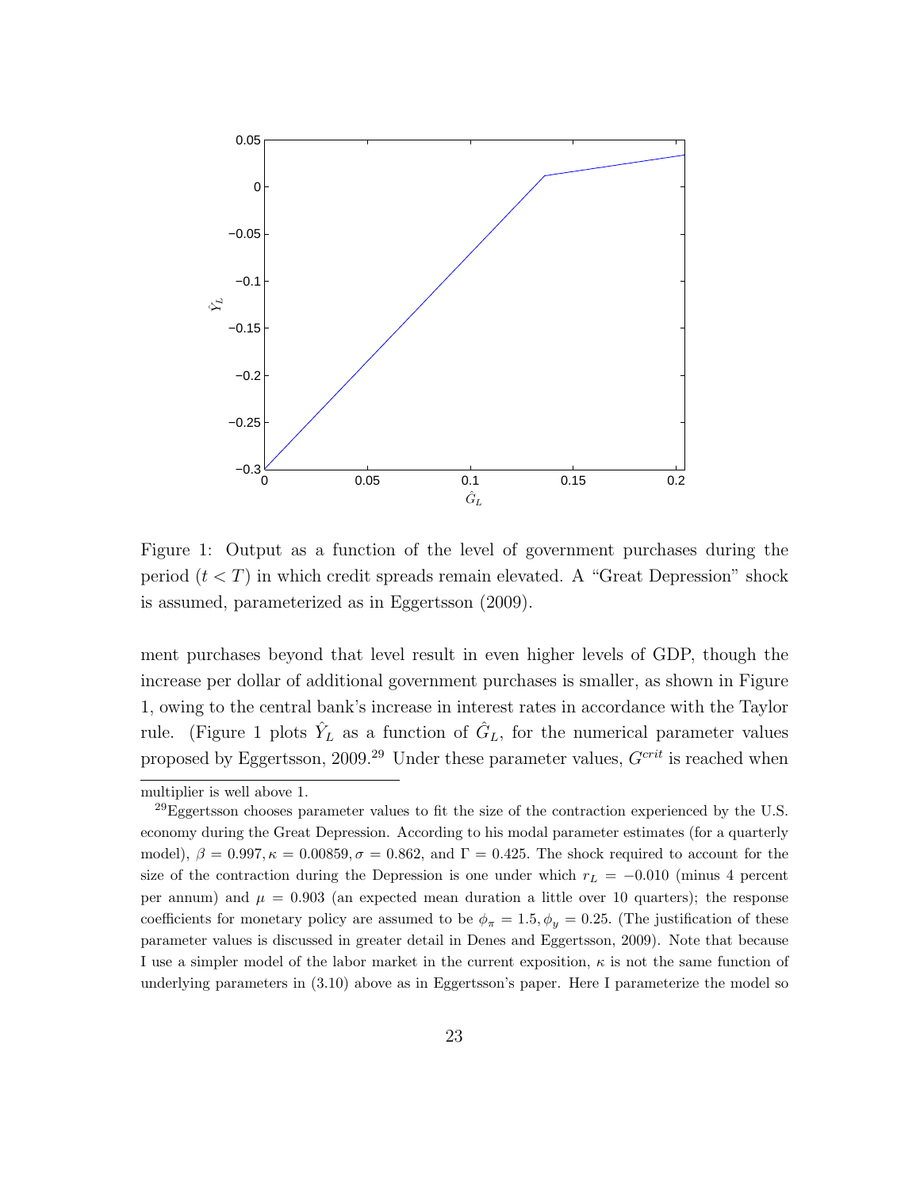Figure 1: Output as a function of the level of government purchases during the period ($t < T$) in which credit spreads remain elevated. A "Great Depression" shock is assumed, parameterized as in Eggertsson (2009).

ment purchases beyond that level result in even higher levels of GDP, though the increase per dollar of additional government purchases is smaller, as shown in Figure 1, owing to the central bank's increase in interest rates in accordance with the Taylor rule. (Figure 1 plots $\hat{Y}_L$ as a function of $\hat{G}_L$, for the numerical parameter values proposed by Eggertsson, 2009.[29] Under these parameter values, $G^{crit}$ is reached when

---

multiplier is well above 1.

[29] Eggertsson chooses parameter values to fit the size of the contraction experienced by the U.S. economy during the Great Depression. According to his modal parameter estimates (for a quarterly model), $\beta = 0.997, \kappa = 0.00859, \sigma = 0.862$, and $\Gamma = 0.425$. The shock required to account for the size of the contraction during the Depression is one under which $r_L = -0.010$ (minus 4 percent per annum) and $\mu = 0.903$ (an expected mean duration a little over 10 quarters); the response coefficients for monetary policy are assumed to be $\phi_\pi = 1.5, \phi_y = 0.25$. (The justification of these parameter values is discussed in greater detail in Denes and Eggertsson, 2009). Note that because I use a simpler model of the labor market in the current exposition, $\kappa$ is not the same function of underlying parameters in (3.10) above as in Eggertsson's paper. Here I parameterize the model so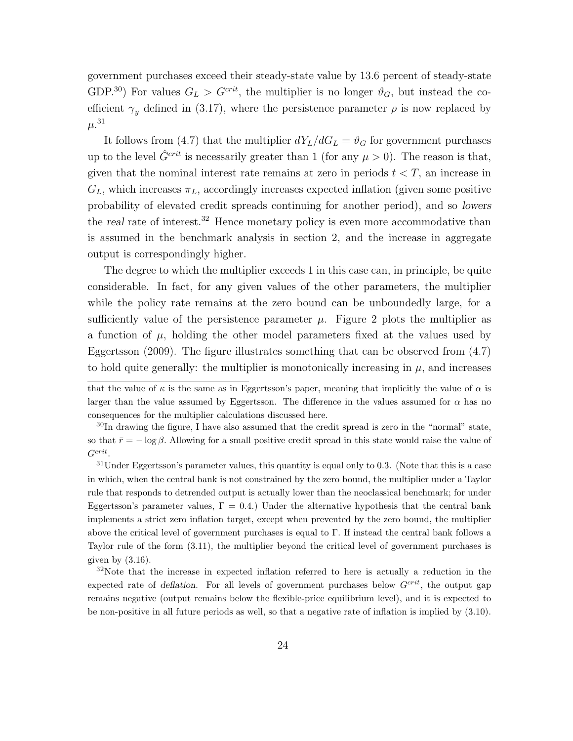government purchases exceed their steady-state value by 13.6 percent of steady-state GDP.[30]) For values $G_L > G^{crit}$, the multiplier is no longer $\vartheta_G$, but instead the coefficient $\gamma_y$ defined in (3.17), where the persistence parameter $\rho$ is now replaced by $\mu$.[31]

It follows from (4.7) that the multiplier $dY_L/dG_L = \vartheta_G$ for government purchases up to the level $\hat{G}^{crit}$ is necessarily greater than 1 (for any $\mu > 0$). The reason is that, given that the nominal interest rate remains at zero in periods $t < T$, an increase in $G_L$, which increases $\pi_L$, accordingly increases expected inflation (given some positive probability of elevated credit spreads continuing for another period), and so *lowers* the *real* rate of interest.[32] Hence monetary policy is even more accommodative than is assumed in the benchmark analysis in section 2, and the increase in aggregate output is correspondingly higher.

The degree to which the multiplier exceeds 1 in this case can, in principle, be quite considerable. In fact, for any given values of the other parameters, the multiplier while the policy rate remains at the zero bound can be unboundedly large, for a sufficiently value of the persistence parameter $\mu$. Figure 2 plots the multiplier as a function of $\mu$, holding the other model parameters fixed at the values used by Eggertsson (2009). The figure illustrates something that can be observed from (4.7) to hold quite generally: the multiplier is monotonically increasing in $\mu$, and increases

---

that the value of $\kappa$ is the same as in Eggertsson's paper, meaning that implicitly the value of $\alpha$ is larger than the value assumed by Eggertsson. The difference in the values assumed for $\alpha$ has no consequences for the multiplier calculations discussed here.

[30] In drawing the figure, I have also assumed that the credit spread is zero in the "normal" state, so that $\bar{r} = -\log \beta$. Allowing for a small positive credit spread in this state would raise the value of $G^{crit}$.

[31] Under Eggertsson's parameter values, this quantity is equal only to 0.3. (Note that this is a case in which, when the central bank is not constrained by the zero bound, the multiplier under a Taylor rule that responds to detrended output is actually lower than the neoclassical benchmark; for under Eggertsson's parameter values, $\Gamma = 0.4$.) Under the alternative hypothesis that the central bank implements a strict zero inflation target, except when prevented by the zero bound, the multiplier above the critical level of government purchases is equal to $\Gamma$. If instead the central bank follows a Taylor rule of the form (3.11), the multiplier beyond the critical level of government purchases is given by (3.16).

[32] Note that the increase in expected inflation referred to here is actually a reduction in the expected rate of *deflation.* For all levels of government purchases below $G^{crit}$, the output gap remains negative (output remains below the flexible-price equilibrium level), and it is expected to be non-positive in all future periods as well, so that a negative rate of inflation is implied by (3.10).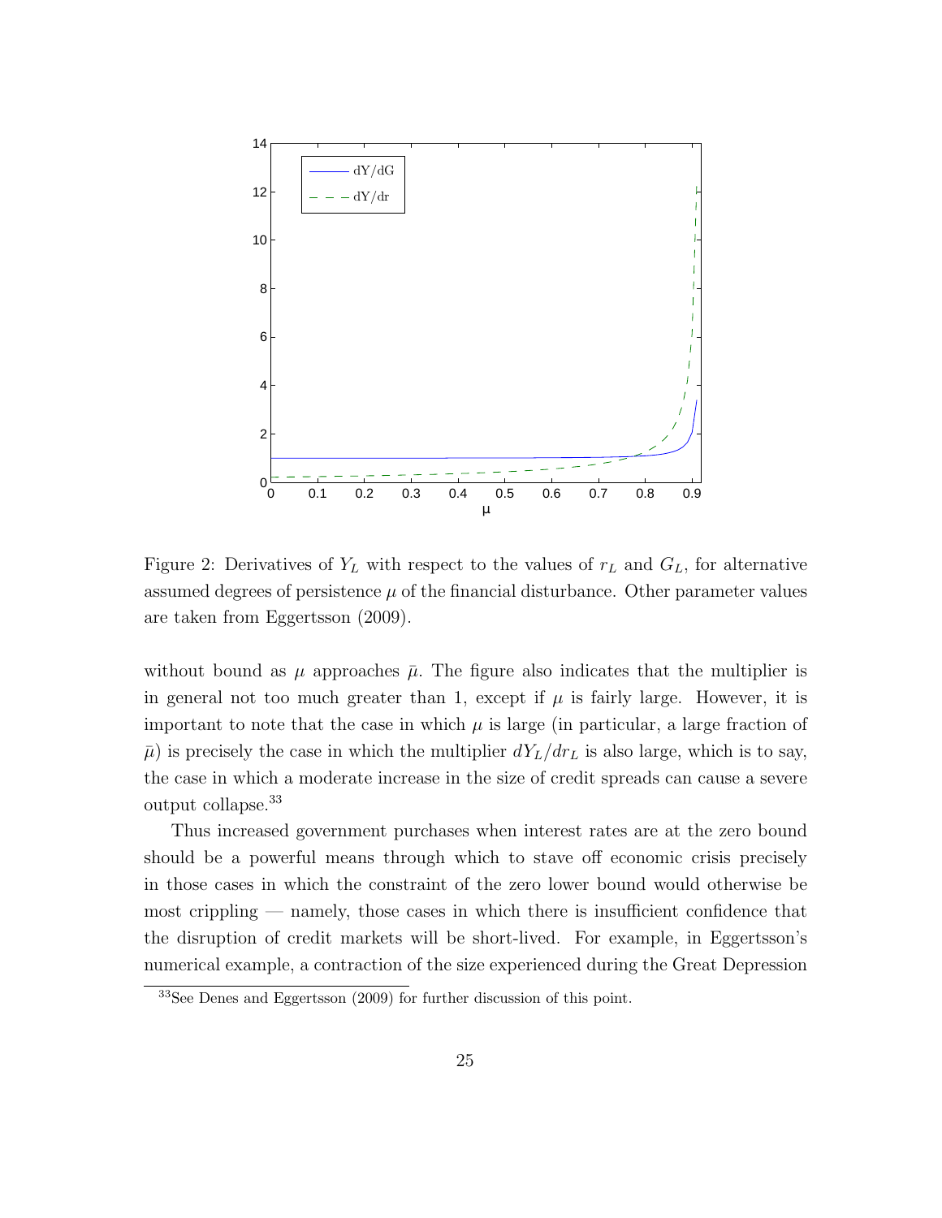Figure 2: Derivatives of $Y_L$ with respect to the values of $r_L$ and $G_L$, for alternative assumed degrees of persistence $\mu$ of the financial disturbance. Other parameter values are taken from Eggertsson (2009).

without bound as $\mu$ approaches $\bar{\mu}$. The figure also indicates that the multiplier is in general not too much greater than 1, except if $\mu$ is fairly large. However, it is important to note that the case in which $\mu$ is large (in particular, a large fraction of $\bar{\mu}$) is precisely the case in which the multiplier $dY_L/dr_L$ is also large, which is to say, the case in which a moderate increase in the size of credit spreads can cause a severe output collapse.[33]

Thus increased government purchases when interest rates are at the zero bound should be a powerful means through which to stave off economic crisis precisely in those cases in which the constraint of the zero lower bound would otherwise be most crippling — namely, those cases in which there is insufficient confidence that the disruption of credit markets will be short-lived. For example, in Eggertsson's numerical example, a contraction of the size experienced during the Great Depression

[33] See Denes and Eggertsson (2009) for further discussion of this point.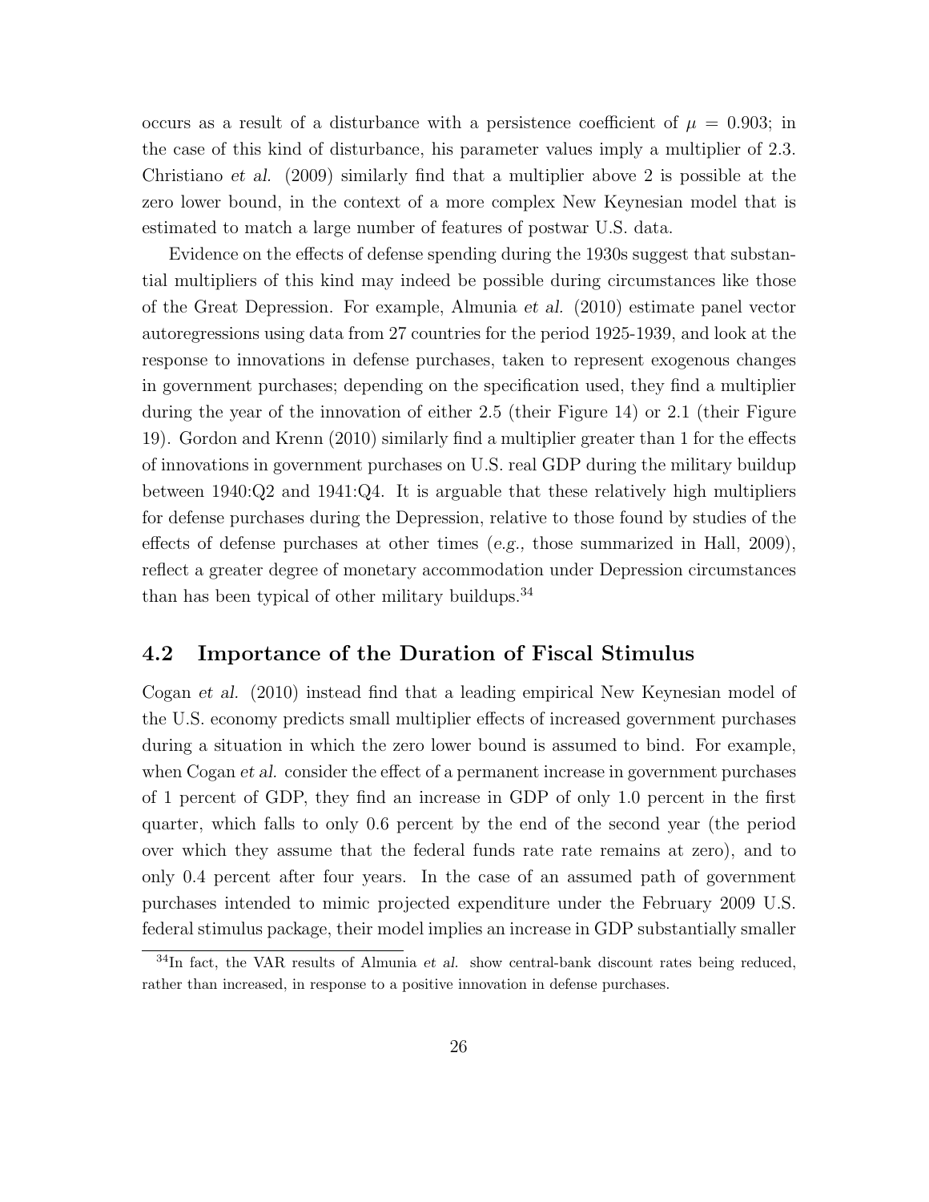occurs as a result of a disturbance with a persistence coefficient of $\mu = 0.903$; in the case of this kind of disturbance, his parameter values imply a multiplier of 2.3. Christiano *et al.* (2009) similarly find that a multiplier above 2 is possible at the zero lower bound, in the context of a more complex New Keynesian model that is estimated to match a large number of features of postwar U.S. data.

Evidence on the effects of defense spending during the 1930s suggest that substantial multipliers of this kind may indeed be possible during circumstances like those of the Great Depression. For example, Almunia *et al.* (2010) estimate panel vector autoregressions using data from 27 countries for the period 1925-1939, and look at the response to innovations in defense purchases, taken to represent exogenous changes in government purchases; depending on the specification used, they find a multiplier during the year of the innovation of either 2.5 (their Figure 14) or 2.1 (their Figure 19). Gordon and Krenn (2010) similarly find a multiplier greater than 1 for the effects of innovations in government purchases on U.S. real GDP during the military buildup between 1940:Q2 and 1941:Q4. It is arguable that these relatively high multipliers for defense purchases during the Depression, relative to those found by studies of the effects of defense purchases at other times (*e.g.,* those summarized in Hall, 2009), reflect a greater degree of monetary accommodation under Depression circumstances than has been typical of other military buildups.[34]

## 4.2 Importance of the Duration of Fiscal Stimulus

Cogan *et al.* (2010) instead find that a leading empirical New Keynesian model of the U.S. economy predicts small multiplier effects of increased government purchases during a situation in which the zero lower bound is assumed to bind. For example, when Cogan *et al.* consider the effect of a permanent increase in government purchases of 1 percent of GDP, they find an increase in GDP of only 1.0 percent in the first quarter, which falls to only 0.6 percent by the end of the second year (the period over which they assume that the federal funds rate rate remains at zero), and to only 0.4 percent after four years. In the case of an assumed path of government purchases intended to mimic projected expenditure under the February 2009 U.S. federal stimulus package, their model implies an increase in GDP substantially smaller

[34] In fact, the VAR results of Almunia *et al.* show central-bank discount rates being reduced, rather than increased, in response to a positive innovation in defense purchases.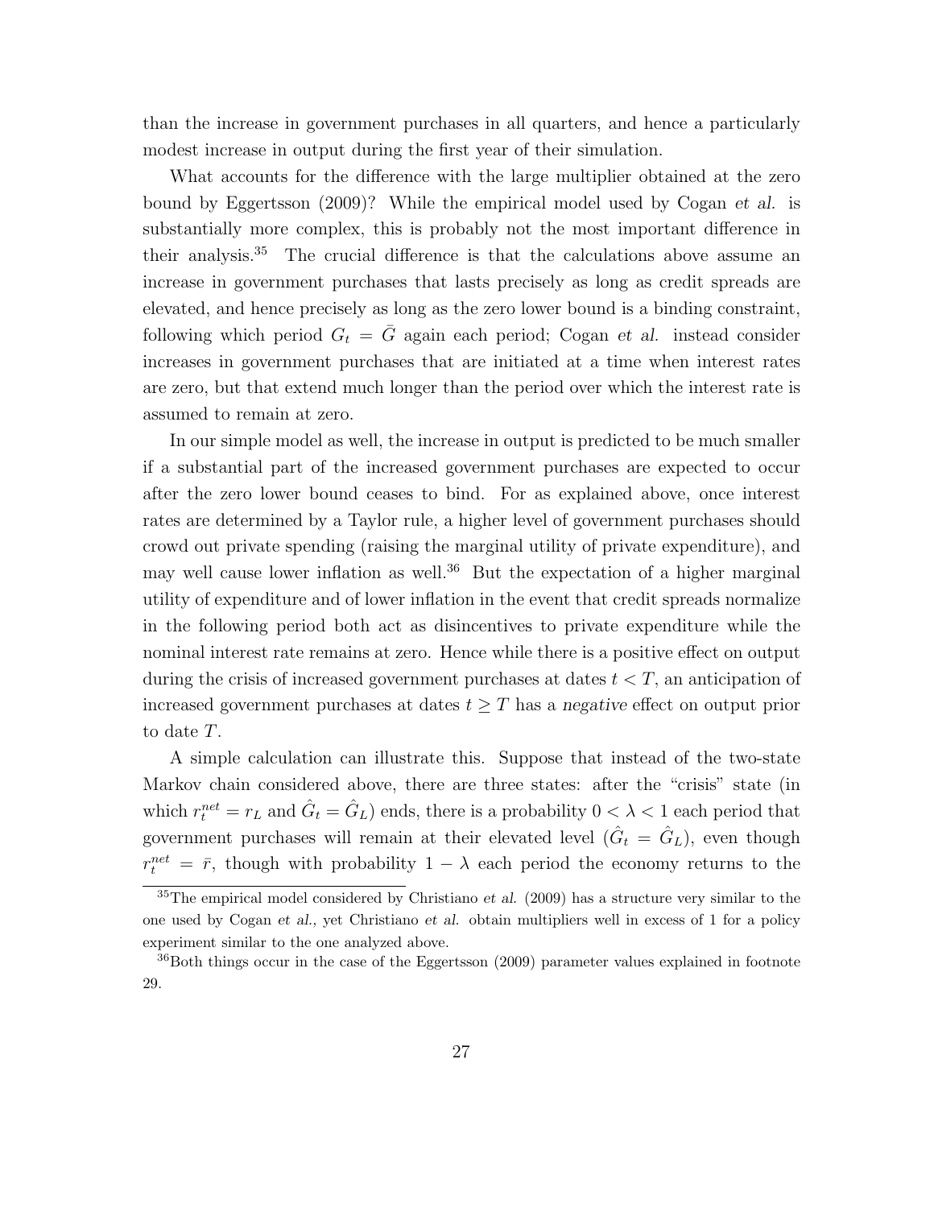than the increase in government purchases in all quarters, and hence a particularly modest increase in output during the first year of their simulation.

What accounts for the difference with the large multiplier obtained at the zero bound by Eggertsson (2009)? While the empirical model used by Cogan *et al.* is substantially more complex, this is probably not the most important difference in their analysis.[35] The crucial difference is that the calculations above assume an increase in government purchases that lasts precisely as long as credit spreads are elevated, and hence precisely as long as the zero lower bound is a binding constraint, following which period $G_t = \bar{G}$ again each period; Cogan *et al.* instead consider increases in government purchases that are initiated at a time when interest rates are zero, but that extend much longer than the period over which the interest rate is assumed to remain at zero.

In our simple model as well, the increase in output is predicted to be much smaller if a substantial part of the increased government purchases are expected to occur after the zero lower bound ceases to bind. For as explained above, once interest rates are determined by a Taylor rule, a higher level of government purchases should crowd out private spending (raising the marginal utility of private expenditure), and may well cause lower inflation as well.[36] But the expectation of a higher marginal utility of expenditure and of lower inflation in the event that credit spreads normalize in the following period both act as disincentives to private expenditure while the nominal interest rate remains at zero. Hence while there is a positive effect on output during the crisis of increased government purchases at dates $t < T$, an anticipation of increased government purchases at dates $t \geq T$ has a *negative* effect on output prior to date $T$.

A simple calculation can illustrate this. Suppose that instead of the two-state Markov chain considered above, there are three states: after the "crisis" state (in which $r_t^{net} = r_L$ and $\hat{G}_t = \hat{G}_L$) ends, there is a probability $0 < \lambda < 1$ each period that government purchases will remain at their elevated level ($\hat{G}_t = \hat{G}_L$), even though $r_t^{net} = \bar{r}$, though with probability $1 - \lambda$ each period the economy returns to the

[35] The empirical model considered by Christiano *et al.* (2009) has a structure very similar to the one used by Cogan *et al.*, yet Christiano *et al.* obtain multipliers well in excess of 1 for a policy experiment similar to the one analyzed above.

[36] Both things occur in the case of the Eggertsson (2009) parameter values explained in footnote 29.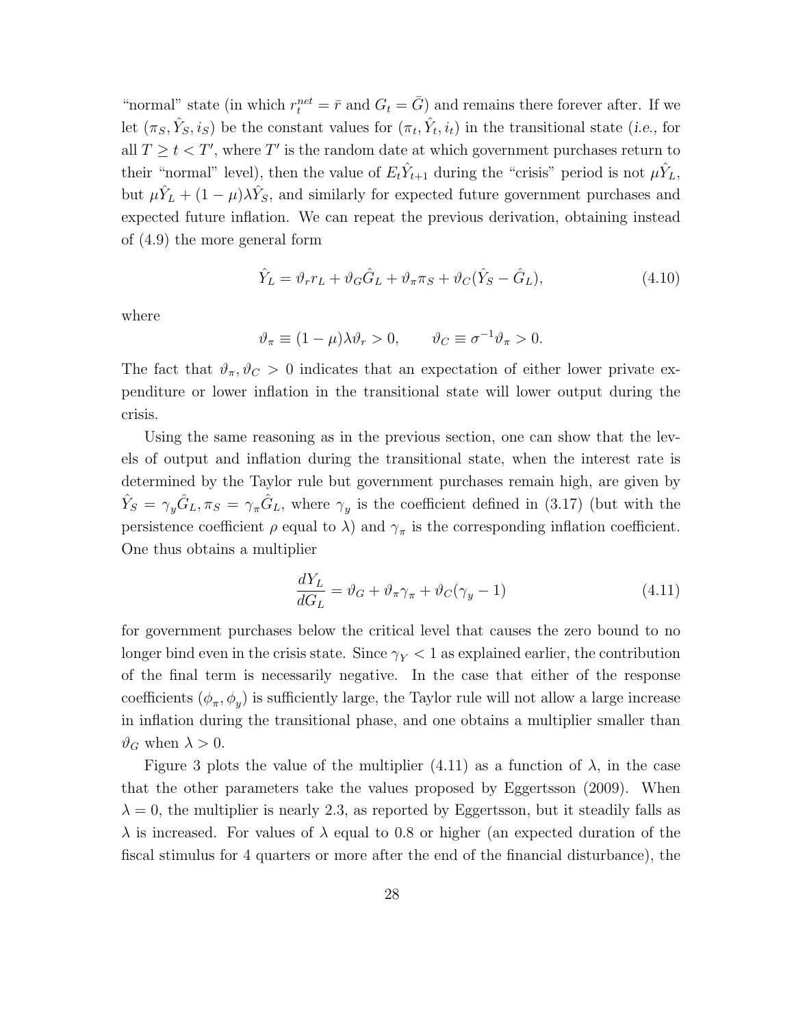"normal" state (in which $r_t^{net} = \bar{r}$ and $G_t = \bar{G}$) and remains there forever after. If we let $(\pi_S, \hat{Y}_S, i_S)$ be the constant values for $(\pi_t, \hat{Y}_t, i_t)$ in the transitional state (*i.e.*, for all $T \geq t < T'$, where $T'$ is the random date at which government purchases return to their "normal" level), then the value of $E_t\hat{Y}_{t+1}$ during the "crisis" period is not $\mu\hat{Y}_L$, but $\mu\hat{Y}_L + (1-\mu)\lambda\hat{Y}_S$, and similarly for expected future government purchases and expected future inflation. We can repeat the previous derivation, obtaining instead of (4.9) the more general form

$$\hat{Y}_L = \vartheta_r r_L + \vartheta_G \hat{G}_L + \vartheta_\pi \pi_S + \vartheta_C(\hat{Y}_S - \hat{G}_L), \tag{4.10}$$

where

$$\vartheta_\pi \equiv (1-\mu)\lambda\vartheta_r > 0, \qquad \vartheta_C \equiv \sigma^{-1}\vartheta_\pi > 0.$$

The fact that $\vartheta_\pi, \vartheta_C > 0$ indicates that an expectation of either lower private expenditure or lower inflation in the transitional state will lower output during the crisis.

Using the same reasoning as in the previous section, one can show that the levels of output and inflation during the transitional state, when the interest rate is determined by the Taylor rule but government purchases remain high, are given by $\hat{Y}_S = \gamma_y \hat{G}_L, \pi_S = \gamma_\pi \hat{G}_L$, where $\gamma_y$ is the coefficient defined in (3.17) (but with the persistence coefficient $\rho$ equal to $\lambda$) and $\gamma_\pi$ is the corresponding inflation coefficient. One thus obtains a multiplier

$$\frac{dY_L}{dG_L} = \vartheta_G + \vartheta_\pi \gamma_\pi + \vartheta_C(\gamma_y - 1) \tag{4.11}$$

for government purchases below the critical level that causes the zero bound to no longer bind even in the crisis state. Since $\gamma_Y < 1$ as explained earlier, the contribution of the final term is necessarily negative. In the case that either of the response coefficients $(\phi_\pi, \phi_y)$ is sufficiently large, the Taylor rule will not allow a large increase in inflation during the transitional phase, and one obtains a multiplier smaller than $\vartheta_G$ when $\lambda > 0$.

Figure 3 plots the value of the multiplier (4.11) as a function of $\lambda$, in the case that the other parameters take the values proposed by Eggertsson (2009). When $\lambda = 0$, the multiplier is nearly 2.3, as reported by Eggertsson, but it steadily falls as $\lambda$ is increased. For values of $\lambda$ equal to 0.8 or higher (an expected duration of the fiscal stimulus for 4 quarters or more after the end of the financial disturbance), the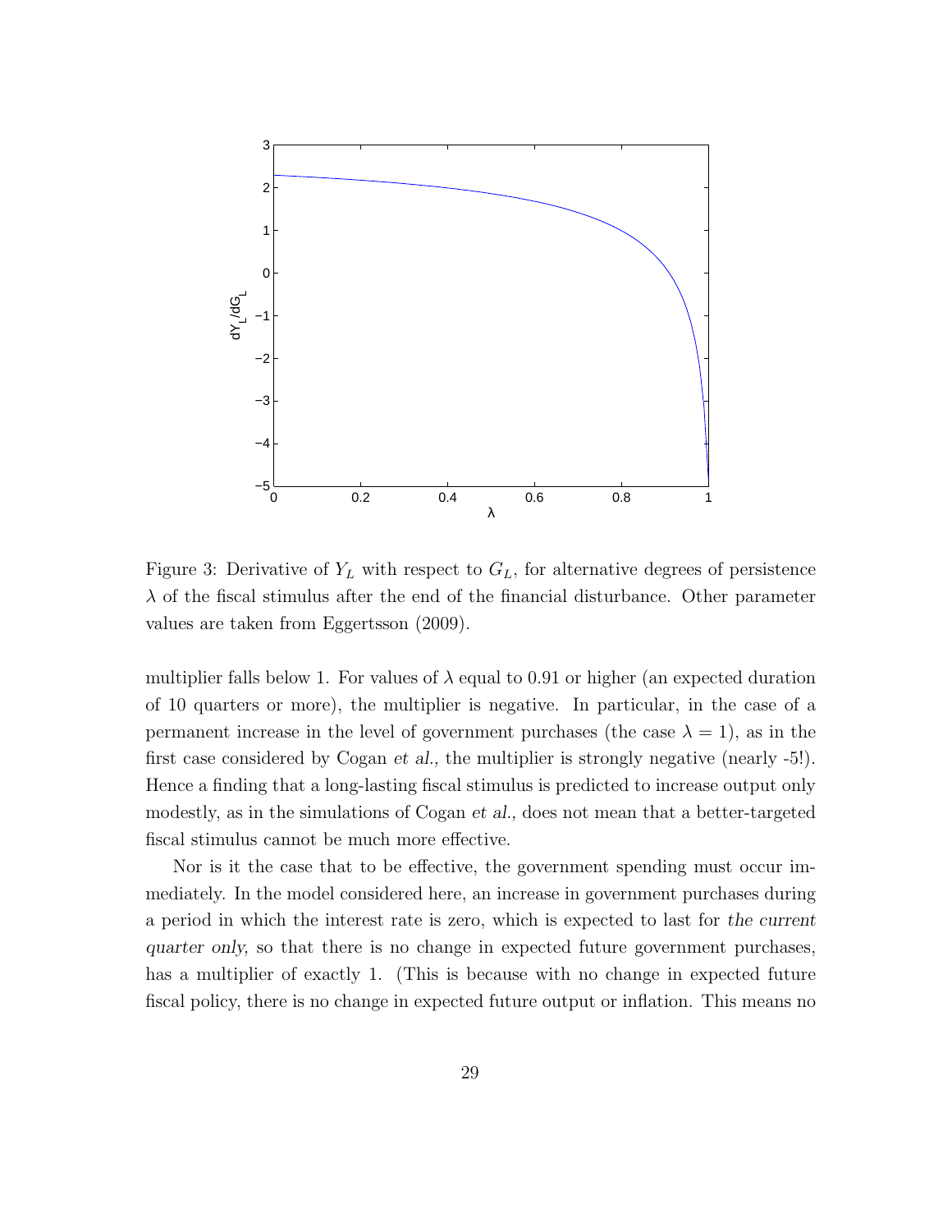Figure 3: Derivative of $Y_L$ with respect to $G_L$, for alternative degrees of persistence $\lambda$ of the fiscal stimulus after the end of the financial disturbance. Other parameter values are taken from Eggertsson (2009).

multiplier falls below 1. For values of $\lambda$ equal to 0.91 or higher (an expected duration of 10 quarters or more), the multiplier is negative. In particular, in the case of a permanent increase in the level of government purchases (the case $\lambda = 1$), as in the first case considered by Cogan *et al.*, the multiplier is strongly negative (nearly -5!). Hence a finding that a long-lasting fiscal stimulus is predicted to increase output only modestly, as in the simulations of Cogan *et al.*, does not mean that a better-targeted fiscal stimulus cannot be much more effective.

Nor is it the case that to be effective, the government spending must occur immediately. In the model considered here, an increase in government purchases during a period in which the interest rate is zero, which is expected to last for *the current quarter only*, so that there is no change in expected future government purchases, has a multiplier of exactly 1. (This is because with no change in expected future fiscal policy, there is no change in expected future output or inflation. This means no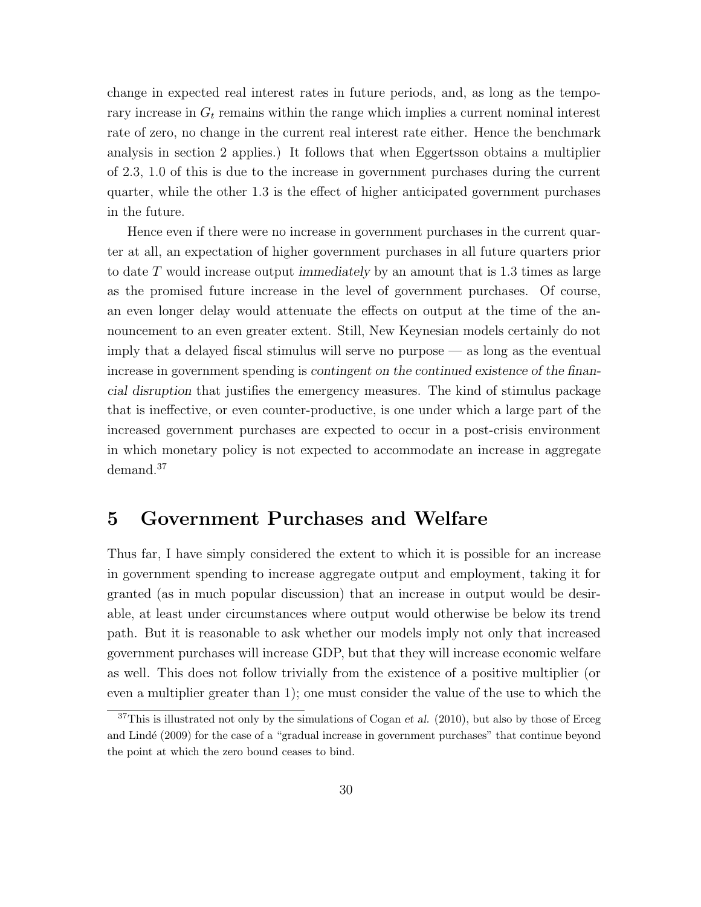change in expected real interest rates in future periods, and, as long as the temporary increase in $G_t$ remains within the range which implies a current nominal interest rate of zero, no change in the current real interest rate either. Hence the benchmark analysis in section 2 applies.) It follows that when Eggertsson obtains a multiplier of 2.3, 1.0 of this is due to the increase in government purchases during the current quarter, while the other 1.3 is the effect of higher anticipated government purchases in the future.

Hence even if there were no increase in government purchases in the current quarter at all, an expectation of higher government purchases in all future quarters prior to date $T$ would increase output *immediately* by an amount that is 1.3 times as large as the promised future increase in the level of government purchases. Of course, an even longer delay would attenuate the effects on output at the time of the announcement to an even greater extent. Still, New Keynesian models certainly do not imply that a delayed fiscal stimulus will serve no purpose — as long as the eventual increase in government spending is *contingent on the continued existence of the financial disruption* that justifies the emergency measures. The kind of stimulus package that is ineffective, or even counter-productive, is one under which a large part of the increased government purchases are expected to occur in a post-crisis environment in which monetary policy is not expected to accommodate an increase in aggregate demand.[37]

# 5 Government Purchases and Welfare

Thus far, I have simply considered the extent to which it is possible for an increase in government spending to increase aggregate output and employment, taking it for granted (as in much popular discussion) that an increase in output would be desirable, at least under circumstances where output would otherwise be below its trend path. But it is reasonable to ask whether our models imply not only that increased government purchases will increase GDP, but that they will increase economic welfare as well. This does not follow trivially from the existence of a positive multiplier (or even a multiplier greater than 1); one must consider the value of the use to which the

[37] This is illustrated not only by the simulations of Cogan *et al.* (2010), but also by those of Erceg and Lindé (2009) for the case of a "gradual increase in government purchases" that continue beyond the point at which the zero bound ceases to bind.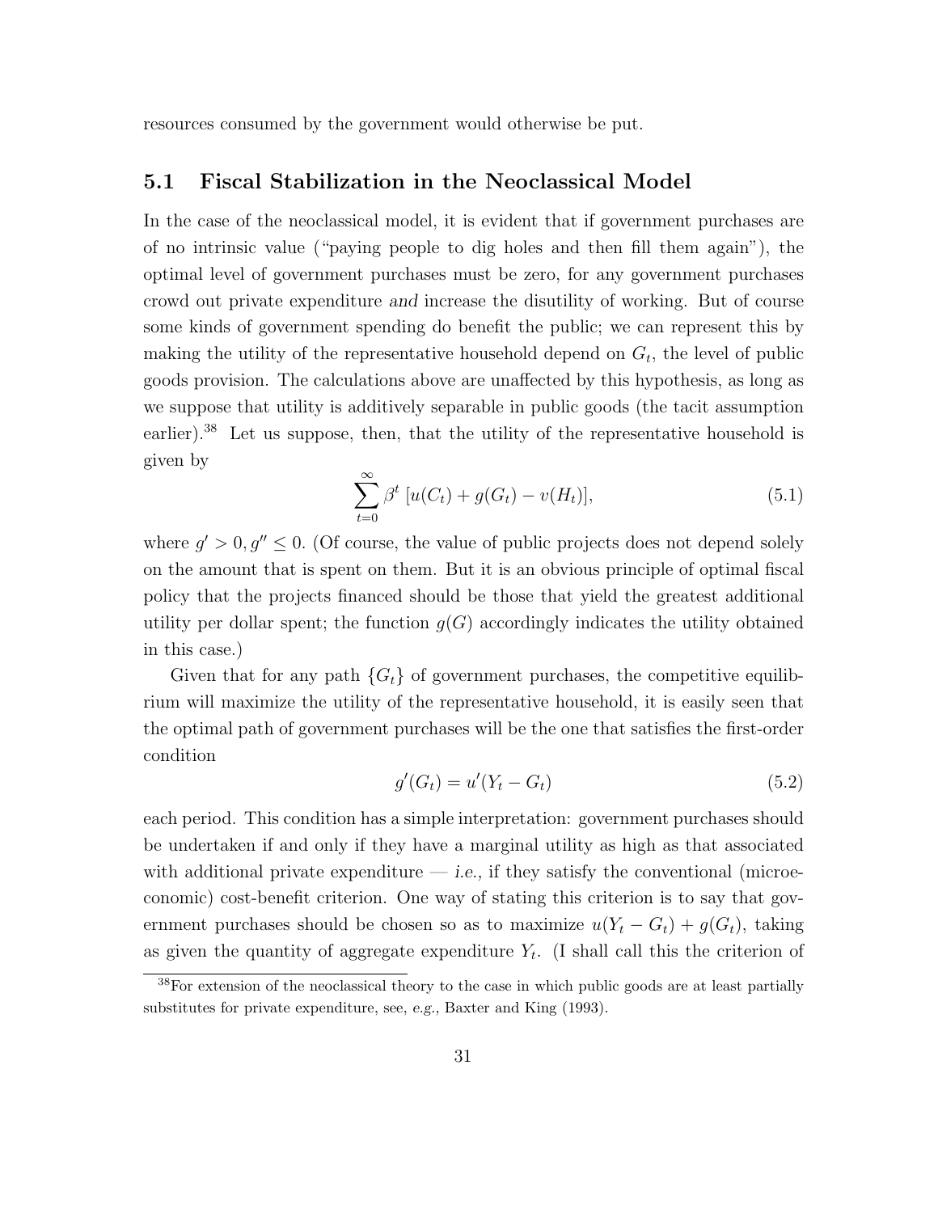resources consumed by the government would otherwise be put.

## 5.1 Fiscal Stabilization in the Neoclassical Model

In the case of the neoclassical model, it is evident that if government purchases are of no intrinsic value ("paying people to dig holes and then fill them again"), the optimal level of government purchases must be zero, for any government purchases crowd out private expenditure *and* increase the disutility of working. But of course some kinds of government spending do benefit the public; we can represent this by making the utility of the representative household depend on $G_t$, the level of public goods provision. The calculations above are unaffected by this hypothesis, as long as we suppose that utility is additively separable in public goods (the tacit assumption earlier).[38] Let us suppose, then, that the utility of the representative household is given by

$$\sum_{t=0}^{\infty} \beta^t \left[u(C_t) + g(G_t) - v(H_t)\right], \tag{5.1}$$

where $g' > 0, g'' \leq 0$. (Of course, the value of public projects does not depend solely on the amount that is spent on them. But it is an obvious principle of optimal fiscal policy that the projects financed should be those that yield the greatest additional utility per dollar spent; the function $g(G)$ accordingly indicates the utility obtained in this case.)

Given that for any path $\{G_t\}$ of government purchases, the competitive equilibrium will maximize the utility of the representative household, it is easily seen that the optimal path of government purchases will be the one that satisfies the first-order condition

$$g'(G_t) = u'(Y_t - G_t) \tag{5.2}$$

each period. This condition has a simple interpretation: government purchases should be undertaken if and only if they have a marginal utility as high as that associated with additional private expenditure — *i.e.*, if they satisfy the conventional (microeconomic) cost-benefit criterion. One way of stating this criterion is to say that government purchases should be chosen so as to maximize $u(Y_t - G_t) + g(G_t)$, taking as given the quantity of aggregate expenditure $Y_t$. (I shall call this the criterion of

[38] For extension of the neoclassical theory to the case in which public goods are at least partially substitutes for private expenditure, see, *e.g.*, Baxter and King (1993).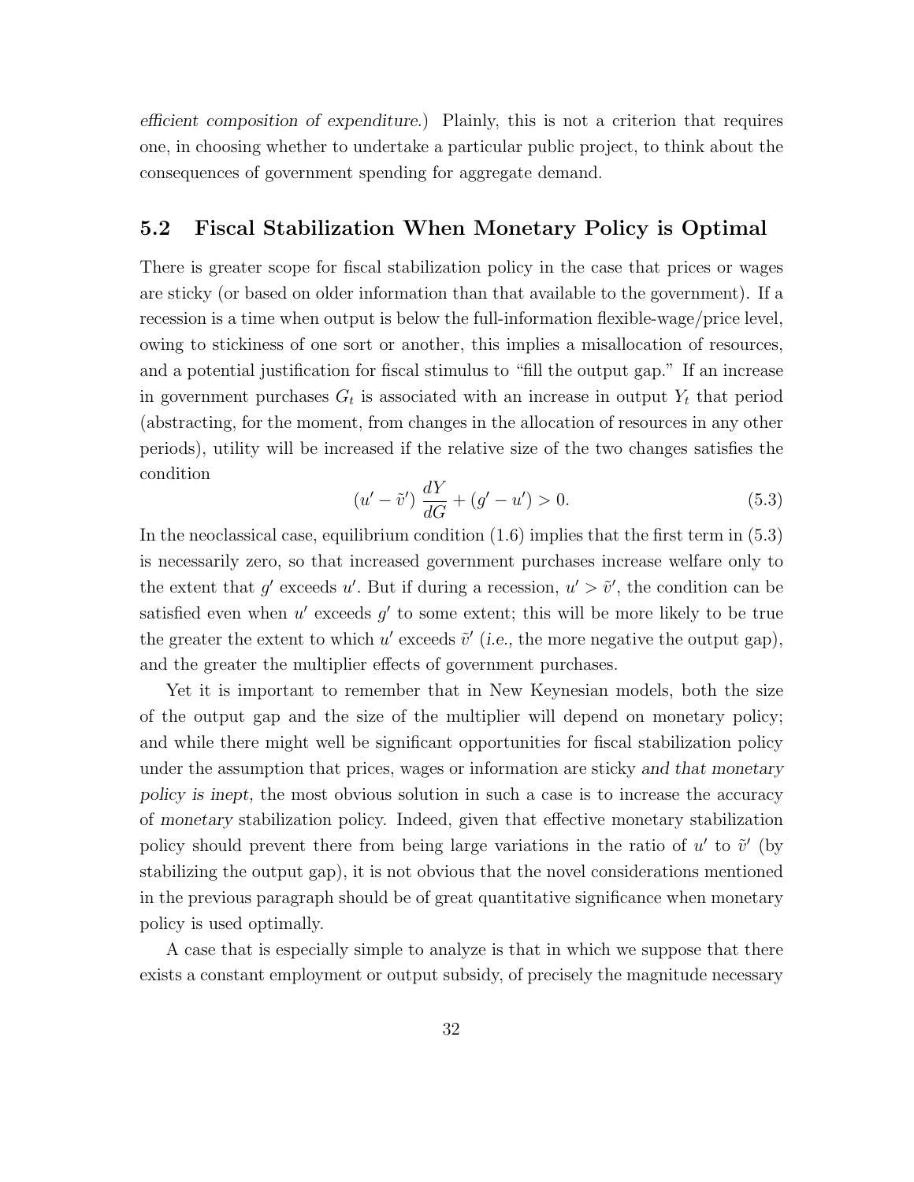*efficient composition of expenditure.*) Plainly, this is not a criterion that requires one, in choosing whether to undertake a particular public project, to think about the consequences of government spending for aggregate demand.

## 5.2 Fiscal Stabilization When Monetary Policy is Optimal

There is greater scope for fiscal stabilization policy in the case that prices or wages are sticky (or based on older information than that available to the government). If a recession is a time when output is below the full-information flexible-wage/price level, owing to stickiness of one sort or another, this implies a misallocation of resources, and a potential justification for fiscal stimulus to "fill the output gap." If an increase in government purchases $G_t$ is associated with an increase in output $Y_t$ that period (abstracting, for the moment, from changes in the allocation of resources in any other periods), utility will be increased if the relative size of the two changes satisfies the condition

$$(u' - \tilde{v}')\,\frac{dY}{dG} + (g' - u') > 0. \tag{5.3}$$

In the neoclassical case, equilibrium condition (1.6) implies that the first term in (5.3) is necessarily zero, so that increased government purchases increase welfare only to the extent that $g'$ exceeds $u'$. But if during a recession, $u' > \tilde{v}'$, the condition can be satisfied even when $u'$ exceeds $g'$ to some extent; this will be more likely to be true the greater the extent to which $u'$ exceeds $\tilde{v}'$ (*i.e.,* the more negative the output gap), and the greater the multiplier effects of government purchases.

Yet it is important to remember that in New Keynesian models, both the size of the output gap and the size of the multiplier will depend on monetary policy; and while there might well be significant opportunities for fiscal stabilization policy under the assumption that prices, wages or information are sticky *and that monetary policy is inept,* the most obvious solution in such a case is to increase the accuracy of *monetary* stabilization policy. Indeed, given that effective monetary stabilization policy should prevent there from being large variations in the ratio of $u'$ to $\tilde{v}'$ (by stabilizing the output gap), it is not obvious that the novel considerations mentioned in the previous paragraph should be of great quantitative significance when monetary policy is used optimally.

A case that is especially simple to analyze is that in which we suppose that there exists a constant employment or output subsidy, of precisely the magnitude necessary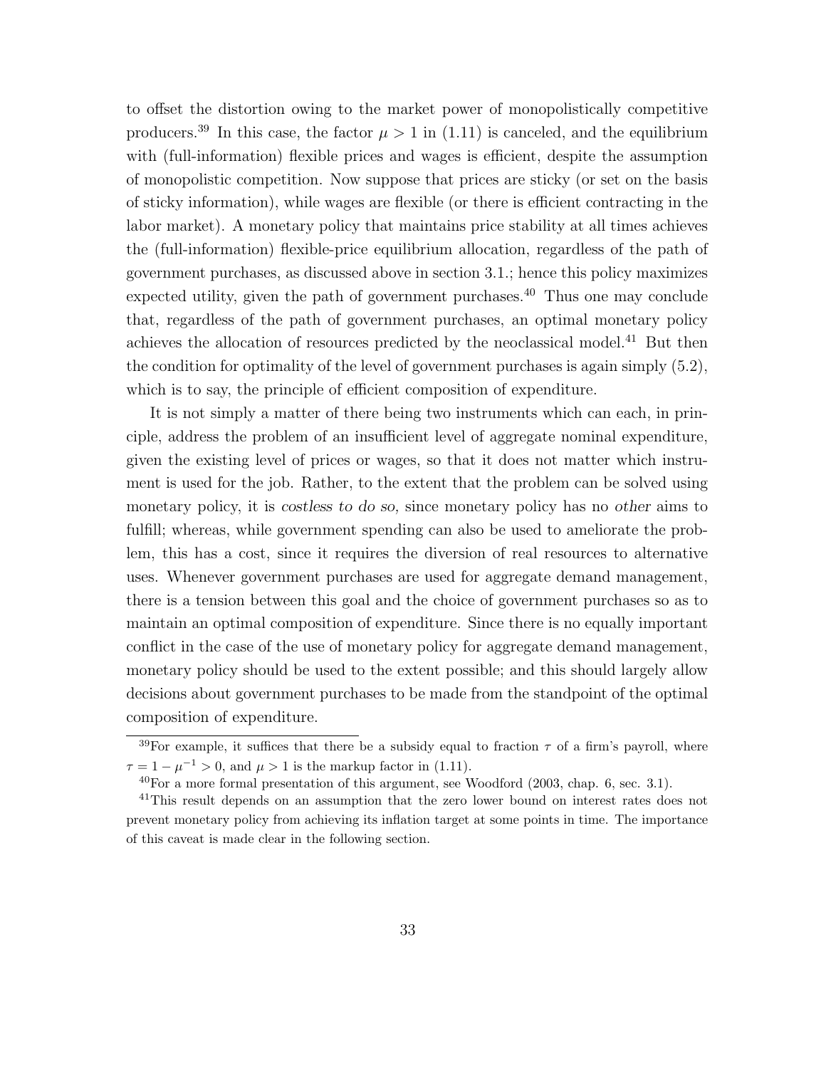to offset the distortion owing to the market power of monopolistically competitive producers.[39] In this case, the factor $\mu > 1$ in (1.11) is canceled, and the equilibrium with (full-information) flexible prices and wages is efficient, despite the assumption of monopolistic competition. Now suppose that prices are sticky (or set on the basis of sticky information), while wages are flexible (or there is efficient contracting in the labor market). A monetary policy that maintains price stability at all times achieves the (full-information) flexible-price equilibrium allocation, regardless of the path of government purchases, as discussed above in section 3.1.; hence this policy maximizes expected utility, given the path of government purchases.[40] Thus one may conclude that, regardless of the path of government purchases, an optimal monetary policy achieves the allocation of resources predicted by the neoclassical model.[41] But then the condition for optimality of the level of government purchases is again simply (5.2), which is to say, the principle of efficient composition of expenditure.

It is not simply a matter of there being two instruments which can each, in principle, address the problem of an insufficient level of aggregate nominal expenditure, given the existing level of prices or wages, so that it does not matter which instrument is used for the job. Rather, to the extent that the problem can be solved using monetary policy, it is *costless to do so,* since monetary policy has no *other* aims to fulfill; whereas, while government spending can also be used to ameliorate the problem, this has a cost, since it requires the diversion of real resources to alternative uses. Whenever government purchases are used for aggregate demand management, there is a tension between this goal and the choice of government purchases so as to maintain an optimal composition of expenditure. Since there is no equally important conflict in the case of the use of monetary policy for aggregate demand management, monetary policy should be used to the extent possible; and this should largely allow decisions about government purchases to be made from the standpoint of the optimal composition of expenditure.

[39] For example, it suffices that there be a subsidy equal to fraction $\tau$ of a firm's payroll, where $\tau = 1 - \mu^{-1} > 0$, and $\mu > 1$ is the markup factor in (1.11).

[40] For a more formal presentation of this argument, see Woodford (2003, chap. 6, sec. 3.1).

[41] This result depends on an assumption that the zero lower bound on interest rates does not prevent monetary policy from achieving its inflation target at some points in time. The importance of this caveat is made clear in the following section.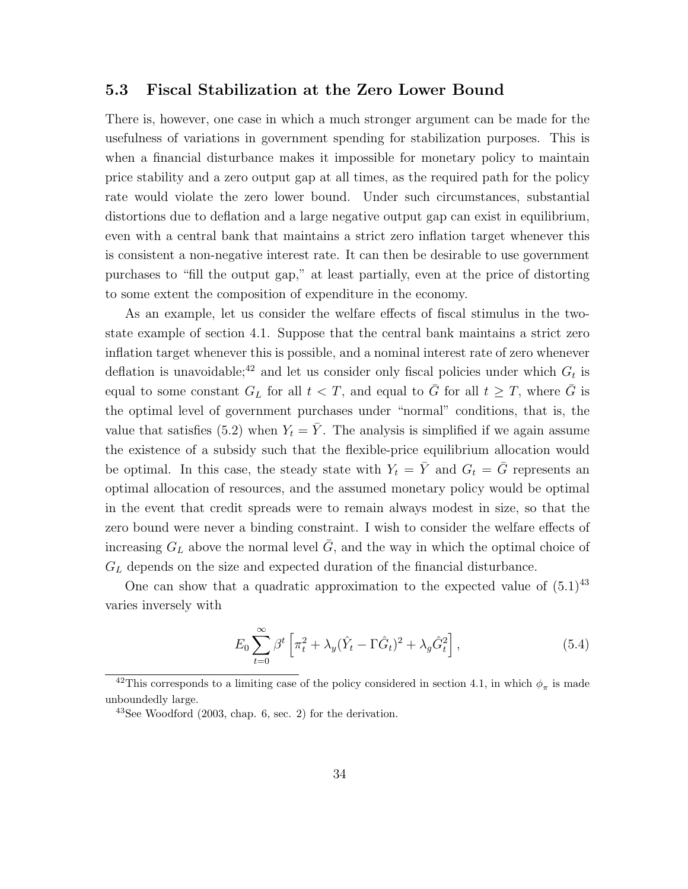### 5.3 Fiscal Stabilization at the Zero Lower Bound

There is, however, one case in which a much stronger argument can be made for the usefulness of variations in government spending for stabilization purposes. This is when a financial disturbance makes it impossible for monetary policy to maintain price stability and a zero output gap at all times, as the required path for the policy rate would violate the zero lower bound. Under such circumstances, substantial distortions due to deflation and a large negative output gap can exist in equilibrium, even with a central bank that maintains a strict zero inflation target whenever this is consistent a non-negative interest rate. It can then be desirable to use government purchases to "fill the output gap," at least partially, even at the price of distorting to some extent the composition of expenditure in the economy.

As an example, let us consider the welfare effects of fiscal stimulus in the two-state example of section 4.1. Suppose that the central bank maintains a strict zero inflation target whenever this is possible, and a nominal interest rate of zero whenever deflation is unavoidable;[42] and let us consider only fiscal policies under which $G_t$ is equal to some constant $G_L$ for all $t < T$, and equal to $\bar{G}$ for all $t \geq T$, where $\bar{G}$ is the optimal level of government purchases under "normal" conditions, that is, the value that satisfies (5.2) when $Y_t = \bar{Y}$. The analysis is simplified if we again assume the existence of a subsidy such that the flexible-price equilibrium allocation would be optimal. In this case, the steady state with $Y_t = \bar{Y}$ and $G_t = \bar{G}$ represents an optimal allocation of resources, and the assumed monetary policy would be optimal in the event that credit spreads were to remain always modest in size, so that the zero bound were never a binding constraint. I wish to consider the welfare effects of increasing $G_L$ above the normal level $\bar{G}$, and the way in which the optimal choice of $G_L$ depends on the size and expected duration of the financial disturbance.

One can show that a quadratic approximation to the expected value of (5.1)[43] varies inversely with

$$E_0 \sum_{t=0}^{\infty} \beta^t \left[ \pi_t^2 + \lambda_y (\hat{Y}_t - \Gamma \hat{G}_t)^2 + \lambda_g \hat{G}_t^2 \right], \tag{5.4}$$

[42] This corresponds to a limiting case of the policy considered in section 4.1, in which $\phi_\pi$ is made unboundedly large.

[43] See Woodford (2003, chap. 6, sec. 2) for the derivation.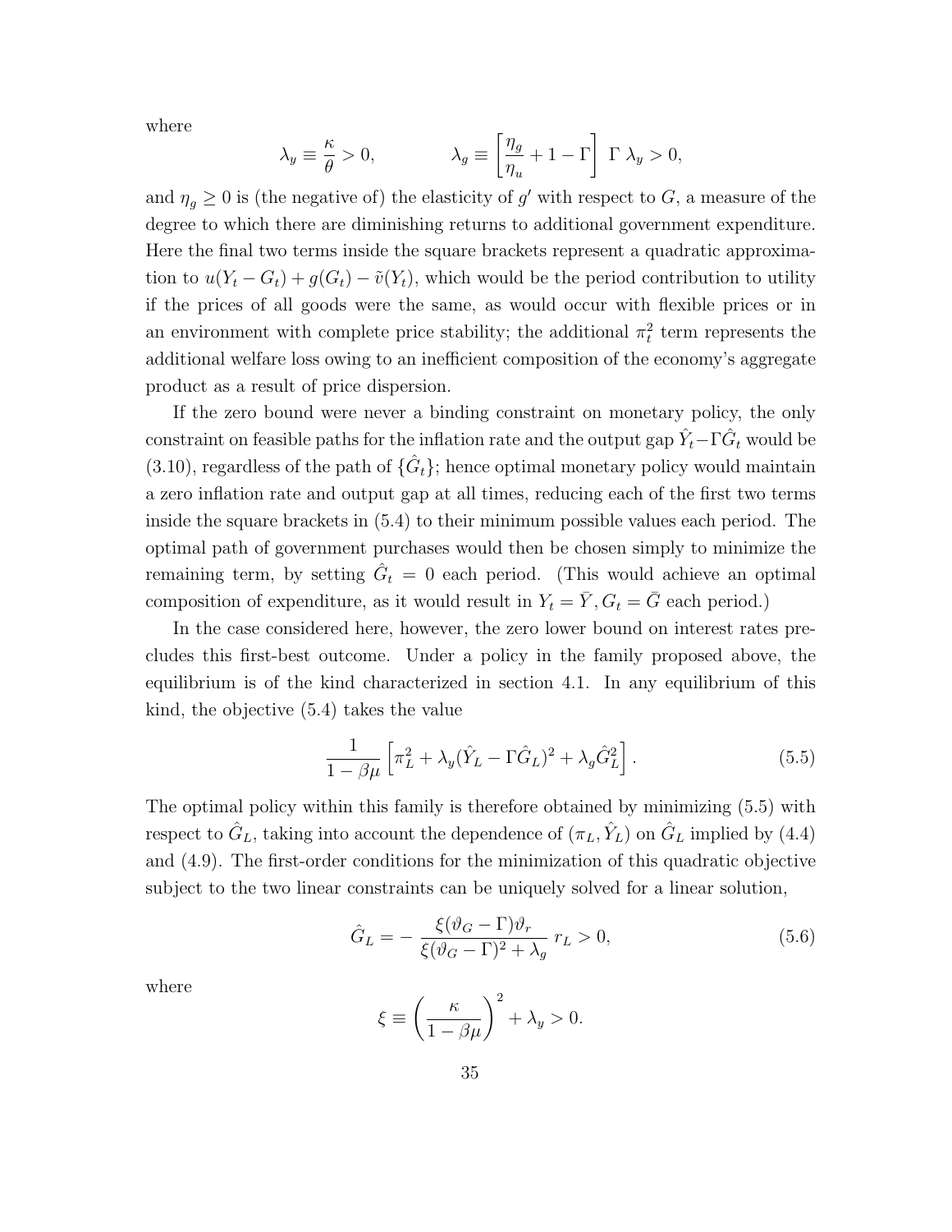where

$$\lambda_y \equiv \frac{\kappa}{\theta} > 0, \qquad\qquad \lambda_g \equiv \left[\frac{\eta_g}{\eta_u} + 1 - \Gamma\right] \; \Gamma \; \lambda_y > 0,$$

and $\eta_g \geq 0$ is (the negative of) the elasticity of $g'$ with respect to $G$, a measure of the degree to which there are diminishing returns to additional government expenditure. Here the final two terms inside the square brackets represent a quadratic approximation to $u(Y_t - G_t) + g(G_t) - \tilde{v}(Y_t)$, which would be the period contribution to utility if the prices of all goods were the same, as would occur with flexible prices or in an environment with complete price stability; the additional $\pi_t^2$ term represents the additional welfare loss owing to an inefficient composition of the economy's aggregate product as a result of price dispersion.

If the zero bound were never a binding constraint on monetary policy, the only constraint on feasible paths for the inflation rate and the output gap $\hat{Y}_t - \Gamma \hat{G}_t$ would be (3.10), regardless of the path of $\{\hat{G}_t\}$; hence optimal monetary policy would maintain a zero inflation rate and output gap at all times, reducing each of the first two terms inside the square brackets in (5.4) to their minimum possible values each period. The optimal path of government purchases would then be chosen simply to minimize the remaining term, by setting $\hat{G}_t = 0$ each period. (This would achieve an optimal composition of expenditure, as it would result in $Y_t = \bar{Y}, G_t = \bar{G}$ each period.)

In the case considered here, however, the zero lower bound on interest rates precludes this first-best outcome. Under a policy in the family proposed above, the equilibrium is of the kind characterized in section 4.1. In any equilibrium of this kind, the objective (5.4) takes the value

$$\frac{1}{1 - \beta\mu} \left[\pi_L^2 + \lambda_y (\hat{Y}_L - \Gamma \hat{G}_L)^2 + \lambda_g \hat{G}_L^2\right]. \tag{5.5}$$

The optimal policy within this family is therefore obtained by minimizing (5.5) with respect to $\hat{G}_L$, taking into account the dependence of $(\pi_L, \hat{Y}_L)$ on $\hat{G}_L$ implied by (4.4) and (4.9). The first-order conditions for the minimization of this quadratic objective subject to the two linear constraints can be uniquely solved for a linear solution,

$$\hat{G}_L = - \frac{\xi(\vartheta_G - \Gamma)\vartheta_r}{\xi(\vartheta_G - \Gamma)^2 + \lambda_g} \, r_L > 0, \tag{5.6}$$

where

$$\xi \equiv \left(\frac{\kappa}{1 - \beta\mu}\right)^2 + \lambda_y > 0.$$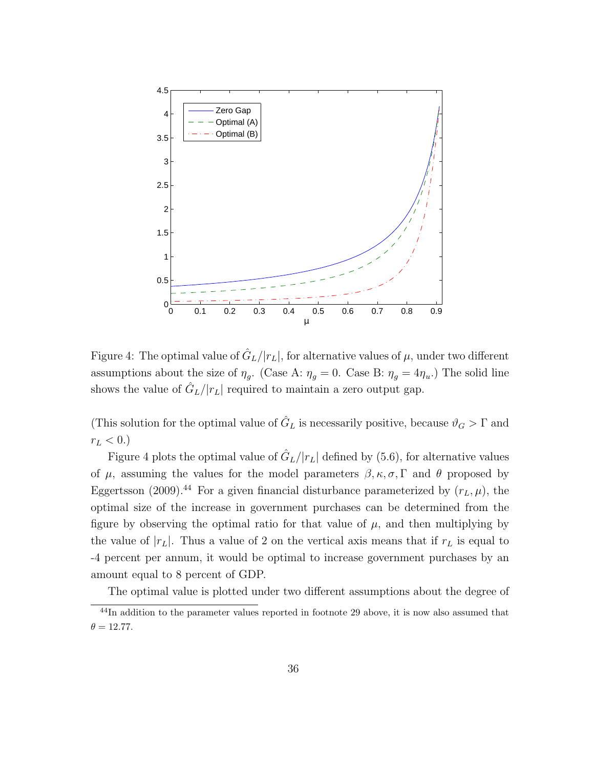Figure 4: The optimal value of $\hat{G}_L/|r_L|$, for alternative values of $\mu$, under two different assumptions about the size of $\eta_g$. (Case A: $\eta_g = 0$. Case B: $\eta_g = 4\eta_u$.) The solid line shows the value of $\hat{G}_L/|r_L|$ required to maintain a zero output gap.

(This solution for the optimal value of $\hat{G}_L$ is necessarily positive, because $\vartheta_G > \Gamma$ and $r_L < 0$.)

Figure 4 plots the optimal value of $\hat{G}_L/|r_L|$ defined by (5.6), for alternative values of $\mu$, assuming the values for the model parameters $\beta, \kappa, \sigma, \Gamma$ and $\theta$ proposed by Eggertsson (2009).[44] For a given financial disturbance parameterized by $(r_L, \mu)$, the optimal size of the increase in government purchases can be determined from the figure by observing the optimal ratio for that value of $\mu$, and then multiplying by the value of $|r_L|$. Thus a value of 2 on the vertical axis means that if $r_L$ is equal to -4 percent per annum, it would be optimal to increase government purchases by an amount equal to 8 percent of GDP.

The optimal value is plotted under two different assumptions about the degree of

[44] In addition to the parameter values reported in footnote 29 above, it is now also assumed that $\theta = 12.77$.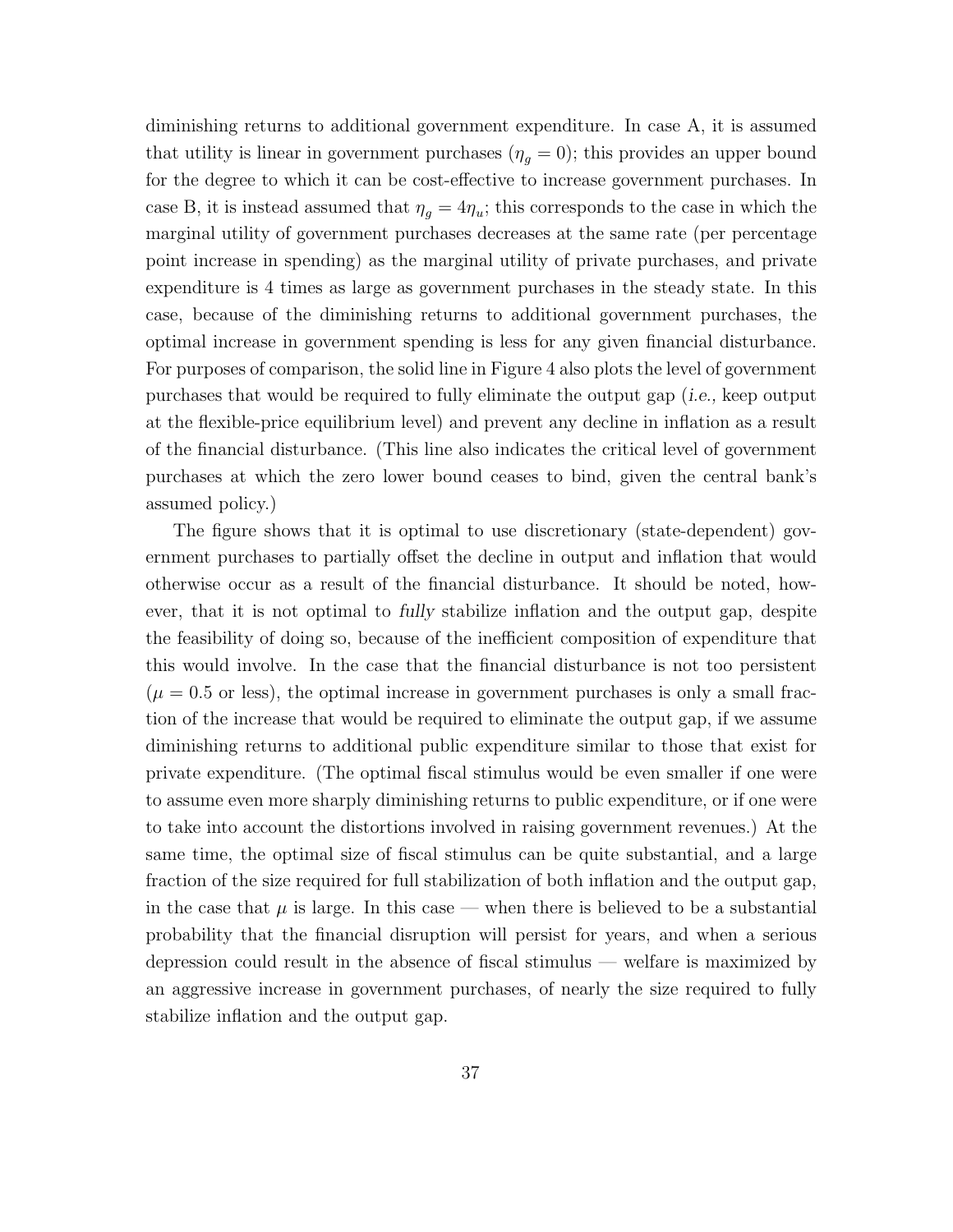diminishing returns to additional government expenditure. In case A, it is assumed that utility is linear in government purchases ($\eta_g = 0$); this provides an upper bound for the degree to which it can be cost-effective to increase government purchases. In case B, it is instead assumed that $\eta_g = 4\eta_u$; this corresponds to the case in which the marginal utility of government purchases decreases at the same rate (per percentage point increase in spending) as the marginal utility of private purchases, and private expenditure is 4 times as large as government purchases in the steady state. In this case, because of the diminishing returns to additional government purchases, the optimal increase in government spending is less for any given financial disturbance. For purposes of comparison, the solid line in Figure 4 also plots the level of government purchases that would be required to fully eliminate the output gap (*i.e.,* keep output at the flexible-price equilibrium level) and prevent any decline in inflation as a result of the financial disturbance. (This line also indicates the critical level of government purchases at which the zero lower bound ceases to bind, given the central bank's assumed policy.)

The figure shows that it is optimal to use discretionary (state-dependent) government purchases to partially offset the decline in output and inflation that would otherwise occur as a result of the financial disturbance. It should be noted, however, that it is not optimal to *fully* stabilize inflation and the output gap, despite the feasibility of doing so, because of the inefficient composition of expenditure that this would involve. In the case that the financial disturbance is not too persistent ($\mu = 0.5$ or less), the optimal increase in government purchases is only a small fraction of the increase that would be required to eliminate the output gap, if we assume diminishing returns to additional public expenditure similar to those that exist for private expenditure. (The optimal fiscal stimulus would be even smaller if one were to assume even more sharply diminishing returns to public expenditure, or if one were to take into account the distortions involved in raising government revenues.) At the same time, the optimal size of fiscal stimulus can be quite substantial, and a large fraction of the size required for full stabilization of both inflation and the output gap, in the case that $\mu$ is large. In this case — when there is believed to be a substantial probability that the financial disruption will persist for years, and when a serious depression could result in the absence of fiscal stimulus — welfare is maximized by an aggressive increase in government purchases, of nearly the size required to fully stabilize inflation and the output gap.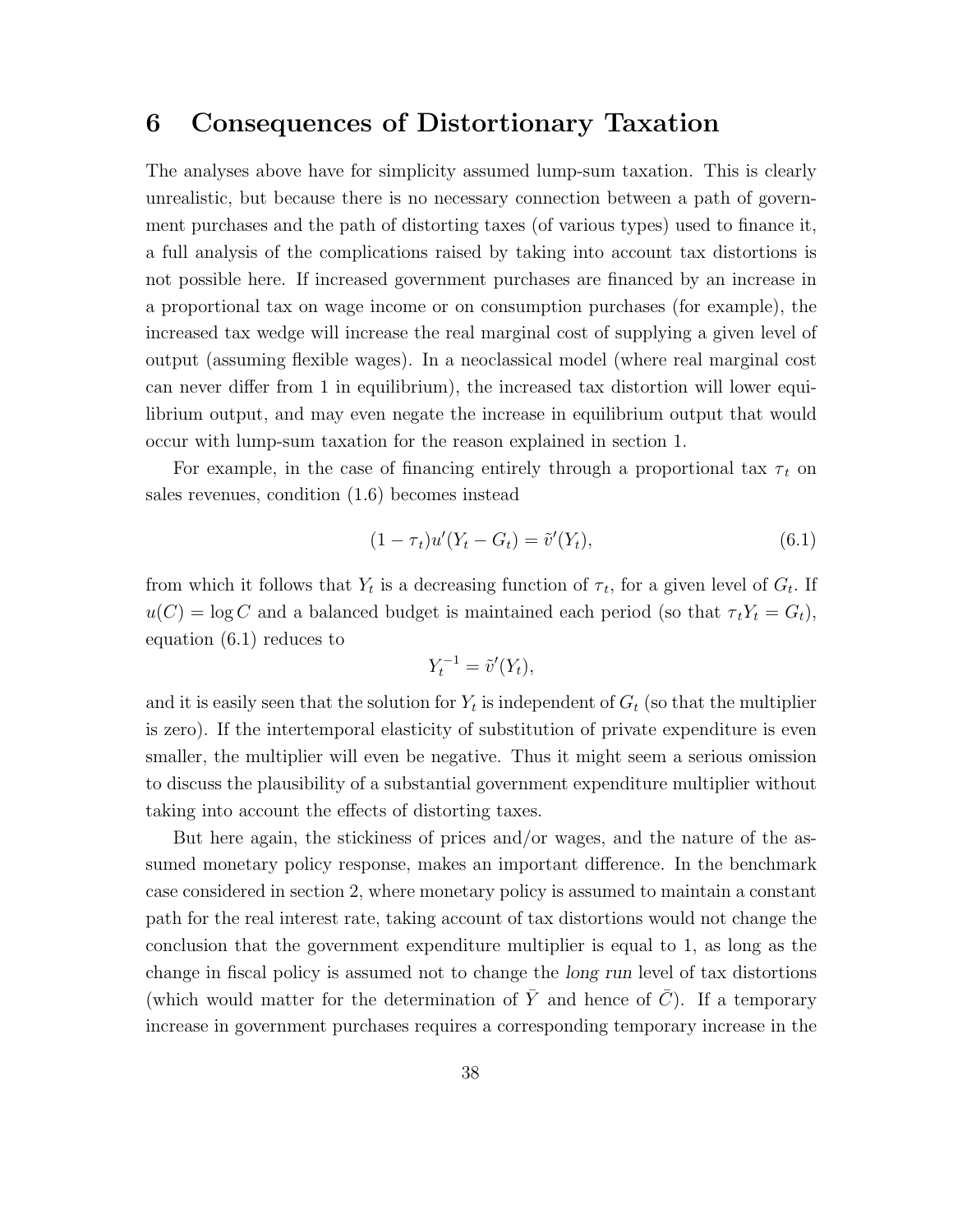## 6 Consequences of Distortionary Taxation

The analyses above have for simplicity assumed lump-sum taxation. This is clearly unrealistic, but because there is no necessary connection between a path of government purchases and the path of distorting taxes (of various types) used to finance it, a full analysis of the complications raised by taking into account tax distortions is not possible here. If increased government purchases are financed by an increase in a proportional tax on wage income or on consumption purchases (for example), the increased tax wedge will increase the real marginal cost of supplying a given level of output (assuming flexible wages). In a neoclassical model (where real marginal cost can never differ from 1 in equilibrium), the increased tax distortion will lower equilibrium output, and may even negate the increase in equilibrium output that would occur with lump-sum taxation for the reason explained in section 1.

For example, in the case of financing entirely through a proportional tax $\tau_t$ on sales revenues, condition (1.6) becomes instead

$$(1 - \tau_t)u'(Y_t - G_t) = \tilde{v}'(Y_t), \tag{6.1}$$

from which it follows that $Y_t$ is a decreasing function of $\tau_t$, for a given level of $G_t$. If $u(C) = \log C$ and a balanced budget is maintained each period (so that $\tau_t Y_t = G_t$), equation (6.1) reduces to

$$Y_t^{-1} = \tilde{v}'(Y_t),$$

and it is easily seen that the solution for $Y_t$ is independent of $G_t$ (so that the multiplier is zero). If the intertemporal elasticity of substitution of private expenditure is even smaller, the multiplier will even be negative. Thus it might seem a serious omission to discuss the plausibility of a substantial government expenditure multiplier without taking into account the effects of distorting taxes.

But here again, the stickiness of prices and/or wages, and the nature of the assumed monetary policy response, makes an important difference. In the benchmark case considered in section 2, where monetary policy is assumed to maintain a constant path for the real interest rate, taking account of tax distortions would not change the conclusion that the government expenditure multiplier is equal to 1, as long as the change in fiscal policy is assumed not to change the *long run* level of tax distortions (which would matter for the determination of $\bar{Y}$ and hence of $\bar{C}$). If a temporary increase in government purchases requires a corresponding temporary increase in the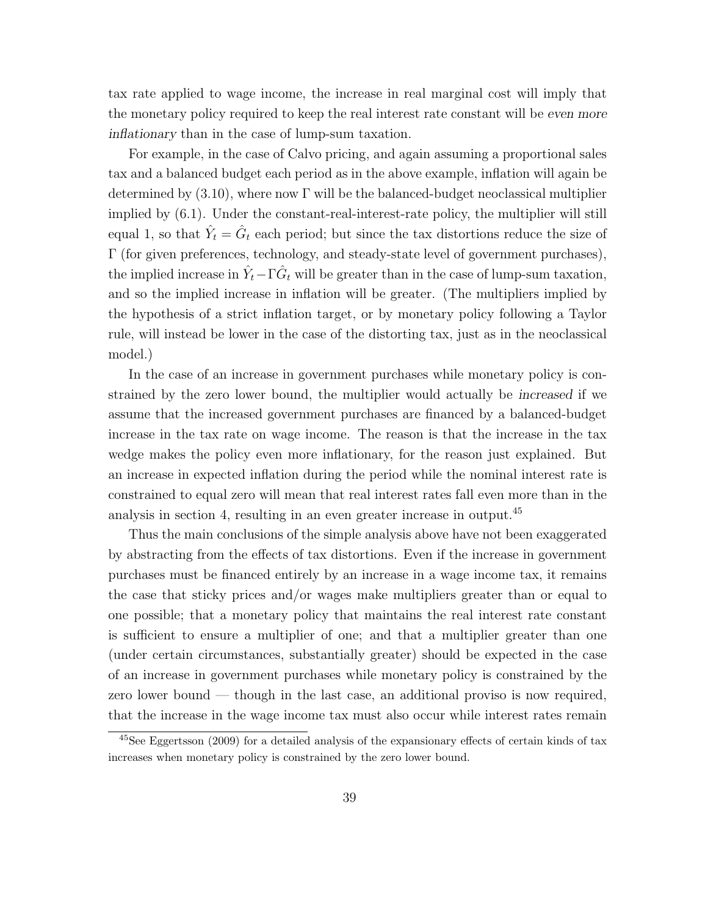tax rate applied to wage income, the increase in real marginal cost will imply that the monetary policy required to keep the real interest rate constant will be *even more inflationary* than in the case of lump-sum taxation.

For example, in the case of Calvo pricing, and again assuming a proportional sales tax and a balanced budget each period as in the above example, inflation will again be determined by (3.10), where now $\Gamma$ will be the balanced-budget neoclassical multiplier implied by (6.1). Under the constant-real-interest-rate policy, the multiplier will still equal 1, so that $\hat{Y}_t = \hat{G}_t$ each period; but since the tax distortions reduce the size of $\Gamma$ (for given preferences, technology, and steady-state level of government purchases), the implied increase in $\hat{Y}_t - \Gamma \hat{G}_t$ will be greater than in the case of lump-sum taxation, and so the implied increase in inflation will be greater. (The multipliers implied by the hypothesis of a strict inflation target, or by monetary policy following a Taylor rule, will instead be lower in the case of the distorting tax, just as in the neoclassical model.)

In the case of an increase in government purchases while monetary policy is constrained by the zero lower bound, the multiplier would actually be *increased* if we assume that the increased government purchases are financed by a balanced-budget increase in the tax rate on wage income. The reason is that the increase in the tax wedge makes the policy even more inflationary, for the reason just explained. But an increase in expected inflation during the period while the nominal interest rate is constrained to equal zero will mean that real interest rates fall even more than in the analysis in section 4, resulting in an even greater increase in output.[45]

Thus the main conclusions of the simple analysis above have not been exaggerated by abstracting from the effects of tax distortions. Even if the increase in government purchases must be financed entirely by an increase in a wage income tax, it remains the case that sticky prices and/or wages make multipliers greater than or equal to one possible; that a monetary policy that maintains the real interest rate constant is sufficient to ensure a multiplier of one; and that a multiplier greater than one (under certain circumstances, substantially greater) should be expected in the case of an increase in government purchases while monetary policy is constrained by the zero lower bound — though in the last case, an additional proviso is now required, that the increase in the wage income tax must also occur while interest rates remain

[45] See Eggertsson (2009) for a detailed analysis of the expansionary effects of certain kinds of tax increases when monetary policy is constrained by the zero lower bound.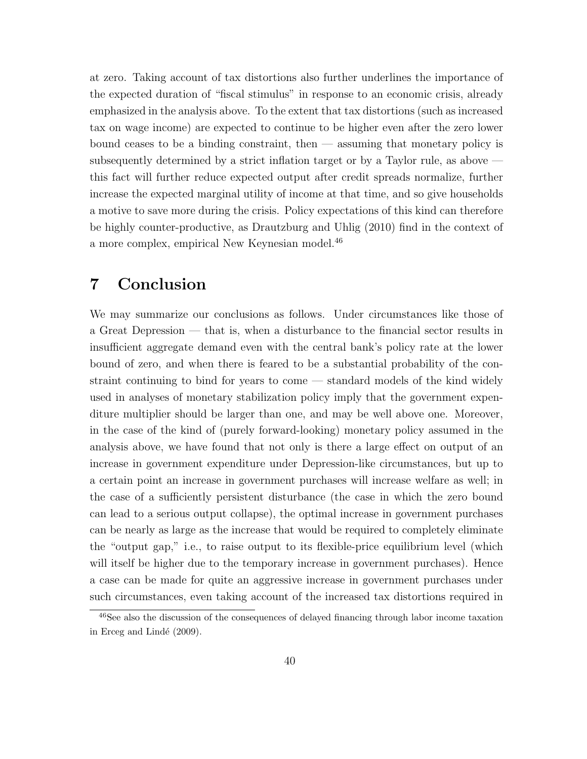at zero. Taking account of tax distortions also further underlines the importance of the expected duration of "fiscal stimulus" in response to an economic crisis, already emphasized in the analysis above. To the extent that tax distortions (such as increased tax on wage income) are expected to continue to be higher even after the zero lower bound ceases to be a binding constraint, then — assuming that monetary policy is subsequently determined by a strict inflation target or by a Taylor rule, as above — this fact will further reduce expected output after credit spreads normalize, further increase the expected marginal utility of income at that time, and so give households a motive to save more during the crisis. Policy expectations of this kind can therefore be highly counter-productive, as Drautzburg and Uhlig (2010) find in the context of a more complex, empirical New Keynesian model.[46]

# 7 Conclusion

We may summarize our conclusions as follows. Under circumstances like those of a Great Depression — that is, when a disturbance to the financial sector results in insufficient aggregate demand even with the central bank's policy rate at the lower bound of zero, and when there is feared to be a substantial probability of the constraint continuing to bind for years to come — standard models of the kind widely used in analyses of monetary stabilization policy imply that the government expenditure multiplier should be larger than one, and may be well above one. Moreover, in the case of the kind of (purely forward-looking) monetary policy assumed in the analysis above, we have found that not only is there a large effect on output of an increase in government expenditure under Depression-like circumstances, but up to a certain point an increase in government purchases will increase welfare as well; in the case of a sufficiently persistent disturbance (the case in which the zero bound can lead to a serious output collapse), the optimal increase in government purchases can be nearly as large as the increase that would be required to completely eliminate the "output gap," i.e., to raise output to its flexible-price equilibrium level (which will itself be higher due to the temporary increase in government purchases). Hence a case can be made for quite an aggressive increase in government purchases under such circumstances, even taking account of the increased tax distortions required in

[46] See also the discussion of the consequences of delayed financing through labor income taxation in Erceg and Lindé (2009).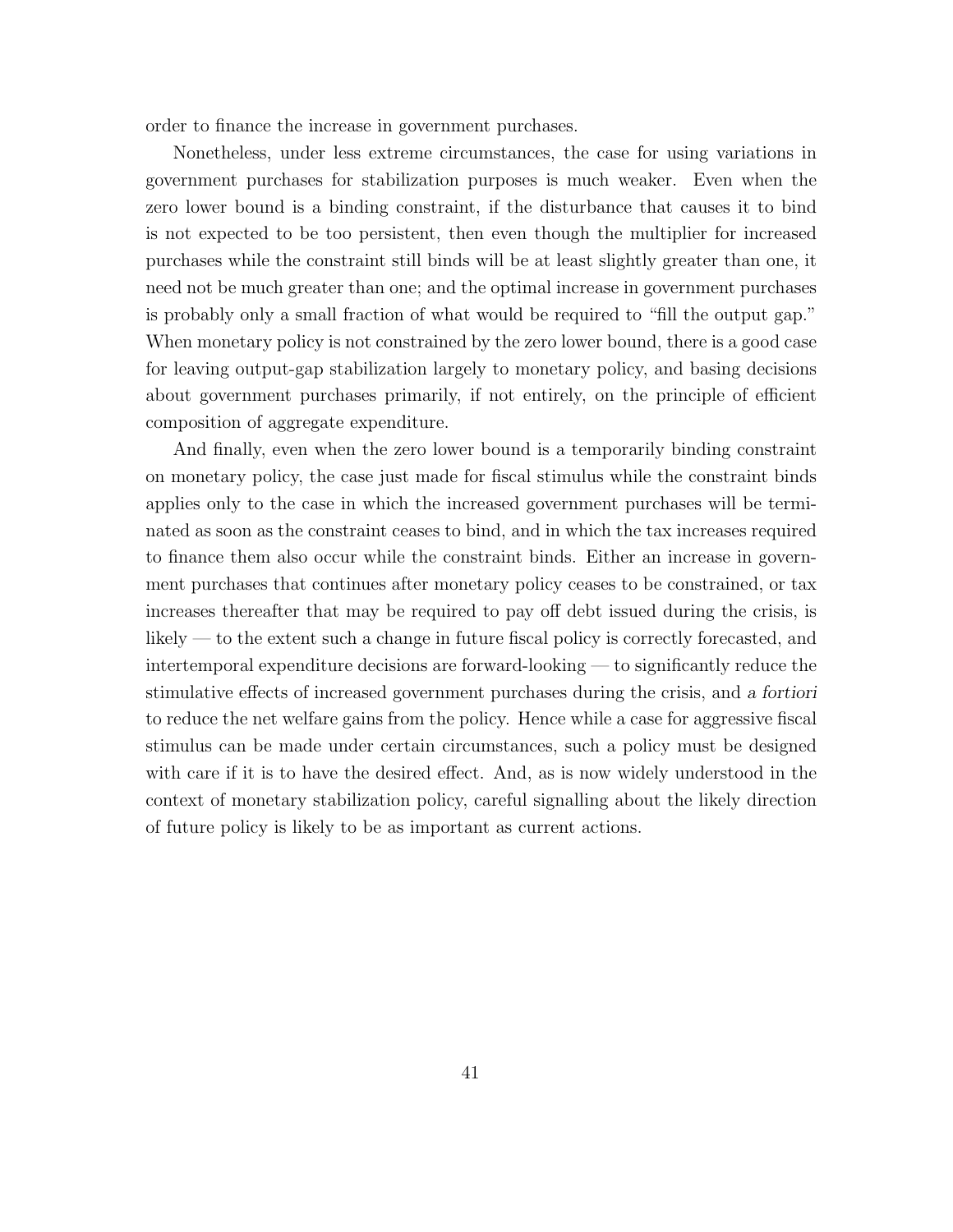order to finance the increase in government purchases.

Nonetheless, under less extreme circumstances, the case for using variations in government purchases for stabilization purposes is much weaker. Even when the zero lower bound is a binding constraint, if the disturbance that causes it to bind is not expected to be too persistent, then even though the multiplier for increased purchases while the constraint still binds will be at least slightly greater than one, it need not be much greater than one; and the optimal increase in government purchases is probably only a small fraction of what would be required to "fill the output gap." When monetary policy is not constrained by the zero lower bound, there is a good case for leaving output-gap stabilization largely to monetary policy, and basing decisions about government purchases primarily, if not entirely, on the principle of efficient composition of aggregate expenditure.

And finally, even when the zero lower bound is a temporarily binding constraint on monetary policy, the case just made for fiscal stimulus while the constraint binds applies only to the case in which the increased government purchases will be terminated as soon as the constraint ceases to bind, and in which the tax increases required to finance them also occur while the constraint binds. Either an increase in government purchases that continues after monetary policy ceases to be constrained, or tax increases thereafter that may be required to pay off debt issued during the crisis, is likely — to the extent such a change in future fiscal policy is correctly forecasted, and intertemporal expenditure decisions are forward-looking — to significantly reduce the stimulative effects of increased government purchases during the crisis, and *a fortiori* to reduce the net welfare gains from the policy. Hence while a case for aggressive fiscal stimulus can be made under certain circumstances, such a policy must be designed with care if it is to have the desired effect. And, as is now widely understood in the context of monetary stabilization policy, careful signalling about the likely direction of future policy is likely to be as important as current actions.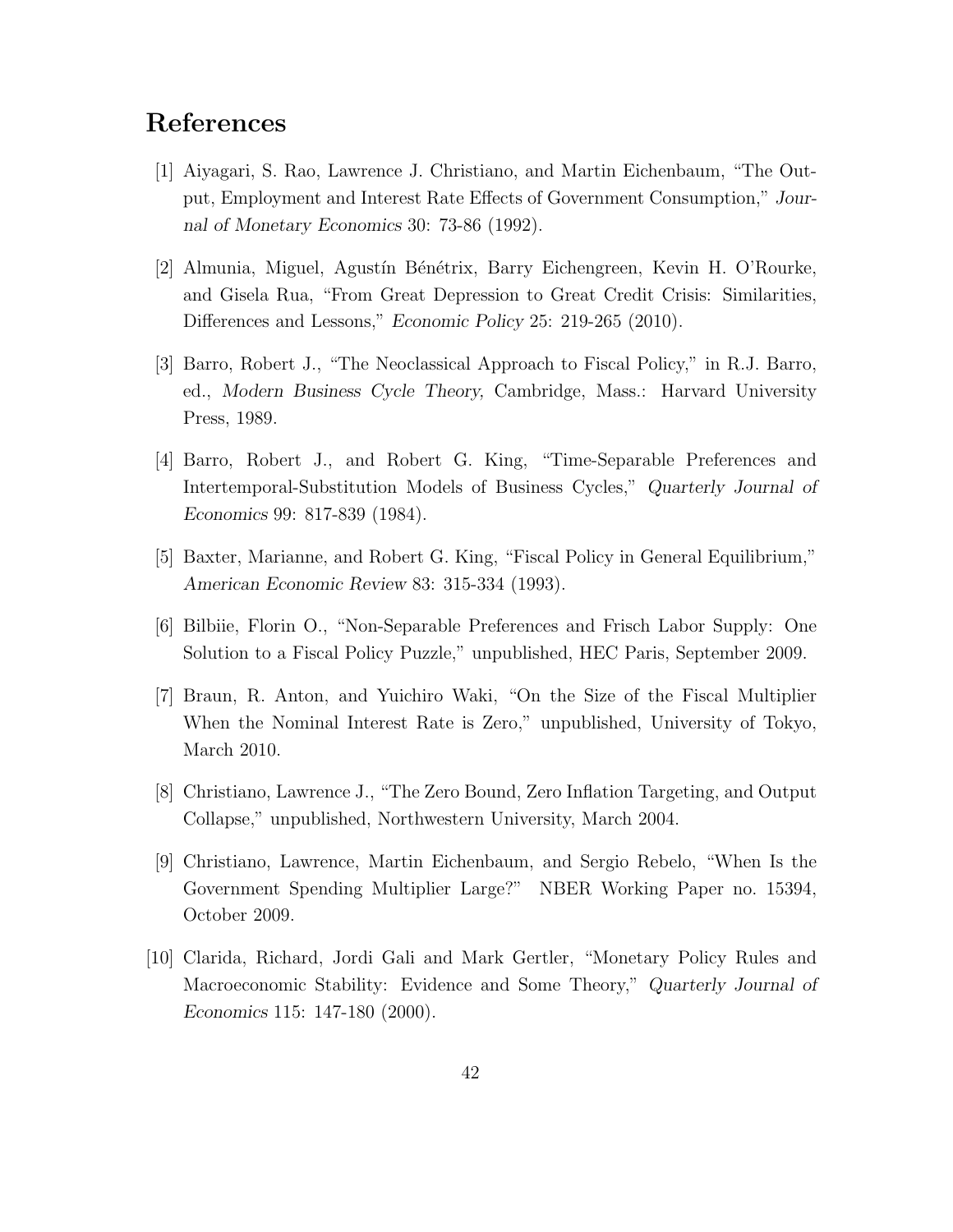## References

[1] Aiyagari, S. Rao, Lawrence J. Christiano, and Martin Eichenbaum, "The Output, Employment and Interest Rate Effects of Government Consumption," *Journal of Monetary Economics* 30: 73-86 (1992).

[2] Almunia, Miguel, Agustín Bénétrix, Barry Eichengreen, Kevin H. O'Rourke, and Gisela Rua, "From Great Depression to Great Credit Crisis: Similarities, Differences and Lessons," *Economic Policy* 25: 219-265 (2010).

[3] Barro, Robert J., "The Neoclassical Approach to Fiscal Policy," in R.J. Barro, ed., *Modern Business Cycle Theory,* Cambridge, Mass.: Harvard University Press, 1989.

[4] Barro, Robert J., and Robert G. King, "Time-Separable Preferences and Intertemporal-Substitution Models of Business Cycles," *Quarterly Journal of Economics* 99: 817-839 (1984).

[5] Baxter, Marianne, and Robert G. King, "Fiscal Policy in General Equilibrium," *American Economic Review* 83: 315-334 (1993).

[6] Bilbiie, Florin O., "Non-Separable Preferences and Frisch Labor Supply: One Solution to a Fiscal Policy Puzzle," unpublished, HEC Paris, September 2009.

[7] Braun, R. Anton, and Yuichiro Waki, "On the Size of the Fiscal Multiplier When the Nominal Interest Rate is Zero," unpublished, University of Tokyo, March 2010.

[8] Christiano, Lawrence J., "The Zero Bound, Zero Inflation Targeting, and Output Collapse," unpublished, Northwestern University, March 2004.

[9] Christiano, Lawrence, Martin Eichenbaum, and Sergio Rebelo, "When Is the Government Spending Multiplier Large?" NBER Working Paper no. 15394, October 2009.

[10] Clarida, Richard, Jordi Gali and Mark Gertler, "Monetary Policy Rules and Macroeconomic Stability: Evidence and Some Theory," *Quarterly Journal of Economics* 115: 147-180 (2000).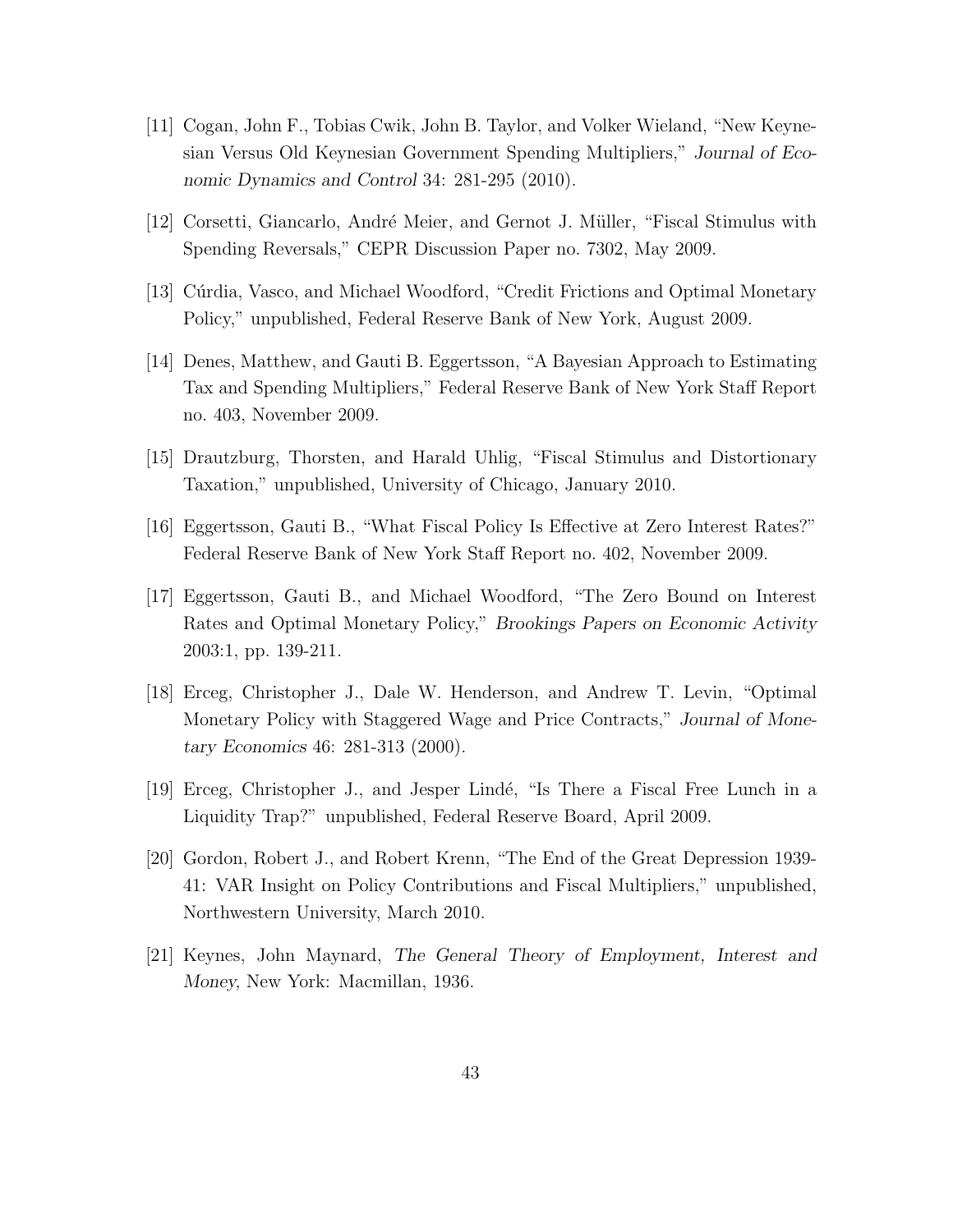[11] Cogan, John F., Tobias Cwik, John B. Taylor, and Volker Wieland, "New Keynesian Versus Old Keynesian Government Spending Multipliers," *Journal of Economic Dynamics and Control* 34: 281-295 (2010).

[12] Corsetti, Giancarlo, André Meier, and Gernot J. Müller, "Fiscal Stimulus with Spending Reversals," CEPR Discussion Paper no. 7302, May 2009.

[13] Cúrdia, Vasco, and Michael Woodford, "Credit Frictions and Optimal Monetary Policy," unpublished, Federal Reserve Bank of New York, August 2009.

[14] Denes, Matthew, and Gauti B. Eggertsson, "A Bayesian Approach to Estimating Tax and Spending Multipliers," Federal Reserve Bank of New York Staff Report no. 403, November 2009.

[15] Drautzburg, Thorsten, and Harald Uhlig, "Fiscal Stimulus and Distortionary Taxation," unpublished, University of Chicago, January 2010.

[16] Eggertsson, Gauti B., "What Fiscal Policy Is Effective at Zero Interest Rates?" Federal Reserve Bank of New York Staff Report no. 402, November 2009.

[17] Eggertsson, Gauti B., and Michael Woodford, "The Zero Bound on Interest Rates and Optimal Monetary Policy," *Brookings Papers on Economic Activity* 2003:1, pp. 139-211.

[18] Erceg, Christopher J., Dale W. Henderson, and Andrew T. Levin, "Optimal Monetary Policy with Staggered Wage and Price Contracts," *Journal of Monetary Economics* 46: 281-313 (2000).

[19] Erceg, Christopher J., and Jesper Lindé, "Is There a Fiscal Free Lunch in a Liquidity Trap?" unpublished, Federal Reserve Board, April 2009.

[20] Gordon, Robert J., and Robert Krenn, "The End of the Great Depression 1939-41: VAR Insight on Policy Contributions and Fiscal Multipliers," unpublished, Northwestern University, March 2010.

[21] Keynes, John Maynard, *The General Theory of Employment, Interest and Money*, New York: Macmillan, 1936.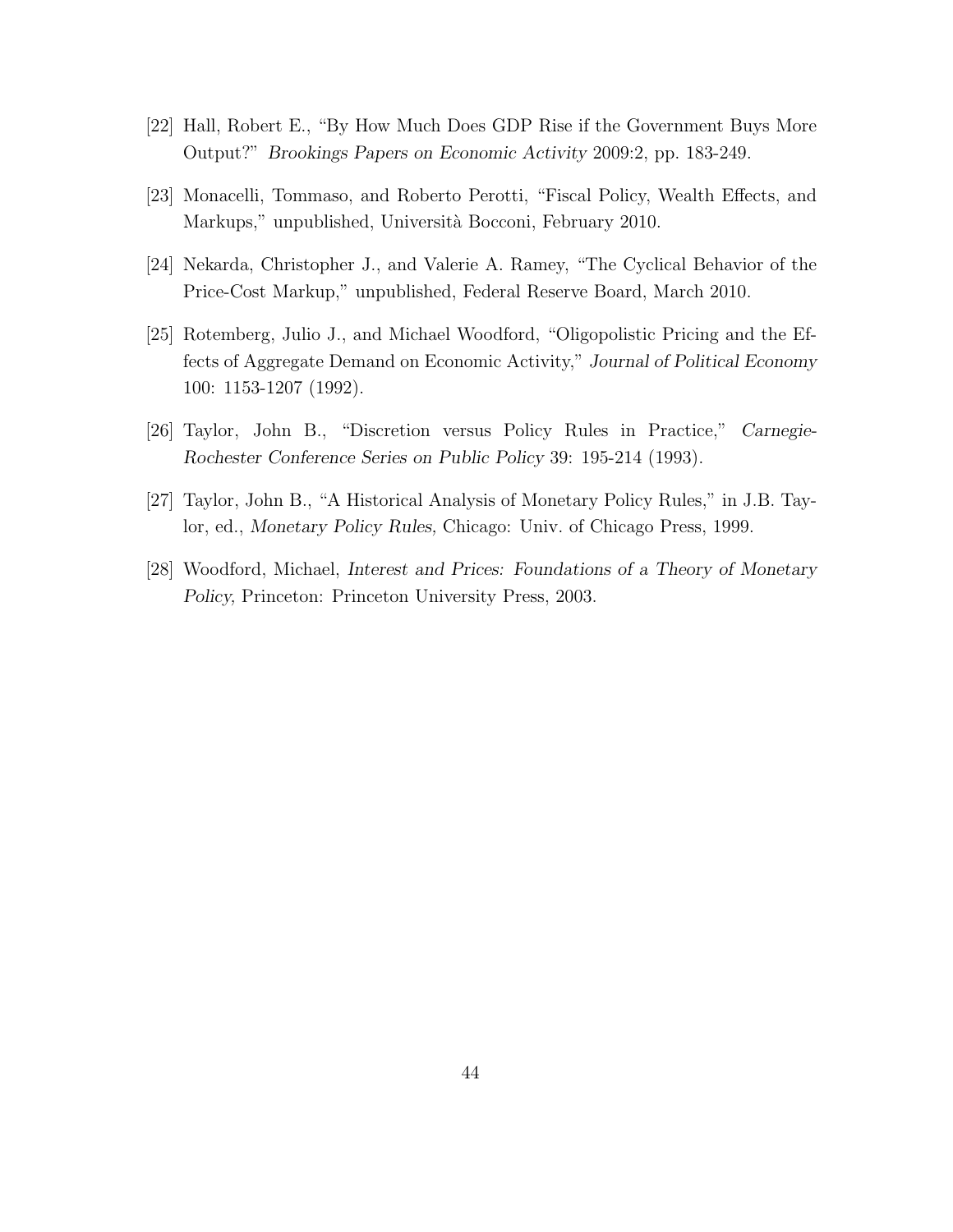[22] Hall, Robert E., "By How Much Does GDP Rise if the Government Buys More Output?" *Brookings Papers on Economic Activity* 2009:2, pp. 183-249.

[23] Monacelli, Tommaso, and Roberto Perotti, "Fiscal Policy, Wealth Effects, and Markups," unpublished, Università Bocconi, February 2010.

[24] Nekarda, Christopher J., and Valerie A. Ramey, "The Cyclical Behavior of the Price-Cost Markup," unpublished, Federal Reserve Board, March 2010.

[25] Rotemberg, Julio J., and Michael Woodford, "Oligopolistic Pricing and the Effects of Aggregate Demand on Economic Activity," *Journal of Political Economy* 100: 1153-1207 (1992).

[26] Taylor, John B., "Discretion versus Policy Rules in Practice," *Carnegie-Rochester Conference Series on Public Policy* 39: 195-214 (1993).

[27] Taylor, John B., "A Historical Analysis of Monetary Policy Rules," in J.B. Taylor, ed., *Monetary Policy Rules,* Chicago: Univ. of Chicago Press, 1999.

[28] Woodford, Michael, *Interest and Prices: Foundations of a Theory of Monetary Policy,* Princeton: Princeton University Press, 2003.